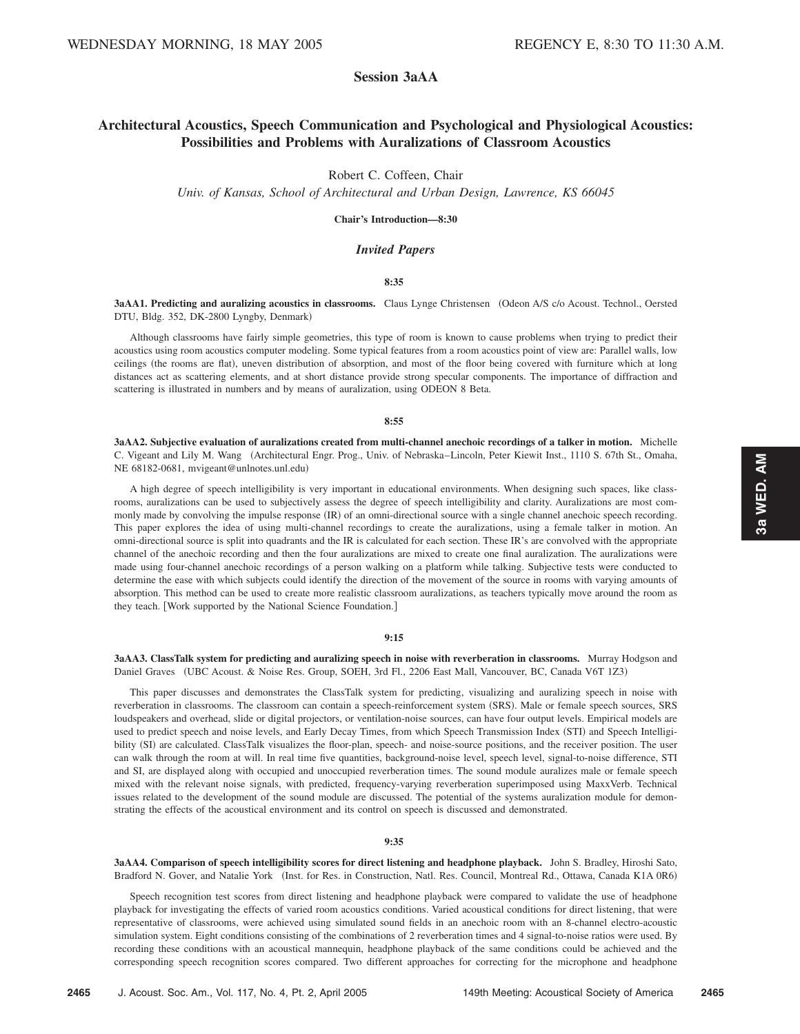## Session 3aAA

# Architectural Acoustics, Speech Communication and Psychological and Physiological Acoustics: Possibilities and Problems with Auralizations of Classroom Acoustics

Robert C. Coffeen, Chair

*Univ. of Kansas, School of Architectural and Urban Design, Lawrence, KS 66045*

**Chair's Introduction—8:30**

### *Invited Papers*

**8:35**

**3aAA1. Predicting and auralizing acoustics in classrooms.** Claus Lynge Christensen (Odeon A/S c/o Acoust. Technol., Oersted DTU, Bldg. 352, DK-2800 Lyngby, Denmark)

Although classrooms have fairly simple geometries, this type of room is known to cause problems when trying to predict their acoustics using room acoustics computer modeling. Some typical features from a room acoustics point of view are: Parallel walls, low ceilings (the rooms are flat), uneven distribution of absorption, and most of the floor being covered with furniture which at long distances act as scattering elements, and at short distance provide strong specular components. The importance of diffraction and scattering is illustrated in numbers and by means of auralization, using ODEON 8 Beta.

**8:55**

**3aAA2. Subjective evaluation of auralizations created from multi-channel anechoic recordings of a talker in motion.** Michelle C. Vigeant and Lily M. Wang (Architectural Engr. Prog., Univ. of Nebraska–Lincoln, Peter Kiewit Inst., 1110 S. 67th St., Omaha, NE 68182-0681, mvigeant@unlnotes.unl.edu)

A high degree of speech intelligibility is very important in educational environments. When designing such spaces, like classrooms, auralizations can be used to subjectively assess the degree of speech intelligibility and clarity. Auralizations are most commonly made by convolving the impulse response (IR) of an omni-directional source with a single channel anechoic speech recording. This paper explores the idea of using multi-channel recordings to create the auralizations, using a female talker in motion. An omni-directional source is split into quadrants and the IR is calculated for each section. These IR's are convolved with the appropriate channel of the anechoic recording and then the four auralizations are mixed to create one final auralization. The auralizations were made using four-channel anechoic recordings of a person walking on a platform while talking. Subjective tests were conducted to determine the ease with which subjects could identify the direction of the movement of the source in rooms with varying amounts of absorption. This method can be used to create more realistic classroom auralizations, as teachers typically move around the room as they teach. [Work supported by the National Science Foundation.]

**9:15**

**3aAA3. ClassTalk system for predicting and auralizing speech in noise with reverberation in classrooms.** Murray Hodgson and Daniel Graves (UBC Acoust. & Noise Res. Group, SOEH, 3rd Fl., 2206 East Mall, Vancouver, BC, Canada V6T 1Z3)

This paper discusses and demonstrates the ClassTalk system for predicting, visualizing and auralizing speech in noise with reverberation in classrooms. The classroom can contain a speech-reinforcement system (SRS). Male or female speech sources, SRS loudspeakers and overhead, slide or digital projectors, or ventilation-noise sources, can have four output levels. Empirical models are used to predict speech and noise levels, and Early Decay Times, from which Speech Transmission Index (STI) and Speech Intelligibility (SI) are calculated. ClassTalk visualizes the floor-plan, speech- and noise-source positions, and the receiver position. The user can walk through the room at will. In real time five quantities, background-noise level, speech level, signal-to-noise difference, STI and SI, are displayed along with occupied and unoccupied reverberation times. The sound module auralizes male or female speech mixed with the relevant noise signals, with predicted, frequency-varying reverberation superimposed using MaxxVerb. Technical issues related to the development of the sound module are discussed. The potential of the systems auralization module for demonstrating the effects of the acoustical environment and its control on speech is discussed and demonstrated.

**9:35**

**3aAA4. Comparison of speech intelligibility scores for direct listening and headphone playback.** John S. Bradley, Hiroshi Sato, Bradford N. Gover, and Natalie York (Inst. for Res. in Construction, Natl. Res. Council, Montreal Rd., Ottawa, Canada K1A 0R6)

Speech recognition test scores from direct listening and headphone playback were compared to validate the use of headphone playback for investigating the effects of varied room acoustics conditions. Varied acoustical conditions for direct listening, that were representative of classrooms, were achieved using simulated sound fields in an anechoic room with an 8-channel electro-acoustic simulation system. Eight conditions consisting of the combinations of 2 reverberation times and 4 signal-to-noise ratios were used. By recording these conditions with an acoustical mannequin, headphone playback of the same conditions could be achieved and the corresponding speech recognition scores compared. Two different approaches for correcting for the microphone and headphone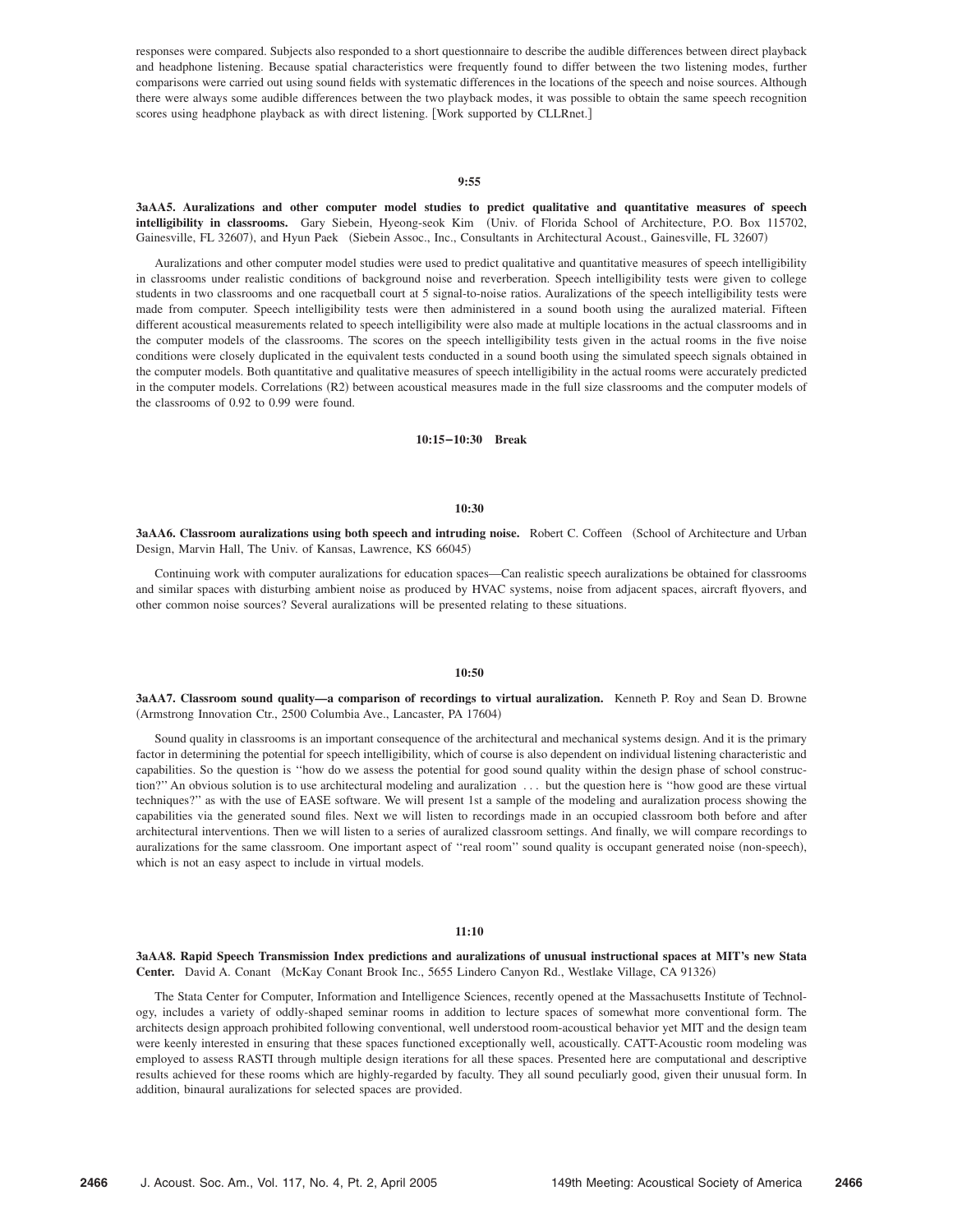responses were compared. Subjects also responded to a short questionnaire to describe the audible differences between direct playback and headphone listening. Because spatial characteristics were frequently found to differ between the two listening modes, further comparisons were carried out using sound fields with systematic differences in the locations of the speech and noise sources. Although there were always some audible differences between the two playback modes, it was possible to obtain the same speech recognition scores using headphone playback as with direct listening. [Work supported by CLLRnet.]

**9:55**

**3aAA5. Auralizations and other computer model studies to predict qualitative and quantitative measures of speech intelligibility in classrooms.** Gary Siebein, Hyeong-seok Kim (Univ. of Florida School of Architecture, P.O. Box 115702, Gainesville, FL 32607), and Hyun Paek (Siebein Assoc., Inc., Consultants in Architectural Acoust., Gainesville, FL 32607)

Auralizations and other computer model studies were used to predict qualitative and quantitative measures of speech intelligibility in classrooms under realistic conditions of background noise and reverberation. Speech intelligibility tests were given to college students in two classrooms and one racquetball court at 5 signal-to-noise ratios. Auralizations of the speech intelligibility tests were made from computer. Speech intelligibility tests were then administered in a sound booth using the auralized material. Fifteen different acoustical measurements related to speech intelligibility were also made at multiple locations in the actual classrooms and in the computer models of the classrooms. The scores on the speech intelligibility tests given in the actual rooms in the five noise conditions were closely duplicated in the equivalent tests conducted in a sound booth using the simulated speech signals obtained in the computer models. Both quantitative and qualitative measures of speech intelligibility in the actual rooms were accurately predicted in the computer models. Correlations (R2) between acoustical measures made in the full size classrooms and the computer models of the classrooms of 0.92 to 0.99 were found.

**10:15–10:30 Break**

**10:30**

**3aAA6. Classroom auralizations using both speech and intruding noise.** Robert C. Coffeen (School of Architecture and Urban Design, Marvin Hall, The Univ. of Kansas, Lawrence, KS 66045)

Continuing work with computer auralizations for education spaces—Can realistic speech auralizations be obtained for classrooms and similar spaces with disturbing ambient noise as produced by HVAC systems, noise from adjacent spaces, aircraft flyovers, and other common noise sources? Several auralizations will be presented relating to these situations.

**10:50**

**3aAA7. Classroom sound quality—a comparison of recordings to virtual auralization.** Kenneth P. Roy and Sean D. Browne (Armstrong Innovation Ctr., 2500 Columbia Ave., Lancaster, PA 17604)

Sound quality in classrooms is an important consequence of the architectural and mechanical systems design. And it is the primary factor in determining the potential for speech intelligibility, which of course is also dependent on individual listening characteristic and capabilities. So the question is ''how do we assess the potential for good sound quality within the design phase of school construction?'' An obvious solution is to use architectural modeling and auralization ... but the question here is ''how good are these virtual techniques?'' as with the use of EASE software. We will present 1st a sample of the modeling and auralization process showing the capabilities via the generated sound files. Next we will listen to recordings made in an occupied classroom both before and after architectural interventions. Then we will listen to a series of auralized classroom settings. And finally, we will compare recordings to auralizations for the same classroom. One important aspect of ''real room'' sound quality is occupant generated noise (non-speech), which is not an easy aspect to include in virtual models.

**11:10**

**3aAA8. Rapid Speech Transmission Index predictions and auralizations of unusual instructional spaces at MIT's new Stata Center.** David A. Conant (McKay Conant Brook Inc., 5655 Lindero Canyon Rd., Westlake Village, CA 91326)

The Stata Center for Computer, Information and Intelligence Sciences, recently opened at the Massachusetts Institute of Technology, includes a variety of oddly-shaped seminar rooms in addition to lecture spaces of somewhat more conventional form. The architects design approach prohibited following conventional, well understood room-acoustical behavior yet MIT and the design team were keenly interested in ensuring that these spaces functioned exceptionally well, acoustically. CATT-Acoustic room modeling was employed to assess RASTI through multiple design iterations for all these spaces. Presented here are computational and descriptive results achieved for these rooms which are highly-regarded by faculty. They all sound peculiarly good, given their unusual form. In addition, binaural auralizations for selected spaces are provided.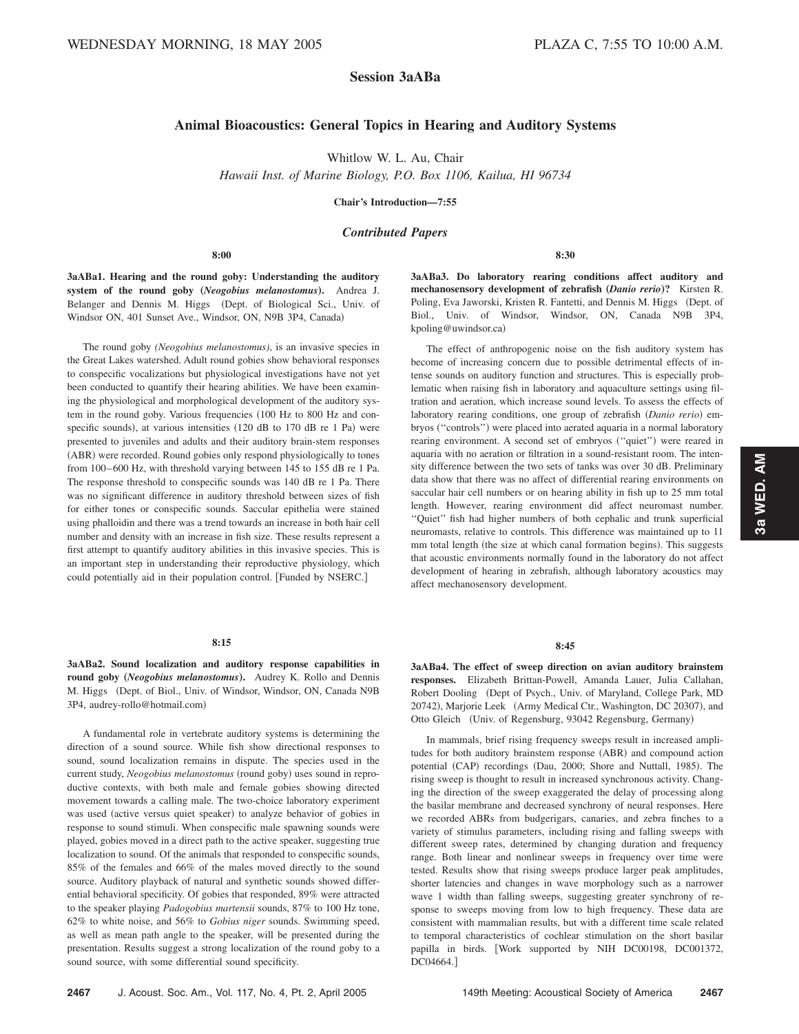## Session 3aABa

### Animal Bioacoustics: General Topics in Hearing and Auditory Systems

Whitlow W. L. Au, Chair
*Hawaii Inst. of Marine Biology, P.O. Box 1106, Kailua, HI 96734*

**Chair's Introduction—7:55**

### *Contributed Papers*

**8:00**

**3aABa1. Hearing and the round goby: Understanding the auditory system of the round goby (*Neogobius melanostomus*).** Andrea J. Belanger and Dennis M. Higgs (Dept. of Biological Sci., Univ. of Windsor ON, 401 Sunset Ave., Windsor, ON, N9B 3P4, Canada)

The round goby *(Neogobius melanostomus)*, is an invasive species in the Great Lakes watershed. Adult round gobies show behavioral responses to conspecific vocalizations but physiological investigations have not yet been conducted to quantify their hearing abilities. We have been examining the physiological and morphological development of the auditory system in the round goby. Various frequencies (100 Hz to 800 Hz and conspecific sounds), at various intensities (120 dB to 170 dB re 1 Pa) were presented to juveniles and adults and their auditory brain-stem responses (ABR) were recorded. Round gobies only respond physiologically to tones from 100–600 Hz, with threshold varying between 145 to 155 dB re 1 Pa. The response threshold to conspecific sounds was 140 dB re 1 Pa. There was no significant difference in auditory threshold between sizes of fish for either tones or conspecific sounds. Saccular epithelia were stained using phalloidin and there was a trend towards an increase in both hair cell number and density with an increase in fish size. These results represent a first attempt to quantify auditory abilities in this invasive species. This is an important step in understanding their reproductive physiology, which could potentially aid in their population control. [Funded by NSERC.]

**8:15**

**3aABa2. Sound localization and auditory response capabilities in round goby (*Neogobius melanostomus*).** Audrey K. Rollo and Dennis M. Higgs (Dept. of Biol., Univ. of Windsor, Windsor, ON, Canada N9B 3P4, audrey-rollo@hotmail.com)

A fundamental role in vertebrate auditory systems is determining the direction of a sound source. While fish show directional responses to sound, sound localization remains in dispute. The species used in the current study, *Neogobius melanostomus* (round goby) uses sound in reproductive contexts, with both male and female gobies showing directed movement towards a calling male. The two-choice laboratory experiment was used (active versus quiet speaker) to analyze behavior of gobies in response to sound stimuli. When conspecific male spawning sounds were played, gobies moved in a direct path to the active speaker, suggesting true localization to sound. Of the animals that responded to conspecific sounds, 85% of the females and 66% of the males moved directly to the sound source. Auditory playback of natural and synthetic sounds showed differential behavioral specificity. Of gobies that responded, 89% were attracted to the speaker playing *Padogobius martensii* sounds, 87% to 100 Hz tone, 62% to white noise, and 56% to *Gobius niger* sounds. Swimming speed, as well as mean path angle to the speaker, will be presented during the presentation. Results suggest a strong localization of the round goby to a sound source, with some differential sound specificity.

**8:30**

**3aABa3. Do laboratory rearing conditions affect auditory and mechanosensory development of zebrafish (*Danio rerio*)?** Kirsten R. Poling, Eva Jaworski, Kristen R. Fantetti, and Dennis M. Higgs (Dept. of Biol., Univ. of Windsor, Windsor, ON, Canada N9B 3P4, kpoling@uwindsor.ca)

The effect of anthropogenic noise on the fish auditory system has become of increasing concern due to possible detrimental effects of intense sounds on auditory function and structures. This is especially problematic when raising fish in laboratory and aquaculture settings using filtration and aeration, which increase sound levels. To assess the effects of laboratory rearing conditions, one group of zebrafish (*Danio rerio*) embryos ("controls") were placed into aerated aquaria in a normal laboratory rearing environment. A second set of embryos ("quiet") were reared in aquaria with no aeration or filtration in a sound-resistant room. The intensity difference between the two sets of tanks was over 30 dB. Preliminary data show that there was no affect of differential rearing environments on saccular hair cell numbers or on hearing ability in fish up to 25 mm total length. However, rearing environment did affect neuromast number. "Quiet" fish had higher numbers of both cephalic and trunk superficial neuromasts, relative to controls. This difference was maintained up to 11 mm total length (the size at which canal formation begins). This suggests that acoustic environments normally found in the laboratory do not affect development of hearing in zebrafish, although laboratory acoustics may affect mechanosensory development.

**8:45**

**3aABa4. The effect of sweep direction on avian auditory brainstem responses.** Elizabeth Brittan-Powell, Amanda Lauer, Julia Callahan, Robert Dooling (Dept of Psych., Univ. of Maryland, College Park, MD 20742), Marjorie Leek (Army Medical Ctr., Washington, DC 20307), and Otto Gleich (Univ. of Regensburg, 93042 Regensburg, Germany)

In mammals, brief rising frequency sweeps result in increased amplitudes for both auditory brainstem response (ABR) and compound action potential (CAP) recordings (Dau, 2000; Shore and Nuttall, 1985). The rising sweep is thought to result in increased synchronous activity. Changing the direction of the sweep exaggerated the delay of processing along the basilar membrane and decreased synchrony of neural responses. Here we recorded ABRs from budgerigars, canaries, and zebra finches to a variety of stimulus parameters, including rising and falling sweeps with different sweep rates, determined by changing duration and frequency range. Both linear and nonlinear sweeps in frequency over time were tested. Results show that rising sweeps produce larger peak amplitudes, shorter latencies and changes in wave morphology such as a narrower wave 1 width than falling sweeps, suggesting greater synchrony of response to sweeps moving from low to high frequency. These data are consistent with mammalian results, but with a different time scale related to temporal characteristics of cochlear stimulation on the short basilar papilla in birds. [Work supported by NIH DC00198, DC001372, DC04664.]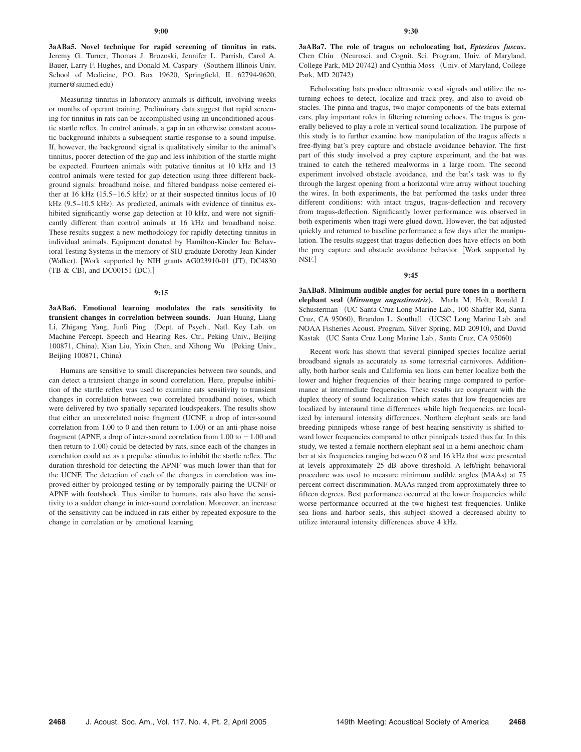**9:00**

**3aABa5. Novel technique for rapid screening of tinnitus in rats.** Jeremy G. Turner, Thomas J. Brozoski, Jennifer L. Parrish, Carol A. Bauer, Larry F. Hughes, and Donald M. Caspary (Southern Illinois Univ. School of Medicine, P.O. Box 19620, Springfield, IL 62794-9620, jturner@siumed.edu)

Measuring tinnitus in laboratory animals is difficult, involving weeks or months of operant training. Preliminary data suggest that rapid screening for tinnitus in rats can be accomplished using an unconditioned acoustic startle reflex. In control animals, a gap in an otherwise constant acoustic background inhibits a subsequent startle response to a sound impulse. If, however, the background signal is qualitatively similar to the animal's tinnitus, poorer detection of the gap and less inhibition of the startle might be expected. Fourteen animals with putative tinnitus at 10 kHz and 13 control animals were tested for gap detection using three different background signals: broadband noise, and filtered bandpass noise centered either at 16 kHz (15.5–16.5 kHz) or at their suspected tinnitus locus of 10 kHz (9.5–10.5 kHz). As predicted, animals with evidence of tinnitus exhibited significantly worse gap detection at 10 kHz, and were not significantly different than control animals at 16 kHz and broadband noise. These results suggest a new methodology for rapidly detecting tinnitus in individual animals. Equipment donated by Hamilton-Kinder Inc Behavioral Testing Systems in the memory of SIU graduate Dorothy Jean Kinder (Walker). [Work supported by NIH grants AG023910-01 (JT), DC4830 (TB & CB), and DC00151 (DC).]

**9:15**

**3aABa6. Emotional learning modulates the rats sensitivity to transient changes in correlation between sounds.** Juan Huang, Liang Li, Zhigang Yang, Junli Ping (Dept. of Psych., Natl. Key Lab. on Machine Percept. Speech and Hearing Res. Ctr., Peking Univ., Beijing 100871, China), Xian Liu, Yixin Chen, and Xihong Wu (Peking Univ., Beijing 100871, China)

Humans are sensitive to small discrepancies between two sounds, and can detect a transient change in sound correlation. Here, prepulse inhibition of the startle reflex was used to examine rats sensitivity to transient changes in correlation between two correlated broadband noises, which were delivered by two spatially separated loudspeakers. The results show that either an uncorrelated noise fragment (UCNF, a drop of inter-sound correlation from 1.00 to 0 and then return to 1.00) or an anti-phase noise fragment (APNF, a drop of inter-sound correlation from 1.00 to $-1.00$ and then return to 1.00) could be detected by rats, since each of the changes in correlation could act as a prepulse stimulus to inhibit the startle reflex. The duration threshold for detecting the APNF was much lower than that for the UCNF. The detection of each of the changes in correlation was improved either by prolonged testing or by temporally pairing the UCNF or APNF with footshock. Thus similar to humans, rats also have the sensitivity to a sudden change in inter-sound correlation. Moreover, an increase of the sensitivity can be induced in rats either by repeated exposure to the change in correlation or by emotional learning.

**9:30**

**3aABa7. The role of tragus on echolocating bat, *Eptesicus fuscus*.** Chen Chiu (Neurosci. and Cognit. Sci. Program, Univ. of Maryland, College Park, MD 20742) and Cynthia Moss (Univ. of Maryland, College Park, MD 20742)

Echolocating bats produce ultrasonic vocal signals and utilize the returning echoes to detect, localize and track prey, and also to avoid obstacles. The pinna and tragus, two major components of the bats external ears, play important roles in filtering returning echoes. The tragus is generally believed to play a role in vertical sound localization. The purpose of this study is to further examine how manipulation of the tragus affects a free-flying bat's prey capture and obstacle avoidance behavior. The first part of this study involved a prey capture experiment, and the bat was trained to catch the tethered mealworms in a large room. The second experiment involved obstacle avoidance, and the bat's task was to fly through the largest opening from a horizontal wire array without touching the wires. In both experiments, the bat performed the tasks under three different conditions: with intact tragus, tragus-deflection and recovery from tragus-deflection. Significantly lower performance was observed in both experiments when tragi were glued down. However, the bat adjusted quickly and returned to baseline performance a few days after the manipulation. The results suggest that tragus-deflection does have effects on both the prey capture and obstacle avoidance behavior. [Work supported by NSF.]

**9:45**

**3aABa8. Minimum audible angles for aerial pure tones in a northern elephant seal (*Mirounga angustirostris*).** Marla M. Holt, Ronald J. Schusterman (UC Santa Cruz Long Marine Lab., 100 Shaffer Rd, Santa Cruz, CA 95060), Brandon L. Southall (UCSC Long Marine Lab. and NOAA Fisheries Acoust. Program, Silver Spring, MD 20910), and David Kastak (UC Santa Cruz Long Marine Lab., Santa Cruz, CA 95060)

Recent work has shown that several pinniped species localize aerial broadband signals as accurately as some terrestrial carnivores. Additionally, both harbor seals and California sea lions can better localize both the lower and higher frequencies of their hearing range compared to performance at intermediate frequencies. These results are congruent with the duplex theory of sound localization which states that low frequencies are localized by interaural time differences while high frequencies are localized by interaural intensity differences. Northern elephant seals are land breeding pinnipeds whose range of best hearing sensitivity is shifted toward lower frequencies compared to other pinnipeds tested thus far. In this study, we tested a female northern elephant seal in a hemi-anechoic chamber at six frequencies ranging between 0.8 and 16 kHz that were presented at levels approximately 25 dB above threshold. A left/right behavioral procedure was used to measure minimum audible angles (MAAs) at 75 percent correct discrimination. MAAs ranged from approximately three to fifteen degrees. Best performance occurred at the lower frequencies while worse performance occurred at the two highest test frequencies. Unlike sea lions and harbor seals, this subject showed a decreased ability to utilize interaural intensity differences above 4 kHz.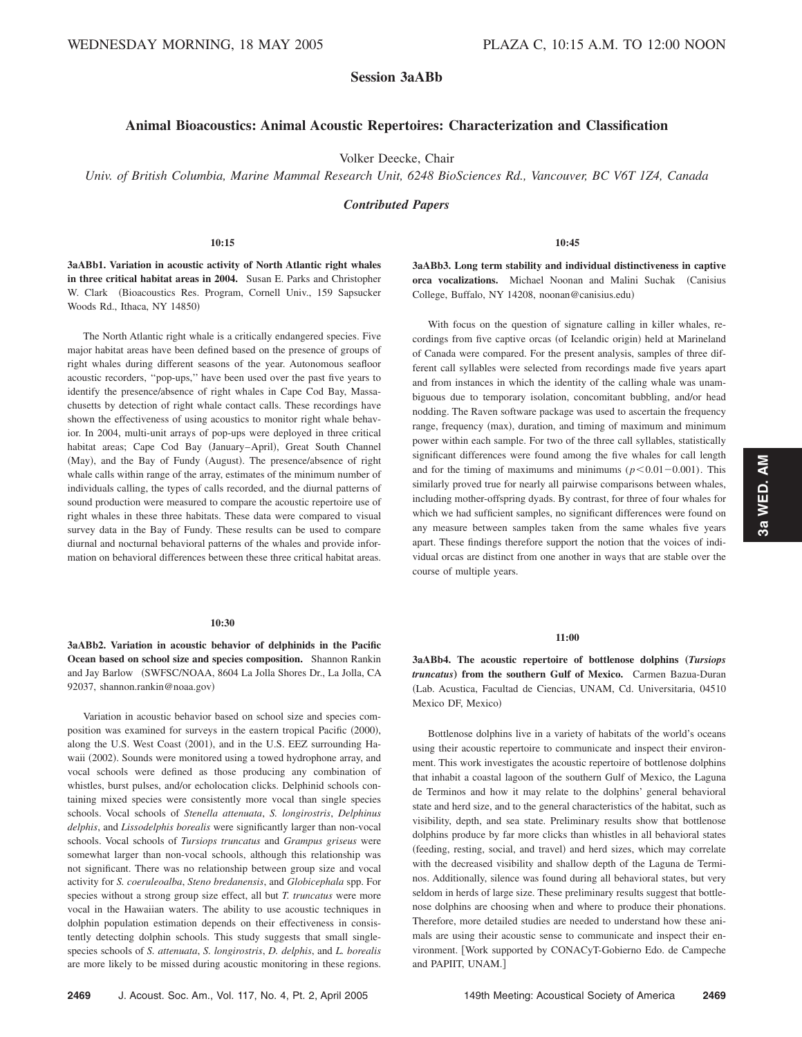WEDNESDAY MORNING, 18 MAY 2005 PLAZA C, 10:15 A.M. TO 12:00 NOON

## Session 3aABb

### Animal Bioacoustics: Animal Acoustic Repertoires: Characterization and Classification

Volker Deecke, Chair

*Univ. of British Columbia, Marine Mammal Research Unit, 6248 BioSciences Rd., Vancouver, BC V6T 1Z4, Canada*

#### *Contributed Papers*

**10:15**

**3aABb1. Variation in acoustic activity of North Atlantic right whales in three critical habitat areas in 2004.** Susan E. Parks and Christopher W. Clark (Bioacoustics Res. Program, Cornell Univ., 159 Sapsucker Woods Rd., Ithaca, NY 14850)

The North Atlantic right whale is a critically endangered species. Five major habitat areas have been defined based on the presence of groups of right whales during different seasons of the year. Autonomous seafloor acoustic recorders, "pop-ups," have been used over the past five years to identify the presence/absence of right whales in Cape Cod Bay, Massachusetts by detection of right whale contact calls. These recordings have shown the effectiveness of using acoustics to monitor right whale behavior. In 2004, multi-unit arrays of pop-ups were deployed in three critical habitat areas; Cape Cod Bay (January–April), Great South Channel (May), and the Bay of Fundy (August). The presence/absence of right whale calls within range of the array, estimates of the minimum number of individuals calling, the types of calls recorded, and the diurnal patterns of sound production were measured to compare the acoustic repertoire use of right whales in these three habitats. These data were compared to visual survey data in the Bay of Fundy. These results can be used to compare diurnal and nocturnal behavioral patterns of the whales and provide information on behavioral differences between these three critical habitat areas.

**10:30**

**3aABb2. Variation in acoustic behavior of delphinids in the Pacific Ocean based on school size and species composition.** Shannon Rankin and Jay Barlow (SWFSC/NOAA, 8604 La Jolla Shores Dr., La Jolla, CA 92037, shannon.rankin@noaa.gov)

Variation in acoustic behavior based on school size and species composition was examined for surveys in the eastern tropical Pacific (2000), along the U.S. West Coast (2001), and in the U.S. EEZ surrounding Hawaii (2002). Sounds were monitored using a towed hydrophone array, and vocal schools were defined as those producing any combination of whistles, burst pulses, and/or echolocation clicks. Delphinid schools containing mixed species were consistently more vocal than single species schools. Vocal schools of *Stenella attenuata*, *S. longirostris*, *Delphinus delphis*, and *Lissodelphis borealis* were significantly larger than non-vocal schools. Vocal schools of *Tursiops truncatus* and *Grampus griseus* were somewhat larger than non-vocal schools, although this relationship was not significant. There was no relationship between group size and vocal activity for *S. coeruleoalba*, *Steno bredanensis*, and *Globicephala* spp. For species without a strong group size effect, all but *T. truncatus* were more vocal in the Hawaiian waters. The ability to use acoustic techniques in dolphin population estimation depends on their effectiveness in consistently detecting dolphin schools. This study suggests that small single-species schools of *S. attenuata*, *S. longirostris*, *D. delphis*, and *L. borealis* are more likely to be missed during acoustic monitoring in these regions.

**10:45**

**3aABb3. Long term stability and individual distinctiveness in captive orca vocalizations.** Michael Noonan and Malini Suchak (Canisius College, Buffalo, NY 14208, noonan@canisius.edu)

With focus on the question of signature calling in killer whales, recordings from five captive orcas (of Icelandic origin) held at Marineland of Canada were compared. For the present analysis, samples of three different call syllables were selected from recordings made five years apart and from instances in which the identity of the calling whale was unambiguous due to temporary isolation, concomitant bubbling, and/or head nodding. The Raven software package was used to ascertain the frequency range, frequency (max), duration, and timing of maximum and minimum power within each sample. For two of the three call syllables, statistically significant differences were found among the five whales for call length and for the timing of maximums and minimums ($p<0.01-0.001$). This similarly proved true for nearly all pairwise comparisons between whales, including mother-offspring dyads. By contrast, for three of four whales for which we had sufficient samples, no significant differences were found on any measure between samples taken from the same whales five years apart. These findings therefore support the notion that the voices of individual orcas are distinct from one another in ways that are stable over the course of multiple years.

**11:00**

**3aABb4. The acoustic repertoire of bottlenose dolphins (*Tursiops truncatus*) from the southern Gulf of Mexico.** Carmen Bazua-Duran (Lab. Acustica, Facultad de Ciencias, UNAM, Cd. Universitaria, 04510 Mexico DF, Mexico)

Bottlenose dolphins live in a variety of habitats of the world's oceans using their acoustic repertoire to communicate and inspect their environment. This work investigates the acoustic repertoire of bottlenose dolphins that inhabit a coastal lagoon of the southern Gulf of Mexico, the Laguna de Terminos and how it may relate to the dolphins' general behavioral state and herd size, and to the general characteristics of the habitat, such as visibility, depth, and sea state. Preliminary results show that bottlenose dolphins produce by far more clicks than whistles in all behavioral states (feeding, resting, social, and travel) and herd sizes, which may correlate with the decreased visibility and shallow depth of the Laguna de Terminos. Additionally, silence was found during all behavioral states, but very seldom in herds of large size. These preliminary results suggest that bottlenose dolphins are choosing when and where to produce their phonations. Therefore, more detailed studies are needed to understand how these animals are using their acoustic sense to communicate and inspect their environment. [Work supported by CONACyT-Gobierno Edo. de Campeche and PAPIIT, UNAM.]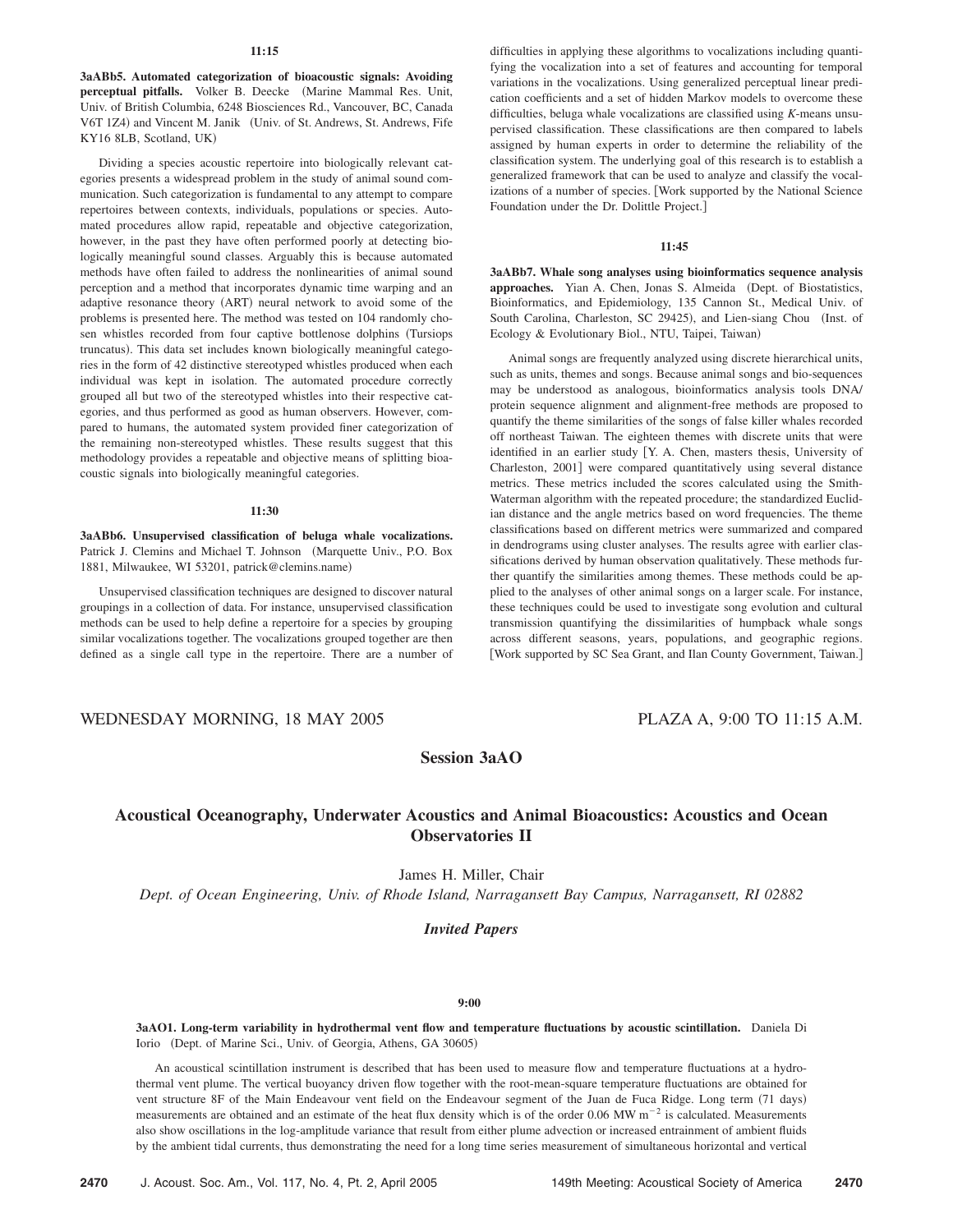**11:15**

**3aABb5. Automated categorization of bioacoustic signals: Avoiding perceptual pitfalls.** Volker B. Deecke (Marine Mammal Res. Unit, Univ. of British Columbia, 6248 Biosciences Rd., Vancouver, BC, Canada V6T 1Z4) and Vincent M. Janik (Univ. of St. Andrews, St. Andrews, Fife KY16 8LB, Scotland, UK)

Dividing a species acoustic repertoire into biologically relevant categories presents a widespread problem in the study of animal sound communication. Such categorization is fundamental to any attempt to compare repertoires between contexts, individuals, populations or species. Automated procedures allow rapid, repeatable and objective categorization, however, in the past they have often performed poorly at detecting biologically meaningful sound classes. Arguably this is because automated methods have often failed to address the nonlinearities of animal sound perception and a method that incorporates dynamic time warping and an adaptive resonance theory (ART) neural network to avoid some of the problems is presented here. The method was tested on 104 randomly chosen whistles recorded from four captive bottlenose dolphins (Tursiops truncatus). This data set includes known biologically meaningful categories in the form of 42 distinctive stereotyped whistles produced when each individual was kept in isolation. The automated procedure correctly grouped all but two of the stereotyped whistles into their respective categories, and thus performed as good as human observers. However, compared to humans, the automated system provided finer categorization of the remaining non-stereotyped whistles. These results suggest that this methodology provides a repeatable and objective means of splitting bioacoustic signals into biologically meaningful categories.

**11:30**

**3aABb6. Unsupervised classification of beluga whale vocalizations.** Patrick J. Clemins and Michael T. Johnson (Marquette Univ., P.O. Box 1881, Milwaukee, WI 53201, patrick@clemins.name)

Unsupervised classification techniques are designed to discover natural groupings in a collection of data. For instance, unsupervised classification methods can be used to help define a repertoire for a species by grouping similar vocalizations together. The vocalizations grouped together are then defined as a single call type in the repertoire. There are a number of difficulties in applying these algorithms to vocalizations including quantifying the vocalization into a set of features and accounting for temporal variations in the vocalizations. Using generalized perceptual linear prediction coefficients and a set of hidden Markov models to overcome these difficulties, beluga whale vocalizations are classified using *K*-means unsupervised classification. These classifications are then compared to labels assigned by human experts in order to determine the reliability of the classification system. The underlying goal of this research is to establish a generalized framework that can be used to analyze and classify the vocalizations of a number of species. [Work supported by the National Science Foundation under the Dr. Dolittle Project.]

**11:45**

**3aABb7. Whale song analyses using bioinformatics sequence analysis approaches.** Yian A. Chen, Jonas S. Almeida (Dept. of Biostatistics, Bioinformatics, and Epidemiology, 135 Cannon St., Medical Univ. of South Carolina, Charleston, SC 29425), and Lien-siang Chou (Inst. of Ecology & Evolutionary Biol., NTU, Taipei, Taiwan)

Animal songs are frequently analyzed using discrete hierarchical units, such as units, themes and songs. Because animal songs and bio-sequences may be understood as analogous, bioinformatics analysis tools DNA/protein sequence alignment and alignment-free methods are proposed to quantify the theme similarities of the songs of false killer whales recorded off northeast Taiwan. The eighteen themes with discrete units that were identified in an earlier study [Y. A. Chen, masters thesis, University of Charleston, 2001] were compared quantitatively using several distance metrics. These metrics included the scores calculated using the Smith-Waterman algorithm with the repeated procedure; the standardized Euclidian distance and the angle metrics based on word frequencies. The theme classifications based on different metrics were summarized and compared in dendrograms using cluster analyses. The results agree with earlier classifications derived by human observation qualitatively. These methods further quantify the similarities among themes. These methods could be applied to the analyses of other animal songs on a larger scale. For instance, these techniques could be used to investigate song evolution and cultural transmission quantifying the dissimilarities of humpback whale songs across different seasons, years, populations, and geographic regions. [Work supported by SC Sea Grant, and Ilan County Government, Taiwan.]

WEDNESDAY MORNING, 18 MAY 2005 — PLAZA A, 9:00 TO 11:15 A.M.

## Session 3aAO

## Acoustical Oceanography, Underwater Acoustics and Animal Bioacoustics: Acoustics and Ocean Observatories II

James H. Miller, Chair

*Dept. of Ocean Engineering, Univ. of Rhode Island, Narragansett Bay Campus, Narragansett, RI 02882*

### *Invited Papers*

**9:00**

**3aAO1. Long-term variability in hydrothermal vent flow and temperature fluctuations by acoustic scintillation.** Daniela Di Iorio (Dept. of Marine Sci., Univ. of Georgia, Athens, GA 30605)

An acoustical scintillation instrument is described that has been used to measure flow and temperature fluctuations at a hydrothermal vent plume. The vertical buoyancy driven flow together with the root-mean-square temperature fluctuations are obtained for vent structure 8F of the Main Endeavour vent field on the Endeavour segment of the Juan de Fuca Ridge. Long term (71 days) measurements are obtained and an estimate of the heat flux density which is of the order 0.06 MW $m^{-2}$ is calculated. Measurements also show oscillations in the log-amplitude variance that result from either plume advection or increased entrainment of ambient fluids by the ambient tidal currents, thus demonstrating the need for a long time series measurement of simultaneous horizontal and vertical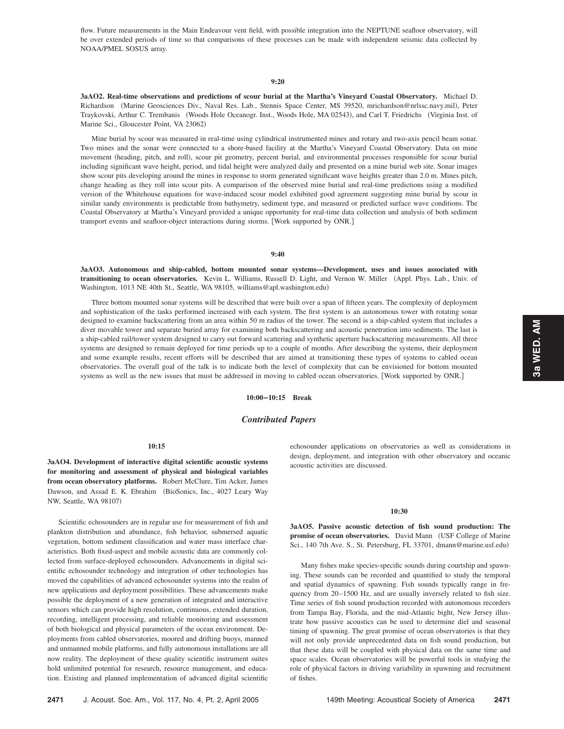flow. Future measurements in the Main Endeavour vent field, with possible integration into the NEPTUNE seafloor observatory, will be over extended periods of time so that comparisons of these processes can be made with independent seismic data collected by NOAA/PMEL SOSUS array.

**9:20**

**3aAO2. Real-time observations and predictions of scour burial at the Martha's Vineyard Coastal Observatory.** Michael D. Richardson (Marine Geosciences Div., Naval Res. Lab., Stennis Space Center, MS 39520, mrichardson@nrlssc.navy.mil), Peter Traykovski, Arthur C. Trembanis (Woods Hole Oceanogr. Inst., Woods Hole, MA 02543), and Carl T. Friedrichs (Virginia Inst. of Marine Sci., Gloucester Point, VA 23062)

Mine burial by scour was measured in real-time using cylindrical instrumented mines and rotary and two-axis pencil beam sonar. Two mines and the sonar were connected to a shore-based facility at the Martha's Vineyard Coastal Observatory. Data on mine movement (heading, pitch, and roll), scour pit geometry, percent burial, and environmental processes responsible for scour burial including significant wave height, period, and tidal height were analyzed daily and presented on a mine burial web site. Sonar images show scour pits developing around the mines in response to storm generated significant wave heights greater than 2.0 m. Mines pitch, change heading as they roll into scour pits. A comparison of the observed mine burial and real-time predictions using a modified version of the Whitehouse equations for wave-induced scour model exhibited good agreement suggesting mine burial by scour in similar sandy environments is predictable from bathymetry, sediment type, and measured or predicted surface wave conditions. The Coastal Observatory at Martha's Vineyard provided a unique opportunity for real-time data collection and analysis of both sediment transport events and seafloor-object interactions during storms. [Work supported by ONR.]

**9:40**

**3aAO3. Autonomous and ship-cabled, bottom mounted sonar systems—Development, uses and issues associated with transitioning to ocean observatories.** Kevin L. Williams, Russell D. Light, and Vernon W. Miller (Appl. Phys. Lab., Univ. of Washington, 1013 NE 40th St., Seattle, WA 98105, williams@apl.washington.edu)

Three bottom mounted sonar systems will be described that were built over a span of fifteen years. The complexity of deployment and sophistication of the tasks performed increased with each system. The first system is an autonomous tower with rotating sonar designed to examine backscattering from an area within 50 m radius of the tower. The second is a ship-cabled system that includes a diver movable tower and separate buried array for examining both backscattering and acoustic penetration into sediments. The last is a ship-cabled rail/tower system designed to carry out forward scattering and synthetic aperture backscattering measurements. All three systems are designed to remain deployed for time periods up to a couple of months. After describing the systems, their deployment and some example results, recent efforts will be described that are aimed at transitioning these types of systems to cabled ocean observatories. The overall goal of the talk is to indicate both the level of complexity that can be envisioned for bottom mounted systems as well as the new issues that must be addressed in moving to cabled ocean observatories. [Work supported by ONR.]

**10:00–10:15 Break**

## *Contributed Papers*

**10:15**

**3aAO4. Development of interactive digital scientific acoustic systems for monitoring and assessment of physical and biological variables from ocean observatory platforms.** Robert McClure, Tim Acker, James Dawson, and Assad E. K. Ebrahim (BioSonics, Inc., 4027 Leary Way NW, Seattle, WA 98107)

Scientific echosounders are in regular use for measurement of fish and plankton distribution and abundance, fish behavior, submersed aquatic vegetation, bottom sediment classification and water mass interface characteristics. Both fixed-aspect and mobile acoustic data are commonly collected from surface-deployed echosounders. Advancements in digital scientific echosounder technology and integration of other technologies has moved the capabilities of advanced echosounder systems into the realm of new applications and deployment possibilities. These advancements make possible the deployment of a new generation of integrated and interactive sensors which can provide high resolution, continuous, extended duration, recording, intelligent processing, and reliable monitoring and assessment of both biological and physical parameters of the ocean environment. Deployments from cabled observatories, moored and drifting buoys, manned and unmanned mobile platforms, and fully autonomous installations are all now reality. The deployment of these quality scientific instrument suites hold unlimited potential for research, resource management, and education. Existing and planned implementation of advanced digital scientific echosounder applications on observatories as well as considerations in design, deployment, and integration with other observatory and oceanic acoustic activities are discussed.

**10:30**

**3aAO5. Passive acoustic detection of fish sound production: The promise of ocean observatories.** David Mann (USF College of Marine Sci., 140 7th Ave. S., St. Petersburg, FL 33701, dmann@marine.usf.edu)

Many fishes make species-specific sounds during courtship and spawning. These sounds can be recorded and quantified to study the temporal and spatial dynamics of spawning. Fish sounds typically range in frequency from 20–1500 Hz, and are usually inversely related to fish size. Time series of fish sound production recorded with autonomous recorders from Tampa Bay, Florida, and the mid-Atlantic bight, New Jersey illustrate how passive acoustics can be used to determine diel and seasonal timing of spawning. The great promise of ocean observatories is that they will not only provide unprecedented data on fish sound production, but that these data will be coupled with physical data on the same time and space scales. Ocean observatories will be powerful tools in studying the role of physical factors in driving variability in spawning and recruitment of fishes.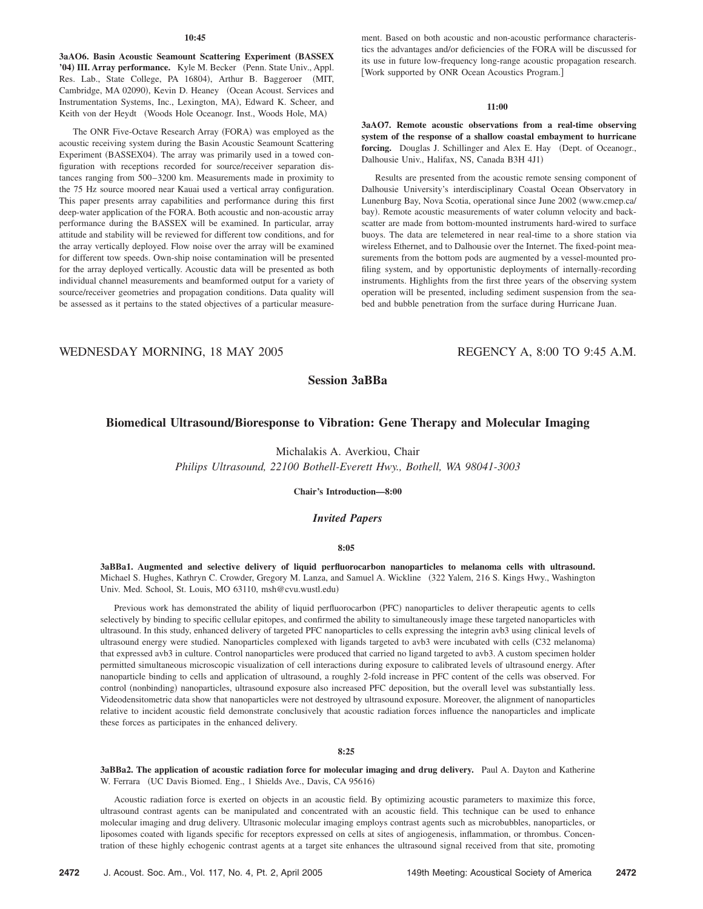**10:45**

**3aAO6. Basin Acoustic Seamount Scattering Experiment (BASSEX '04) III. Array performance.** Kyle M. Becker (Penn. State Univ., Appl. Res. Lab., State College, PA 16804), Arthur B. Baggeroer (MIT, Cambridge, MA 02090), Kevin D. Heaney (Ocean Acoust. Services and Instrumentation Systems, Inc., Lexington, MA), Edward K. Scheer, and Keith von der Heydt (Woods Hole Oceanogr. Inst., Woods Hole, MA)

The ONR Five-Octave Research Array (FORA) was employed as the acoustic receiving system during the Basin Acoustic Seamount Scattering Experiment (BASSEX04). The array was primarily used in a towed configuration with receptions recorded for source/receiver separation distances ranging from 500–3200 km. Measurements made in proximity to the 75 Hz source moored near Kauai used a vertical array configuration. This paper presents array capabilities and performance during this first deep-water application of the FORA. Both acoustic and non-acoustic array performance during the BASSEX will be examined. In particular, array attitude and stability will be reviewed for different tow conditions, and for the array vertically deployed. Flow noise over the array will be examined for different tow speeds. Own-ship noise contamination will be presented for the array deployed vertically. Acoustic data will be presented as both individual channel measurements and beamformed output for a variety of source/receiver geometries and propagation conditions. Data quality will be assessed as it pertains to the stated objectives of a particular measurement. Based on both acoustic and non-acoustic performance characteristics the advantages and/or deficiencies of the FORA will be discussed for its use in future low-frequency long-range acoustic propagation research. [Work supported by ONR Ocean Acoustics Program.]

**11:00**

**3aAO7. Remote acoustic observations from a real-time observing system of the response of a shallow coastal embayment to hurricane forcing.** Douglas J. Schillinger and Alex E. Hay (Dept. of Oceanogr., Dalhousie Univ., Halifax, NS, Canada B3H 4J1)

Results are presented from the acoustic remote sensing component of Dalhousie University's interdisciplinary Coastal Ocean Observatory in Lunenburg Bay, Nova Scotia, operational since June 2002 (www.cmep.ca/bay). Remote acoustic measurements of water column velocity and backscatter are made from bottom-mounted instruments hard-wired to surface buoys. The data are telemetered in near real-time to a shore station via wireless Ethernet, and to Dalhousie over the Internet. The fixed-point measurements from the bottom pods are augmented by a vessel-mounted profiling system, and by opportunistic deployments of internally-recording instruments. Highlights from the first three years of the observing system operation will be presented, including sediment suspension from the seabed and bubble penetration from the surface during Hurricane Juan.

WEDNESDAY MORNING, 18 MAY 2005 — REGENCY A, 8:00 TO 9:45 A.M.

## Session 3aBBa

## Biomedical Ultrasound/Bioresponse to Vibration: Gene Therapy and Molecular Imaging

Michalakis A. Averkiou, Chair
*Philips Ultrasound, 22100 Bothell-Everett Hwy., Bothell, WA 98041-3003*

**Chair's Introduction—8:00**

### *Invited Papers*

**8:05**

**3aBBa1. Augmented and selective delivery of liquid perfluorocarbon nanoparticles to melanoma cells with ultrasound.** Michael S. Hughes, Kathryn C. Crowder, Gregory M. Lanza, and Samuel A. Wickline (322 Yalem, 216 S. Kings Hwy., Washington Univ. Med. School, St. Louis, MO 63110, msh@cvu.wustl.edu)

Previous work has demonstrated the ability of liquid perfluorocarbon (PFC) nanoparticles to deliver therapeutic agents to cells selectively by binding to specific cellular epitopes, and confirmed the ability to simultaneously image these targeted nanoparticles with ultrasound. In this study, enhanced delivery of targeted PFC nanoparticles to cells expressing the integrin avb3 using clinical levels of ultrasound energy were studied. Nanoparticles complexed with ligands targeted to avb3 were incubated with cells (C32 melanoma) that expressed avb3 in culture. Control nanoparticles were produced that carried no ligand targeted to avb3. A custom specimen holder permitted simultaneous microscopic visualization of cell interactions during exposure to calibrated levels of ultrasound energy. After nanoparticle binding to cells and application of ultrasound, a roughly 2-fold increase in PFC content of the cells was observed. For control (nonbinding) nanoparticles, ultrasound exposure also increased PFC deposition, but the overall level was substantially less. Videodensitometric data show that nanoparticles were not destroyed by ultrasound exposure. Moreover, the alignment of nanoparticles relative to incident acoustic field demonstrate conclusively that acoustic radiation forces influence the nanoparticles and implicate these forces as participates in the enhanced delivery.

**8:25**

**3aBBa2. The application of acoustic radiation force for molecular imaging and drug delivery.** Paul A. Dayton and Katherine W. Ferrara (UC Davis Biomed. Eng., 1 Shields Ave., Davis, CA 95616)

Acoustic radiation force is exerted on objects in an acoustic field. By optimizing acoustic parameters to maximize this force, ultrasound contrast agents can be manipulated and concentrated with an acoustic field. This technique can be used to enhance molecular imaging and drug delivery. Ultrasonic molecular imaging employs contrast agents such as microbubbles, nanoparticles, or liposomes coated with ligands specific for receptors expressed on cells at sites of angiogenesis, inflammation, or thrombus. Concentration of these highly echogenic contrast agents at a target site enhances the ultrasound signal received from that site, promoting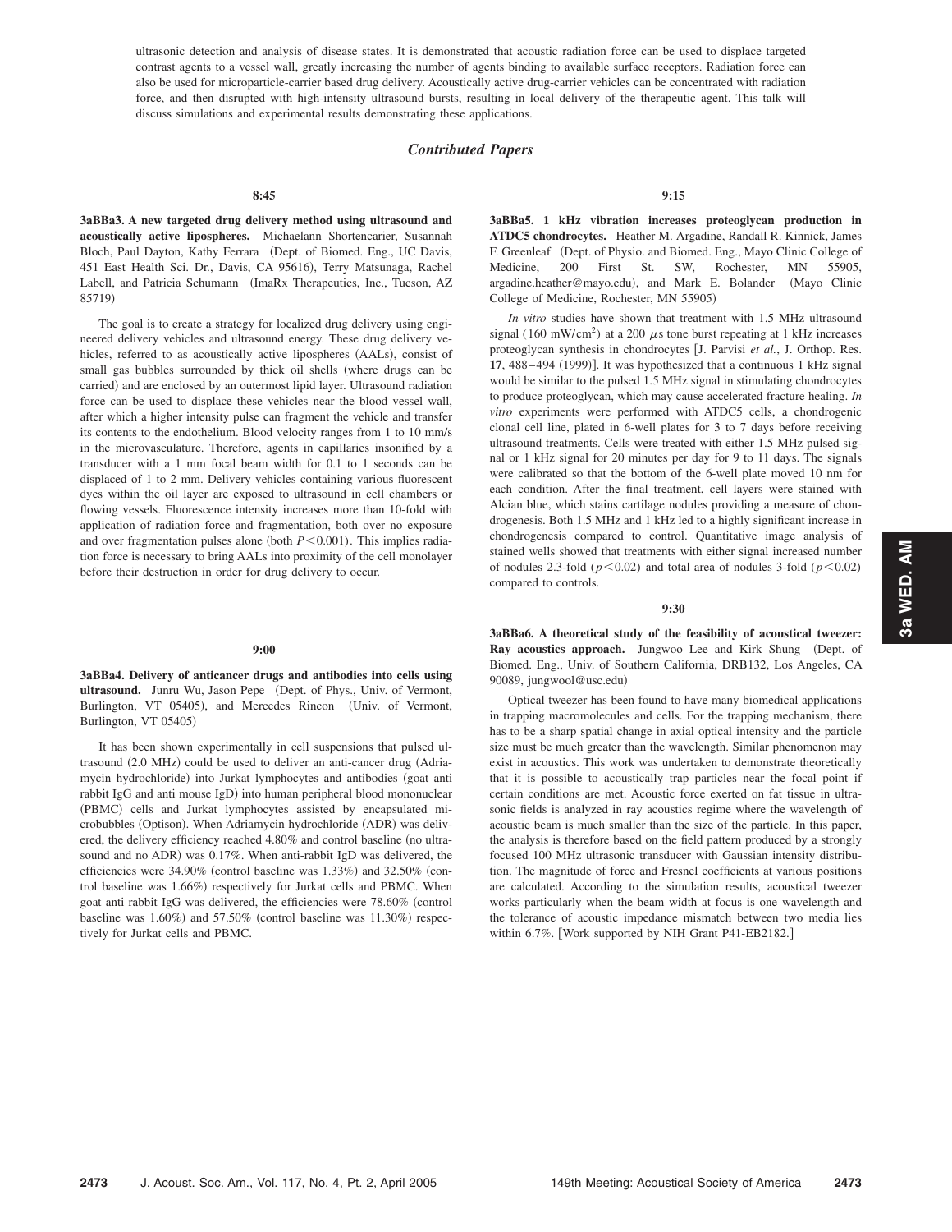ultrasonic detection and analysis of disease states. It is demonstrated that acoustic radiation force can be used to displace targeted contrast agents to a vessel wall, greatly increasing the number of agents binding to available surface receptors. Radiation force can also be used for microparticle-carrier based drug delivery. Acoustically active drug-carrier vehicles can be concentrated with radiation force, and then disrupted with high-intensity ultrasound bursts, resulting in local delivery of the therapeutic agent. This talk will discuss simulations and experimental results demonstrating these applications.

## *Contributed Papers*

**8:45**

**3aBBa3. A new targeted drug delivery method using ultrasound and acoustically active lipospheres.** Michaelann Shortencarier, Susannah Bloch, Paul Dayton, Kathy Ferrara (Dept. of Biomed. Eng., UC Davis, 451 East Health Sci. Dr., Davis, CA 95616), Terry Matsunaga, Rachel Labell, and Patricia Schumann (ImaRx Therapeutics, Inc., Tucson, AZ 85719)

The goal is to create a strategy for localized drug delivery using engineered delivery vehicles and ultrasound energy. These drug delivery vehicles, referred to as acoustically active lipospheres (AALs), consist of small gas bubbles surrounded by thick oil shells (where drugs can be carried) and are enclosed by an outermost lipid layer. Ultrasound radiation force can be used to displace these vehicles near the blood vessel wall, after which a higher intensity pulse can fragment the vehicle and transfer its contents to the endothelium. Blood velocity ranges from 1 to 10 mm/s in the microvasculature. Therefore, agents in capillaries insonified by a transducer with a 1 mm focal beam width for 0.1 to 1 seconds can be displaced of 1 to 2 mm. Delivery vehicles containing various fluorescent dyes within the oil layer are exposed to ultrasound in cell chambers or flowing vessels. Fluorescence intensity increases more than 10-fold with application of radiation force and fragmentation, both over no exposure and over fragmentation pulses alone (both $P<0.001$). This implies radiation force is necessary to bring AALs into proximity of the cell monolayer before their destruction in order for drug delivery to occur.

**9:00**

**3aBBa4. Delivery of anticancer drugs and antibodies into cells using ultrasound.** Junru Wu, Jason Pepe (Dept. of Phys., Univ. of Vermont, Burlington, VT 05405), and Mercedes Rincon (Univ. of Vermont, Burlington, VT 05405)

It has been shown experimentally in cell suspensions that pulsed ultrasound (2.0 MHz) could be used to deliver an anti-cancer drug (Adriamycin hydrochloride) into Jurkat lymphocytes and antibodies (goat anti rabbit IgG and anti mouse IgD) into human peripheral blood mononuclear (PBMC) cells and Jurkat lymphocytes assisted by encapsulated microbubbles (Optison). When Adriamycin hydrochloride (ADR) was delivered, the delivery efficiency reached 4.80% and control baseline (no ultrasound and no ADR) was 0.17%. When anti-rabbit IgD was delivered, the efficiencies were 34.90% (control baseline was 1.33%) and 32.50% (control baseline was 1.66%) respectively for Jurkat cells and PBMC. When goat anti rabbit IgG was delivered, the efficiencies were 78.60% (control baseline was 1.60%) and 57.50% (control baseline was 11.30%) respectively for Jurkat cells and PBMC.

**9:15**

**3aBBa5. 1 kHz vibration increases proteoglycan production in ATDC5 chondrocytes.** Heather M. Argadine, Randall R. Kinnick, James F. Greenleaf (Dept. of Physio. and Biomed. Eng., Mayo Clinic College of Medicine, 200 First St. SW, Rochester, MN 55905, argadine.heather@mayo.edu), and Mark E. Bolander (Mayo Clinic College of Medicine, Rochester, MN 55905)

*In vitro* studies have shown that treatment with 1.5 MHz ultrasound signal (160 mW/cm$^2$) at a 200 $\mu$s tone burst repeating at 1 kHz increases proteoglycan synthesis in chondrocytes [J. Parvisi *et al.*, J. Orthop. Res. **17**, 488–494 (1999)]. It was hypothesized that a continuous 1 kHz signal would be similar to the pulsed 1.5 MHz signal in stimulating chondrocytes to produce proteoglycan, which may cause accelerated fracture healing. *In vitro* experiments were performed with ATDC5 cells, a chondrogenic clonal cell line, plated in 6-well plates for 3 to 7 days before receiving ultrasound treatments. Cells were treated with either 1.5 MHz pulsed signal or 1 kHz signal for 20 minutes per day for 9 to 11 days. The signals were calibrated so that the bottom of the 6-well plate moved 10 nm for each condition. After the final treatment, cell layers were stained with Alcian blue, which stains cartilage nodules providing a measure of chondrogenesis. Both 1.5 MHz and 1 kHz led to a highly significant increase in chondrogenesis compared to control. Quantitative image analysis of stained wells showed that treatments with either signal increased number of nodules 2.3-fold ($p<0.02$) and total area of nodules 3-fold ($p<0.02$) compared to controls.

**9:30**

**3aBBa6. A theoretical study of the feasibility of acoustical tweezer: Ray acoustics approach.** Jungwoo Lee and Kirk Shung (Dept. of Biomed. Eng., Univ. of Southern California, DRB132, Los Angeles, CA 90089, jungwool@usc.edu)

Optical tweezer has been found to have many biomedical applications in trapping macromolecules and cells. For the trapping mechanism, there has to be a sharp spatial change in axial optical intensity and the particle size must be much greater than the wavelength. Similar phenomenon may exist in acoustics. This work was undertaken to demonstrate theoretically that it is possible to acoustically trap particles near the focal point if certain conditions are met. Acoustic force exerted on fat tissue in ultrasonic fields is analyzed in ray acoustics regime where the wavelength of acoustic beam is much smaller than the size of the particle. In this paper, the analysis is therefore based on the field pattern produced by a strongly focused 100 MHz ultrasonic transducer with Gaussian intensity distribution. The magnitude of force and Fresnel coefficients at various positions are calculated. According to the simulation results, acoustical tweezer works particularly when the beam width at focus is one wavelength and the tolerance of acoustic impedance mismatch between two media lies within 6.7%. [Work supported by NIH Grant P41-EB2182.]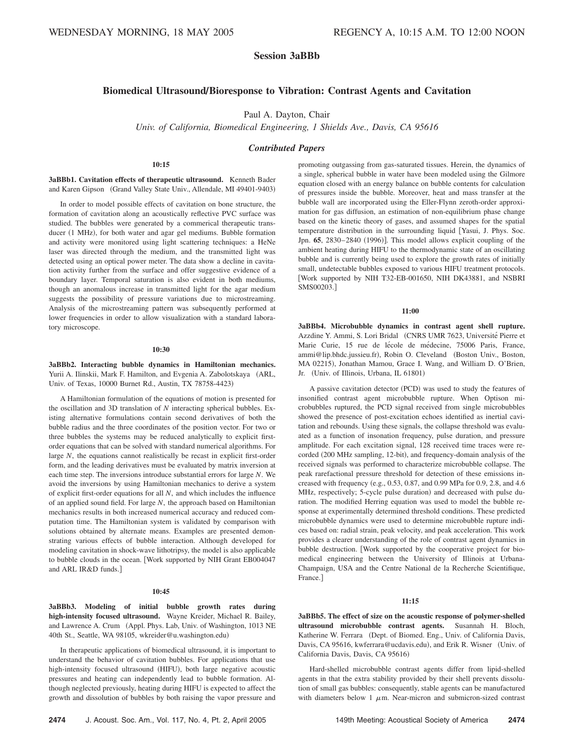## Session 3aBBb

### Biomedical Ultrasound/Bioresponse to Vibration: Contrast Agents and Cavitation

Paul A. Dayton, Chair

*Univ. of California, Biomedical Engineering, 1 Shields Ave., Davis, CA 95616*

### *Contributed Papers*

**10:15**

**3aBBb1. Cavitation effects of therapeutic ultrasound.** Kenneth Bader and Karen Gipson (Grand Valley State Univ., Allendale, MI 49401-9403)

In order to model possible effects of cavitation on bone structure, the formation of cavitation along an acoustically reflective PVC surface was studied. The bubbles were generated by a commerical therapeutic transducer (1 MHz), for both water and agar gel mediums. Bubble formation and activity were monitored using light scattering techniques: a HeNe laser was directed through the medium, and the transmitted light was detected using an optical power meter. The data show a decline in cavitation activity further from the surface and offer suggestive evidence of a boundary layer. Temporal saturation is also evident in both mediums, though an anomalous increase in transmitted light for the agar medium suggests the possibility of pressure variations due to microstreaming. Analysis of the microstreaming pattern was subsequently performed at lower frequencies in order to allow visualization with a standard laboratory microscope.

**10:30**

**3aBBb2. Interacting bubble dynamics in Hamiltonian mechanics.** Yurii A. Ilinskii, Mark F. Hamilton, and Evgenia A. Zabolotskaya (ARL, Univ. of Texas, 10000 Burnet Rd., Austin, TX 78758-4423)

A Hamiltonian formulation of the equations of motion is presented for the oscillation and 3D translation of $N$ interacting spherical bubbles. Existing alternative formulations contain second derivatives of both the bubble radius and the three coordinates of the position vector. For two or three bubbles the systems may be reduced analytically to explicit first-order equations that can be solved with standard numerical algorithms. For large $N$, the equations cannot realistically be recast in explicit first-order form, and the leading derivatives must be evaluated by matrix inversion at each time step. The inversions introduce substantial errors for large $N$. We avoid the inversions by using Hamiltonian mechanics to derive a system of explicit first-order equations for all $N$, and which includes the influence of an applied sound field. For large $N$, the approach based on Hamiltonian mechanics results in both increased numerical accuracy and reduced computation time. The Hamiltonian system is validated by comparison with solutions obtained by alternate means. Examples are presented demonstrating various effects of bubble interaction. Although developed for modeling cavitation in shock-wave lithotripsy, the model is also applicable to bubble clouds in the ocean. [Work supported by NIH Grant EB004047 and ARL IR&D funds.]

**10:45**

**3aBBb3. Modeling of initial bubble growth rates during high-intensity focused ultrasound.** Wayne Kreider, Michael R. Bailey, and Lawrence A. Crum (Appl. Phys. Lab, Univ. of Washington, 1013 NE 40th St., Seattle, WA 98105, wkreider@u.washington.edu)

In therapeutic applications of biomedical ultrasound, it is important to understand the behavior of cavitation bubbles. For applications that use high-intensity focused ultrasound (HIFU), both large negative acoustic pressures and heating can independently lead to bubble formation. Although neglected previously, heating during HIFU is expected to affect the growth and dissolution of bubbles by both raising the vapor pressure and promoting outgassing from gas-saturated tissues. Herein, the dynamics of a single, spherical bubble in water have been modeled using the Gilmore equation closed with an energy balance on bubble contents for calculation of pressures inside the bubble. Moreover, heat and mass transfer at the bubble wall are incorporated using the Eller-Flynn zeroth-order approximation for gas diffusion, an estimation of non-equilibrium phase change based on the kinetic theory of gases, and assumed shapes for the spatial temperature distribution in the surrounding liquid [Yasui, J. Phys. Soc. Jpn. **65**, 2830–2840 (1996)]. This model allows explicit coupling of the ambient heating during HIFU to the thermodynamic state of an oscillating bubble and is currently being used to explore the growth rates of initially small, undetectable bubbles exposed to various HIFU treatment protocols. [Work supported by NIH T32-EB-001650, NIH DK43881, and NSBRI SMS00203.]

**11:00**

**3aBBb4. Microbubble dynamics in contrast agent shell rupture.** Azzdine Y. Ammi, S. Lori Bridal (CNRS UMR 7623, Université Pierre et Marie Curie, 15 rue de lécole de médecine, 75006 Paris, France, ammi@lip.bhdc.jussieu.fr), Robin O. Cleveland (Boston Univ., Boston, MA 02215), Jonathan Mamou, Grace I. Wang, and William D. O'Brien, Jr. (Univ. of Illinois, Urbana, IL 61801)

A passive cavitation detector (PCD) was used to study the features of insonified contrast agent microbubble rupture. When Optison microbubbles ruptured, the PCD signal received from single microbubbles showed the presence of post-excitation echoes identified as inertial cavitation and rebounds. Using these signals, the collapse threshold was evaluated as a function of insonation frequency, pulse duration, and pressure amplitude. For each excitation signal, 128 received time traces were recorded (200 MHz sampling, 12-bit), and frequency-domain analysis of the received signals was performed to characterize microbubble collapse. The peak rarefactional pressure threshold for detection of these emissions increased with frequency (e.g., 0.53, 0.87, and 0.99 MPa for 0.9, 2.8, and 4.6 MHz, respectively; 5-cycle pulse duration) and decreased with pulse duration. The modified Herring equation was used to model the bubble response at experimentally determined threshold conditions. These predicted microbubble dynamics were used to determine microbubble rupture indices based on: radial strain, peak velocity, and peak acceleration. This work provides a clearer understanding of the role of contrast agent dynamics in bubble destruction. [Work supported by the cooperative project for biomedical engineering between the University of Illinois at Urbana-Champaign, USA and the Centre National de la Recherche Scientifique, France.]

**11:15**

**3aBBb5. The effect of size on the acoustic response of polymer-shelled ultrasound microbubble contrast agents.** Susannah H. Bloch, Katherine W. Ferrara (Dept. of Biomed. Eng., Univ. of California Davis, Davis, CA 95616, kwferrara@ucdavis.edu), and Erik R. Wisner (Univ. of California Davis, Davis, CA 95616)

Hard-shelled microbubble contrast agents differ from lipid-shelled agents in that the extra stability provided by their shell prevents dissolution of small gas bubbles: consequently, stable agents can be manufactured with diameters below 1 $\mu$m. Near-micron and submicron-sized contrast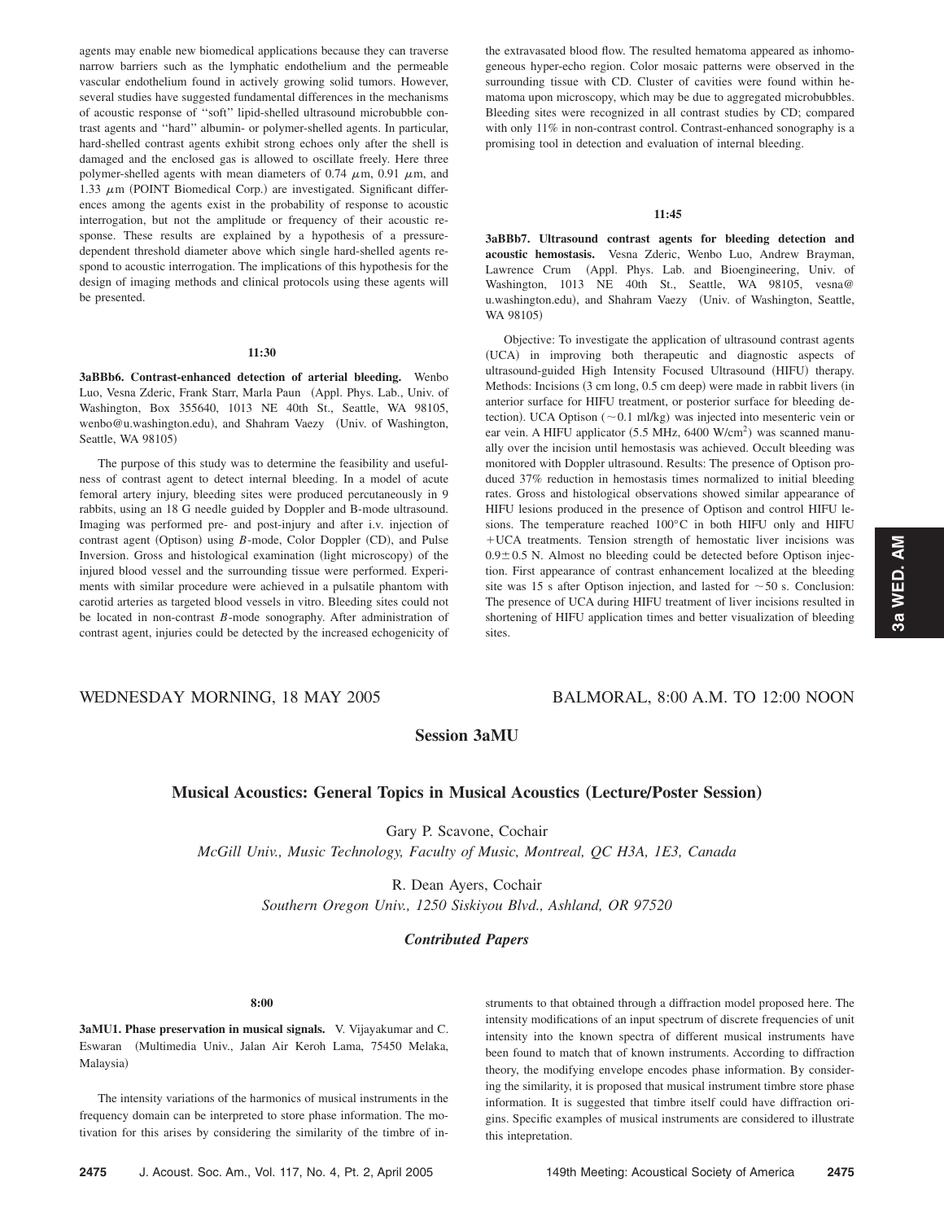agents may enable new biomedical applications because they can traverse narrow barriers such as the lymphatic endothelium and the permeable vascular endothelium found in actively growing solid tumors. However, several studies have suggested fundamental differences in the mechanisms of acoustic response of "soft" lipid-shelled ultrasound microbubble contrast agents and "hard" albumin- or polymer-shelled agents. In particular, hard-shelled contrast agents exhibit strong echoes only after the shell is damaged and the enclosed gas is allowed to oscillate freely. Here three polymer-shelled agents with mean diameters of 0.74 $\mu$m, 0.91 $\mu$m, and 1.33 $\mu$m (POINT Biomedical Corp.) are investigated. Significant differences among the agents exist in the probability of response to acoustic interrogation, but not the amplitude or frequency of their acoustic response. These results are explained by a hypothesis of a pressure-dependent threshold diameter above which single hard-shelled agents respond to acoustic interrogation. The implications of this hypothesis for the design of imaging methods and clinical protocols using these agents will be presented.

**11:30**

**3aBBb6. Contrast-enhanced detection of arterial bleeding.** Wenbo Luo, Vesna Zderic, Frank Starr, Marla Paun (Appl. Phys. Lab., Univ. of Washington, Box 355640, 1013 NE 40th St., Seattle, WA 98105, wenbo@u.washington.edu), and Shahram Vaezy (Univ. of Washington, Seattle, WA 98105)

The purpose of this study was to determine the feasibility and usefulness of contrast agent to detect internal bleeding. In a model of acute femoral artery injury, bleeding sites were produced percutaneously in 9 rabbits, using an 18 G needle guided by Doppler and B-mode ultrasound. Imaging was performed pre- and post-injury and after i.v. injection of contrast agent (Optison) using *B*-mode, Color Doppler (CD), and Pulse Inversion. Gross and histological examination (light microscopy) of the injured blood vessel and the surrounding tissue were performed. Experiments with similar procedure were achieved in a pulsatile phantom with carotid arteries as targeted blood vessels in vitro. Bleeding sites could not be located in non-contrast *B*-mode sonography. After administration of contrast agent, injuries could be detected by the increased echogenicity of the extravasated blood flow. The resulted hematoma appeared as inhomogeneous hyper-echo region. Color mosaic patterns were observed in the surrounding tissue with CD. Cluster of cavities were found within hematoma upon microscopy, which may be due to aggregated microbubbles. Bleeding sites were recognized in all contrast studies by CD; compared with only 11% in non-contrast control. Contrast-enhanced sonography is a promising tool in detection and evaluation of internal bleeding.

**11:45**

**3aBBb7. Ultrasound contrast agents for bleeding detection and acoustic hemostasis.** Vesna Zderic, Wenbo Luo, Andrew Brayman, Lawrence Crum (Appl. Phys. Lab. and Bioengineering, Univ. of Washington, 1013 NE 40th St., Seattle, WA 98105, vesna@u.washington.edu), and Shahram Vaezy (Univ. of Washington, Seattle, WA 98105)

Objective: To investigate the application of ultrasound contrast agents (UCA) in improving both therapeutic and diagnostic aspects of ultrasound-guided High Intensity Focused Ultrasound (HIFU) therapy. Methods: Incisions (3 cm long, 0.5 cm deep) were made in rabbit livers (in anterior surface for HIFU treatment, or posterior surface for bleeding detection). UCA Optison ($\sim$0.1 ml/kg) was injected into mesenteric vein or ear vein. A HIFU applicator (5.5 MHz, 6400 W/cm$^2$) was scanned manually over the incision until hemostasis was achieved. Occult bleeding was monitored with Doppler ultrasound. Results: The presence of Optison produced 37% reduction in hemostasis times normalized to initial bleeding rates. Gross and histological observations showed similar appearance of HIFU lesions produced in the presence of Optison and control HIFU lesions. The temperature reached 100°C in both HIFU only and HIFU +UCA treatments. Tension strength of hemostatic liver incisions was $0.9\pm0.5$ N. Almost no bleeding could be detected before Optison injection. First appearance of contrast enhancement localized at the bleeding site was 15 s after Optison injection, and lasted for $\sim$50 s. Conclusion: The presence of UCA during HIFU treatment of liver incisions resulted in shortening of HIFU application times and better visualization of bleeding sites.

WEDNESDAY MORNING, 18 MAY 2005 — BALMORAL, 8:00 A.M. TO 12:00 NOON

## Session 3aMU

### Musical Acoustics: General Topics in Musical Acoustics (Lecture/Poster Session)

Gary P. Scavone, Cochair
*McGill Univ., Music Technology, Faculty of Music, Montreal, QC H3A, 1E3, Canada*

R. Dean Ayers, Cochair
*Southern Oregon Univ., 1250 Siskiyou Blvd., Ashland, OR 97520*

#### *Contributed Papers*

**8:00**

**3aMU1. Phase preservation in musical signals.** V. Vijayakumar and C. Eswaran (Multimedia Univ., Jalan Air Keroh Lama, 75450 Melaka, Malaysia)

The intensity variations of the harmonics of musical instruments in the frequency domain can be interpreted to store phase information. The motivation for this arises by considering the similarity of the timbre of instruments to that obtained through a diffraction model proposed here. The intensity modifications of an input spectrum of discrete frequencies of unit intensity into the known spectra of different musical instruments have been found to match that of known instruments. According to diffraction theory, the modifying envelope encodes phase information. By considering the similarity, it is proposed that musical instrument timbre store phase information. It is suggested that timbre itself could have diffraction origins. Specific examples of musical instruments are considered to illustrate this intepretation.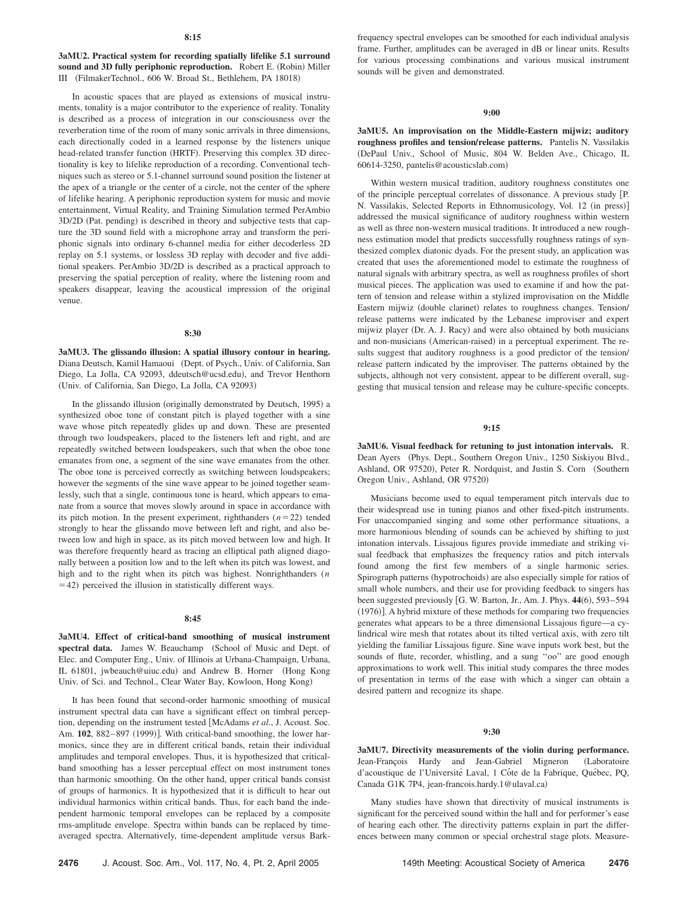**8:15**

**3aMU2. Practical system for recording spatially lifelike 5.1 surround sound and 3D fully periphonic reproduction.** Robert E. (Robin) Miller III (FilmakerTechnol., 606 W. Broad St., Bethlehem, PA 18018)

In acoustic spaces that are played as extensions of musical instruments, tonality is a major contributor to the experience of reality. Tonality is described as a process of integration in our consciousness over the reverberation time of the room of many sonic arrivals in three dimensions, each directionally coded in a learned response by the listeners unique head-related transfer function (HRTF). Preserving this complex 3D directionality is key to lifelike reproduction of a recording. Conventional techniques such as stereo or 5.1-channel surround sound position the listener at the apex of a triangle or the center of a circle, not the center of the sphere of lifelike hearing. A periphonic reproduction system for music and movie entertainment, Virtual Reality, and Training Simulation termed PerAmbio 3D/2D (Pat. pending) is described in theory and subjective tests that capture the 3D sound field with a microphone array and transform the periphonic signals into ordinary 6-channel media for either decoderless 2D replay on 5.1 systems, or lossless 3D replay with decoder and five additional speakers. PerAmbio 3D/2D is described as a practical approach to preserving the spatial perception of reality, where the listening room and speakers disappear, leaving the acoustical impression of the original venue.

**8:30**

**3aMU3. The glissando illusion: A spatial illusory contour in hearing.** Diana Deutsch, Kamil Hamaoui (Dept. of Psych., Univ. of California, San Diego, La Jolla, CA 92093, ddeutsch@ucsd.edu), and Trevor Henthorn (Univ. of California, San Diego, La Jolla, CA 92093)

In the glissando illusion (originally demonstrated by Deutsch, 1995) a synthesized oboe tone of constant pitch is played together with a sine wave whose pitch repeatedly glides up and down. These are presented through two loudspeakers, placed to the listeners left and right, and are repeatedly switched between loudspeakers, such that when the oboe tone emanates from one, a segment of the sine wave emanates from the other. The oboe tone is perceived correctly as switching between loudspeakers; however the segments of the sine wave appear to be joined together seamlessly, such that a single, continuous tone is heard, which appears to emanate from a source that moves slowly around in space in accordance with its pitch motion. In the present experiment, righthanders ($n=22$) tended strongly to hear the glissando move between left and right, and also between low and high in space, as its pitch moved between low and high. It was therefore frequently heard as tracing an elliptical path aligned diagonally between a position low and to the left when its pitch was lowest, and high and to the right when its pitch was highest. Nonrighthanders ($n=42$) perceived the illusion in statistically different ways.

**8:45**

**3aMU4. Effect of critical-band smoothing of musical instrument spectral data.** James W. Beauchamp (School of Music and Dept. of Elec. and Computer Eng., Univ. of Illinois at Urbana-Champaign, Urbana, IL 61801, jwbeauch@uiuc.edu) and Andrew B. Horner (Hong Kong Univ. of Sci. and Technol., Clear Water Bay, Kowloon, Hong Kong)

It has been found that second-order harmonic smoothing of musical instrument spectral data can have a significant effect on timbral perception, depending on the instrument tested [McAdams *et al.*, J. Acoust. Soc. Am. **102**, 882–897 (1999)]. With critical-band smoothing, the lower harmonics, since they are in different critical bands, retain their individual amplitudes and temporal envelopes. Thus, it is hypothesized that critical-band smoothing has a lesser perceptual effect on most instrument tones than harmonic smoothing. On the other hand, upper critical bands consist of groups of harmonics. It is hypothesized that it is difficult to hear out individual harmonics within critical bands. Thus, for each band the independent harmonic temporal envelopes can be replaced by a composite rms-amplitude envelope. Spectra within bands can be replaced by time-averaged spectra. Alternatively, time-dependent amplitude versus Bark-frequency spectral envelopes can be smoothed for each individual analysis frame. Further, amplitudes can be averaged in dB or linear units. Results for various processing combinations and various musical instrument sounds will be given and demonstrated.

**9:00**

**3aMU5. An improvisation on the Middle-Eastern mijwiz; auditory roughness profiles and tension/release patterns.** Pantelis N. Vassilakis (DePaul Univ., School of Music, 804 W. Belden Ave., Chicago, IL 60614-3250, pantelis@acousticslab.com)

Within western musical tradition, auditory roughness constitutes one of the principle perceptual correlates of dissonance. A previous study [P. N. Vassilakis, Selected Reports in Ethnomusicology, Vol. 12 (in press)] addressed the musical significance of auditory roughness within western as well as three non-western musical traditions. It introduced a new roughness estimation model that predicts successfully roughness ratings of synthesized complex diatonic dyads. For the present study, an application was created that uses the aforementioned model to estimate the roughness of natural signals with arbitrary spectra, as well as roughness profiles of short musical pieces. The application was used to examine if and how the pattern of tension and release within a stylized improvisation on the Middle Eastern mijwiz (double clarinet) relates to roughness changes. Tension/release patterns were indicated by the Lebanese improviser and expert mijwiz player (Dr. A. J. Racy) and were also obtained by both musicians and non-musicians (American-raised) in a perceptual experiment. The results suggest that auditory roughness is a good predictor of the tension/release pattern indicated by the improviser. The patterns obtained by the subjects, although not very consistent, appear to be different overall, suggesting that musical tension and release may be culture-specific concepts.

**9:15**

**3aMU6. Visual feedback for retuning to just intonation intervals.** R. Dean Ayers (Phys. Dept., Southern Oregon Univ., 1250 Siskiyou Blvd., Ashland, OR 97520), Peter R. Nordquist, and Justin S. Corn (Southern Oregon Univ., Ashland, OR 97520)

Musicians become used to equal temperament pitch intervals due to their widespread use in tuning pianos and other fixed-pitch instruments. For unaccompanied singing and some other performance situations, a more harmonious blending of sounds can be achieved by shifting to just intonation intervals. Lissajous figures provide immediate and striking visual feedback that emphasizes the frequency ratios and pitch intervals found among the first few members of a single harmonic series. Spirograph patterns (hypotrochoids) are also especially simple for ratios of small whole numbers, and their use for providing feedback to singers has been suggested previously [G. W. Barton, Jr., Am. J. Phys. **44**(6), 593–594 (1976)]. A hybrid mixture of these methods for comparing two frequencies generates what appears to be a three dimensional Lissajous figure—a cylindrical wire mesh that rotates about its tilted vertical axis, with zero tilt yielding the familiar Lissajous figure. Sine wave inputs work best, but the sounds of flute, recorder, whistling, and a sung "oo" are good enough approximations to work well. This initial study compares the three modes of presentation in terms of the ease with which a singer can obtain a desired pattern and recognize its shape.

**9:30**

**3aMU7. Directivity measurements of the violin during performance.** Jean-François Hardy and Jean-Gabriel Migneron (Laboratoire d'acoustique de l'Université Laval, 1 Côte de la Fabrique, Québec, PQ, Canada G1K 7P4, jean-francois.hardy.1@ulaval.ca)

Many studies have shown that directivity of musical instruments is significant for the perceived sound within the hall and for performer's ease of hearing each other. The directivity patterns explain in part the differences between many common or special orchestral stage plots. Measure-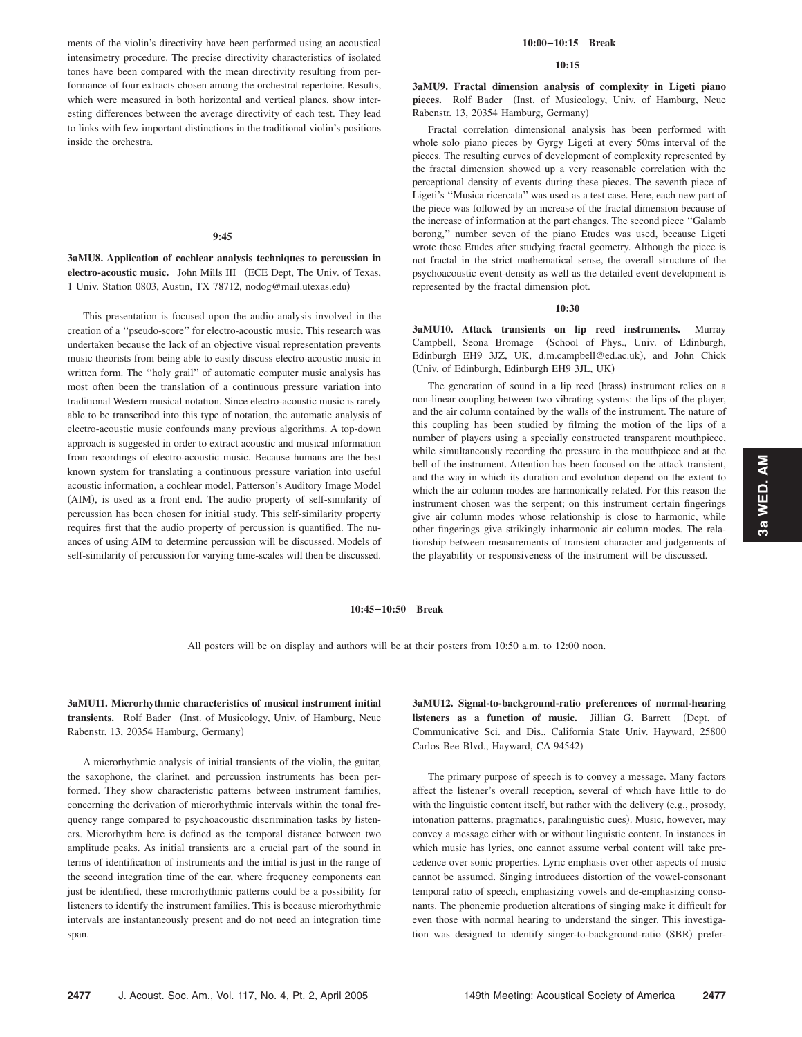ments of the violin's directivity have been performed using an acoustical intensimetry procedure. The precise directivity characteristics of isolated tones have been compared with the mean directivity resulting from performance of four extracts chosen among the orchestral repertoire. Results, which were measured in both horizontal and vertical planes, show interesting differences between the average directivity of each test. They lead to links with few important distinctions in the traditional violin's positions inside the orchestra.

**9:45**

**3aMU8. Application of cochlear analysis techniques to percussion in electro-acoustic music.** John Mills III (ECE Dept, The Univ. of Texas, 1 Univ. Station 0803, Austin, TX 78712, nodog@mail.utexas.edu)

This presentation is focused upon the audio analysis involved in the creation of a ''pseudo-score'' for electro-acoustic music. This research was undertaken because the lack of an objective visual representation prevents music theorists from being able to easily discuss electro-acoustic music in written form. The ''holy grail'' of automatic computer music analysis has most often been the translation of a continuous pressure variation into traditional Western musical notation. Since electro-acoustic music is rarely able to be transcribed into this type of notation, the automatic analysis of electro-acoustic music confounds many previous algorithms. A top-down approach is suggested in order to extract acoustic and musical information from recordings of electro-acoustic music. Because humans are the best known system for translating a continuous pressure variation into useful acoustic information, a cochlear model, Patterson's Auditory Image Model (AIM), is used as a front end. The audio property of self-similarity of percussion has been chosen for initial study. This self-similarity property requires first that the audio property of percussion is quantified. The nuances of using AIM to determine percussion will be discussed. Models of self-similarity of percussion for varying time-scales will then be discussed.

**10:00–10:15 Break**

**10:15**

**3aMU9. Fractal dimension analysis of complexity in Ligeti piano pieces.** Rolf Bader (Inst. of Musicology, Univ. of Hamburg, Neue Rabenstr. 13, 20354 Hamburg, Germany)

Fractal correlation dimensional analysis has been performed with whole solo piano pieces by Gyrgy Ligeti at every 50ms interval of the pieces. The resulting curves of development of complexity represented by the fractal dimension showed up a very reasonable correlation with the perceptional density of events during these pieces. The seventh piece of Ligeti's ''Musica ricercata'' was used as a test case. Here, each new part of the piece was followed by an increase of the fractal dimension because of the increase of information at the part changes. The second piece ''Galamb borong,'' number seven of the piano Etudes was used, because Ligeti wrote these Etudes after studying fractal geometry. Although the piece is not fractal in the strict mathematical sense, the overall structure of the psychoacoustic event-density as well as the detailed event development is represented by the fractal dimension plot.

**10:30**

**3aMU10. Attack transients on lip reed instruments.** Murray Campbell, Seona Bromage (School of Phys., Univ. of Edinburgh, Edinburgh EH9 3JZ, UK, d.m.campbell@ed.ac.uk), and John Chick (Univ. of Edinburgh, Edinburgh EH9 3JL, UK)

The generation of sound in a lip reed (brass) instrument relies on a non-linear coupling between two vibrating systems: the lips of the player, and the air column contained by the walls of the instrument. The nature of this coupling has been studied by filming the motion of the lips of a number of players using a specially constructed transparent mouthpiece, while simultaneously recording the pressure in the mouthpiece and at the bell of the instrument. Attention has been focused on the attack transient, and the way in which its duration and evolution depend on the extent to which the air column modes are harmonically related. For this reason the instrument chosen was the serpent; on this instrument certain fingerings give air column modes whose relationship is close to harmonic, while other fingerings give strikingly inharmonic air column modes. The relationship between measurements of transient character and judgements of the playability or responsiveness of the instrument will be discussed.

**10:45–10:50 Break**

All posters will be on display and authors will be at their posters from 10:50 a.m. to 12:00 noon.

**3aMU11. Microrhythmic characteristics of musical instrument initial transients.** Rolf Bader (Inst. of Musicology, Univ. of Hamburg, Neue Rabenstr. 13, 20354 Hamburg, Germany)

A microrhythmic analysis of initial transients of the violin, the guitar, the saxophone, the clarinet, and percussion instruments has been performed. They show characteristic patterns between instrument families, concerning the derivation of microrhythmic intervals within the tonal frequency range compared to psychoacoustic discrimination tasks by listeners. Microrhythm here is defined as the temporal distance between two amplitude peaks. As initial transients are a crucial part of the sound in terms of identification of instruments and the initial is just in the range of the second integration time of the ear, where frequency components can just be identified, these microrhythmic patterns could be a possibility for listeners to identify the instrument families. This is because microrhythmic intervals are instantaneously present and do not need an integration time span.

**3aMU12. Signal-to-background-ratio preferences of normal-hearing listeners as a function of music.** Jillian G. Barrett (Dept. of Communicative Sci. and Dis., California State Univ. Hayward, 25800 Carlos Bee Blvd., Hayward, CA 94542)

The primary purpose of speech is to convey a message. Many factors affect the listener's overall reception, several of which have little to do with the linguistic content itself, but rather with the delivery (e.g., prosody, intonation patterns, pragmatics, paralinguistic cues). Music, however, may convey a message either with or without linguistic content. In instances in which music has lyrics, one cannot assume verbal content will take precedence over sonic properties. Lyric emphasis over other aspects of music cannot be assumed. Singing introduces distortion of the vowel-consonant temporal ratio of speech, emphasizing vowels and de-emphasizing consonants. The phonemic production alterations of singing make it difficult for even those with normal hearing to understand the singer. This investigation was designed to identify singer-to-background-ratio (SBR) prefer-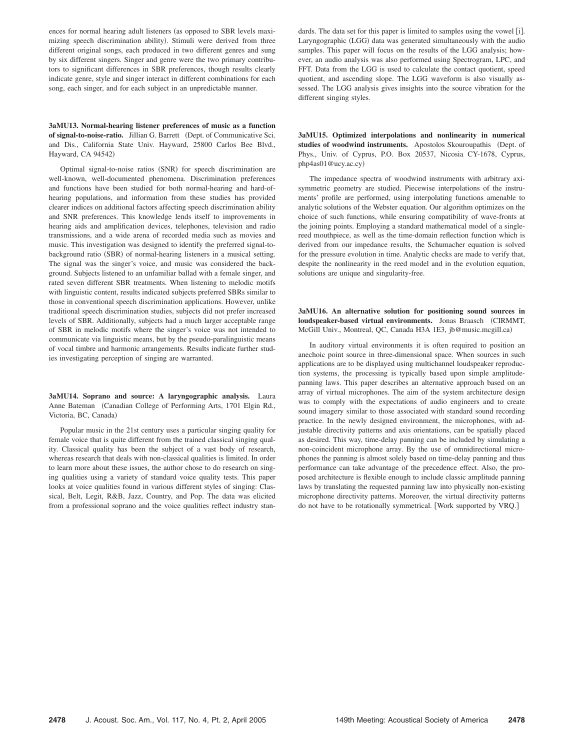ences for normal hearing adult listeners (as opposed to SBR levels maximizing speech discrimination ability). Stimuli were derived from three different original songs, each produced in two different genres and sung by six different singers. Singer and genre were the two primary contributors to significant differences in SBR preferences, though results clearly indicate genre, style and singer interact in different combinations for each song, each singer, and for each subject in an unpredictable manner.

**3aMU13. Normal-hearing listener preferences of music as a function of signal-to-noise-ratio.** Jillian G. Barrett (Dept. of Communicative Sci. and Dis., California State Univ. Hayward, 25800 Carlos Bee Blvd., Hayward, CA 94542)

Optimal signal-to-noise ratios (SNR) for speech discrimination are well-known, well-documented phenomena. Discrimination preferences and functions have been studied for both normal-hearing and hard-of-hearing populations, and information from these studies has provided clearer indices on additional factors affecting speech discrimination ability and SNR preferences. This knowledge lends itself to improvements in hearing aids and amplification devices, telephones, television and radio transmissions, and a wide arena of recorded media such as movies and music. This investigation was designed to identify the preferred signal-to-background ratio (SBR) of normal-hearing listeners in a musical setting. The signal was the singer's voice, and music was considered the background. Subjects listened to an unfamiliar ballad with a female singer, and rated seven different SBR treatments. When listening to melodic motifs with linguistic content, results indicated subjects preferred SBRs similar to those in conventional speech discrimination applications. However, unlike traditional speech discrimination studies, subjects did not prefer increased levels of SBR. Additionally, subjects had a much larger acceptable range of SBR in melodic motifs where the singer's voice was not intended to communicate via linguistic means, but by the pseudo-paralinguistic means of vocal timbre and harmonic arrangements. Results indicate further studies investigating perception of singing are warranted.

**3aMU14. Soprano and source: A laryngographic analysis.** Laura Anne Bateman (Canadian College of Performing Arts, 1701 Elgin Rd., Victoria, BC, Canada)

Popular music in the 21st century uses a particular singing quality for female voice that is quite different from the trained classical singing quality. Classical quality has been the subject of a vast body of research, whereas research that deals with non-classical qualities is limited. In order to learn more about these issues, the author chose to do research on singing qualities using a variety of standard voice quality tests. This paper looks at voice qualities found in various different styles of singing: Classical, Belt, Legit, R&B, Jazz, Country, and Pop. The data was elicited from a professional soprano and the voice qualities reflect industry standards. The data set for this paper is limited to samples using the vowel [i]. Laryngographic (LGG) data was generated simultaneously with the audio samples. This paper will focus on the results of the LGG analysis; however, an audio analysis was also performed using Spectrogram, LPC, and FFT. Data from the LGG is used to calculate the contact quotient, speed quotient, and ascending slope. The LGG waveform is also visually assessed. The LGG analysis gives insights into the source vibration for the different singing styles.

**3aMU15. Optimized interpolations and nonlinearity in numerical studies of woodwind instruments.** Apostolos Skouroupathis (Dept. of Phys., Univ. of Cyprus, P.O. Box 20537, Nicosia CY-1678, Cyprus, php4as01@ucy.ac.cy)

The impedance spectra of woodwind instruments with arbitrary axisymmetric geometry are studied. Piecewise interpolations of the instruments' profile are performed, using interpolating functions amenable to analytic solutions of the Webster equation. Our algorithm optimizes on the choice of such functions, while ensuring compatibility of wave-fronts at the joining points. Employing a standard mathematical model of a single-reed mouthpiece, as well as the time-domain reflection function which is derived from our impedance results, the Schumacher equation is solved for the pressure evolution in time. Analytic checks are made to verify that, despite the nonlinearity in the reed model and in the evolution equation, solutions are unique and singularity-free.

**3aMU16. An alternative solution for positioning sound sources in loudspeaker-based virtual environments.** Jonas Braasch (CIRMMT, McGill Univ., Montreal, QC, Canada H3A 1E3, jb@music.mcgill.ca)

In auditory virtual environments it is often required to position an anechoic point source in three-dimensional space. When sources in such applications are to be displayed using multichannel loudspeaker reproduction systems, the processing is typically based upon simple amplitude-panning laws. This paper describes an alternative approach based on an array of virtual microphones. The aim of the system architecture design was to comply with the expectations of audio engineers and to create sound imagery similar to those associated with standard sound recording practice. In the newly designed environment, the microphones, with adjustable directivity patterns and axis orientations, can be spatially placed as desired. This way, time-delay panning can be included by simulating a non-coincident microphone array. By the use of omnidirectional microphones the panning is almost solely based on time-delay panning and thus performance can take advantage of the precedence effect. Also, the proposed architecture is flexible enough to include classic amplitude panning laws by translating the requested panning law into physically non-existing microphone directivity patterns. Moreover, the virtual directivity patterns do not have to be rotationally symmetrical. [Work supported by VRQ.]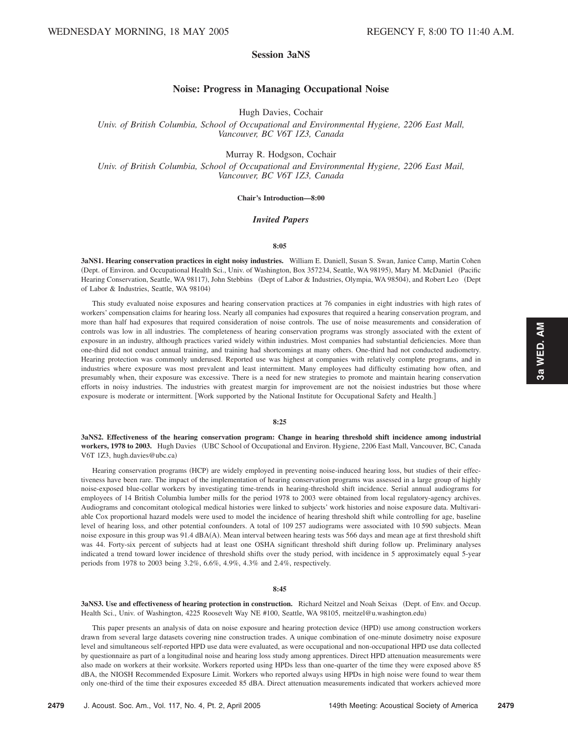# Session 3aNS

## Noise: Progress in Managing Occupational Noise

Hugh Davies, Cochair

*Univ. of British Columbia, School of Occupational and Environmental Hygiene, 2206 East Mall, Vancouver, BC V6T 1Z3, Canada*

Murray R. Hodgson, Cochair

*Univ. of British Columbia, School of Occupational and Environmental Hygiene, 2206 East Mail, Vancouver, BC V6T 1Z3, Canada*

**Chair's Introduction—8:00**

### *Invited Papers*

**8:05**

**3aNS1. Hearing conservation practices in eight noisy industries.** William E. Daniell, Susan S. Swan, Janice Camp, Martin Cohen (Dept. of Environ. and Occupational Health Sci., Univ. of Washington, Box 357234, Seattle, WA 98195), Mary M. McDaniel (Pacific Hearing Conservation, Seattle, WA 98117), John Stebbins (Dept of Labor & Industries, Olympia, WA 98504), and Robert Leo (Dept of Labor & Industries, Seattle, WA 98104)

This study evaluated noise exposures and hearing conservation practices at 76 companies in eight industries with high rates of workers' compensation claims for hearing loss. Nearly all companies had exposures that required a hearing conservation program, and more than half had exposures that required consideration of noise controls. The use of noise measurements and consideration of controls was low in all industries. The completeness of hearing conservation programs was strongly associated with the extent of exposure in an industry, although practices varied widely within industries. Most companies had substantial deficiencies. More than one-third did not conduct annual training, and training had shortcomings at many others. One-third had not conducted audiometry. Hearing protection was commonly underused. Reported use was highest at companies with relatively complete programs, and in industries where exposure was most prevalent and least intermittent. Many employees had difficulty estimating how often, and presumably when, their exposure was excessive. There is a need for new strategies to promote and maintain hearing conservation efforts in noisy industries. The industries with greatest margin for improvement are not the noisiest industries but those where exposure is moderate or intermittent. [Work supported by the National Institute for Occupational Safety and Health.]

**8:25**

**3aNS2. Effectiveness of the hearing conservation program: Change in hearing threshold shift incidence among industrial workers, 1978 to 2003.** Hugh Davies (UBC School of Occupational and Environ. Hygiene, 2206 East Mall, Vancouver, BC, Canada V6T 1Z3, hugh.davies@ubc.ca)

Hearing conservation programs (HCP) are widely employed in preventing noise-induced hearing loss, but studies of their effectiveness have been rare. The impact of the implementation of hearing conservation programs was assessed in a large group of highly noise-exposed blue-collar workers by investigating time-trends in hearing-threshold shift incidence. Serial annual audiograms for employees of 14 British Columbia lumber mills for the period 1978 to 2003 were obtained from local regulatory-agency archives. Audiograms and concomitant otological medical histories were linked to subjects' work histories and noise exposure data. Multivariable Cox proportional hazard models were used to model the incidence of hearing threshold shift while controlling for age, baseline level of hearing loss, and other potential confounders. A total of 109 257 audiograms were associated with 10 590 subjects. Mean noise exposure in this group was 91.4 dBA(A). Mean interval between hearing tests was 566 days and mean age at first threshold shift was 44. Forty-six percent of subjects had at least one OSHA significant threshold shift during follow up. Preliminary analyses indicated a trend toward lower incidence of threshold shifts over the study period, with incidence in 5 approximately equal 5-year periods from 1978 to 2003 being 3.2%, 6.6%, 4.9%, 4.3% and 2.4%, respectively.

**8:45**

**3aNS3. Use and effectiveness of hearing protection in construction.** Richard Neitzel and Noah Seixas (Dept. of Env. and Occup. Health Sci., Univ. of Washington, 4225 Roosevelt Way NE #100, Seattle, WA 98105, rneitzel@u.washington.edu)

This paper presents an analysis of data on noise exposure and hearing protection device (HPD) use among construction workers drawn from several large datasets covering nine construction trades. A unique combination of one-minute dosimetry noise exposure level and simultaneous self-reported HPD use data were evaluated, as were occupational and non-occupational HPD use data collected by questionnaire as part of a longitudinal noise and hearing loss study among apprentices. Direct HPD attenuation measurements were also made on workers at their worksite. Workers reported using HPDs less than one-quarter of the time they were exposed above 85 dBA, the NIOSH Recommended Exposure Limit. Workers who reported always using HPDs in high noise were found to wear them only one-third of the time their exposures exceeded 85 dBA. Direct attenuation measurements indicated that workers achieved more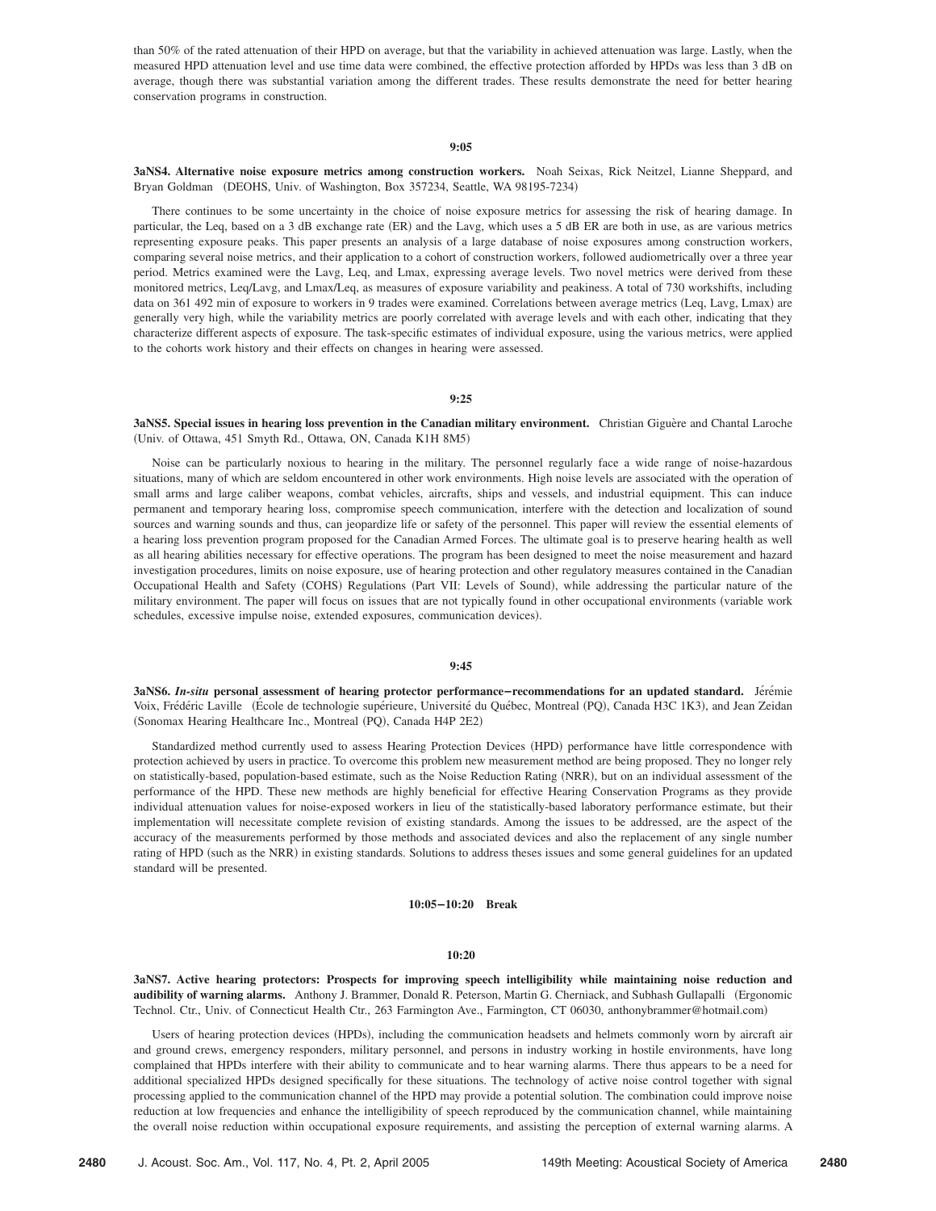than 50% of the rated attenuation of their HPD on average, but that the variability in achieved attenuation was large. Lastly, when the measured HPD attenuation level and use time data were combined, the effective protection afforded by HPDs was less than 3 dB on average, though there was substantial variation among the different trades. These results demonstrate the need for better hearing conservation programs in construction.

**9:05**

**3aNS4. Alternative noise exposure metrics among construction workers.** Noah Seixas, Rick Neitzel, Lianne Sheppard, and Bryan Goldman (DEOHS, Univ. of Washington, Box 357234, Seattle, WA 98195-7234)

There continues to be some uncertainty in the choice of noise exposure metrics for assessing the risk of hearing damage. In particular, the Leq, based on a 3 dB exchange rate (ER) and the Lavg, which uses a 5 dB ER are both in use, as are various metrics representing exposure peaks. This paper presents an analysis of a large database of noise exposures among construction workers, comparing several noise metrics, and their application to a cohort of construction workers, followed audiometrically over a three year period. Metrics examined were the Lavg, Leq, and Lmax, expressing average levels. Two novel metrics were derived from these monitored metrics, Leq/Lavg, and Lmax/Leq, as measures of exposure variability and peakiness. A total of 730 workshifts, including data on 361 492 min of exposure to workers in 9 trades were examined. Correlations between average metrics (Leq, Lavg, Lmax) are generally very high, while the variability metrics are poorly correlated with average levels and with each other, indicating that they characterize different aspects of exposure. The task-specific estimates of individual exposure, using the various metrics, were applied to the cohorts work history and their effects on changes in hearing were assessed.

**9:25**

**3aNS5. Special issues in hearing loss prevention in the Canadian military environment.** Christian Giguère and Chantal Laroche (Univ. of Ottawa, 451 Smyth Rd., Ottawa, ON, Canada K1H 8M5)

Noise can be particularly noxious to hearing in the military. The personnel regularly face a wide range of noise-hazardous situations, many of which are seldom encountered in other work environments. High noise levels are associated with the operation of small arms and large caliber weapons, combat vehicles, aircrafts, ships and vessels, and industrial equipment. This can induce permanent and temporary hearing loss, compromise speech communication, interfere with the detection and localization of sound sources and warning sounds and thus, can jeopardize life or safety of the personnel. This paper will review the essential elements of a hearing loss prevention program proposed for the Canadian Armed Forces. The ultimate goal is to preserve hearing health as well as all hearing abilities necessary for effective operations. The program has been designed to meet the noise measurement and hazard investigation procedures, limits on noise exposure, use of hearing protection and other regulatory measures contained in the Canadian Occupational Health and Safety (COHS) Regulations (Part VII: Levels of Sound), while addressing the particular nature of the military environment. The paper will focus on issues that are not typically found in other occupational environments (variable work schedules, excessive impulse noise, extended exposures, communication devices).

**9:45**

**3aNS6. *In-situ* personal assessment of hearing protector performance—recommendations for an updated standard.** Jérémie Voix, Frédéric Laville (École de technologie supérieure, Université du Québec, Montreal (PQ), Canada H3C 1K3), and Jean Zeidan (Sonomax Hearing Healthcare Inc., Montreal (PQ), Canada H4P 2E2)

Standardized method currently used to assess Hearing Protection Devices (HPD) performance have little correspondence with protection achieved by users in practice. To overcome this problem new measurement method are being proposed. They no longer rely on statistically-based, population-based estimate, such as the Noise Reduction Rating (NRR), but on an individual assessment of the performance of the HPD. These new methods are highly beneficial for effective Hearing Conservation Programs as they provide individual attenuation values for noise-exposed workers in lieu of the statistically-based laboratory performance estimate, but their implementation will necessitate complete revision of existing standards. Among the issues to be addressed, are the aspect of the accuracy of the measurements performed by those methods and associated devices and also the replacement of any single number rating of HPD (such as the NRR) in existing standards. Solutions to address theses issues and some general guidelines for an updated standard will be presented.

**10:05–10:20 Break**

**10:20**

**3aNS7. Active hearing protectors: Prospects for improving speech intelligibility while maintaining noise reduction and audibility of warning alarms.** Anthony J. Brammer, Donald R. Peterson, Martin G. Cherniack, and Subhash Gullapalli (Ergonomic Technol. Ctr., Univ. of Connecticut Health Ctr., 263 Farmington Ave., Farmington, CT 06030, anthonybrammer@hotmail.com)

Users of hearing protection devices (HPDs), including the communication headsets and helmets commonly worn by aircraft air and ground crews, emergency responders, military personnel, and persons in industry working in hostile environments, have long complained that HPDs interfere with their ability to communicate and to hear warning alarms. There thus appears to be a need for additional specialized HPDs designed specifically for these situations. The technology of active noise control together with signal processing applied to the communication channel of the HPD may provide a potential solution. The combination could improve noise reduction at low frequencies and enhance the intelligibility of speech reproduced by the communication channel, while maintaining the overall noise reduction within occupational exposure requirements, and assisting the perception of external warning alarms. A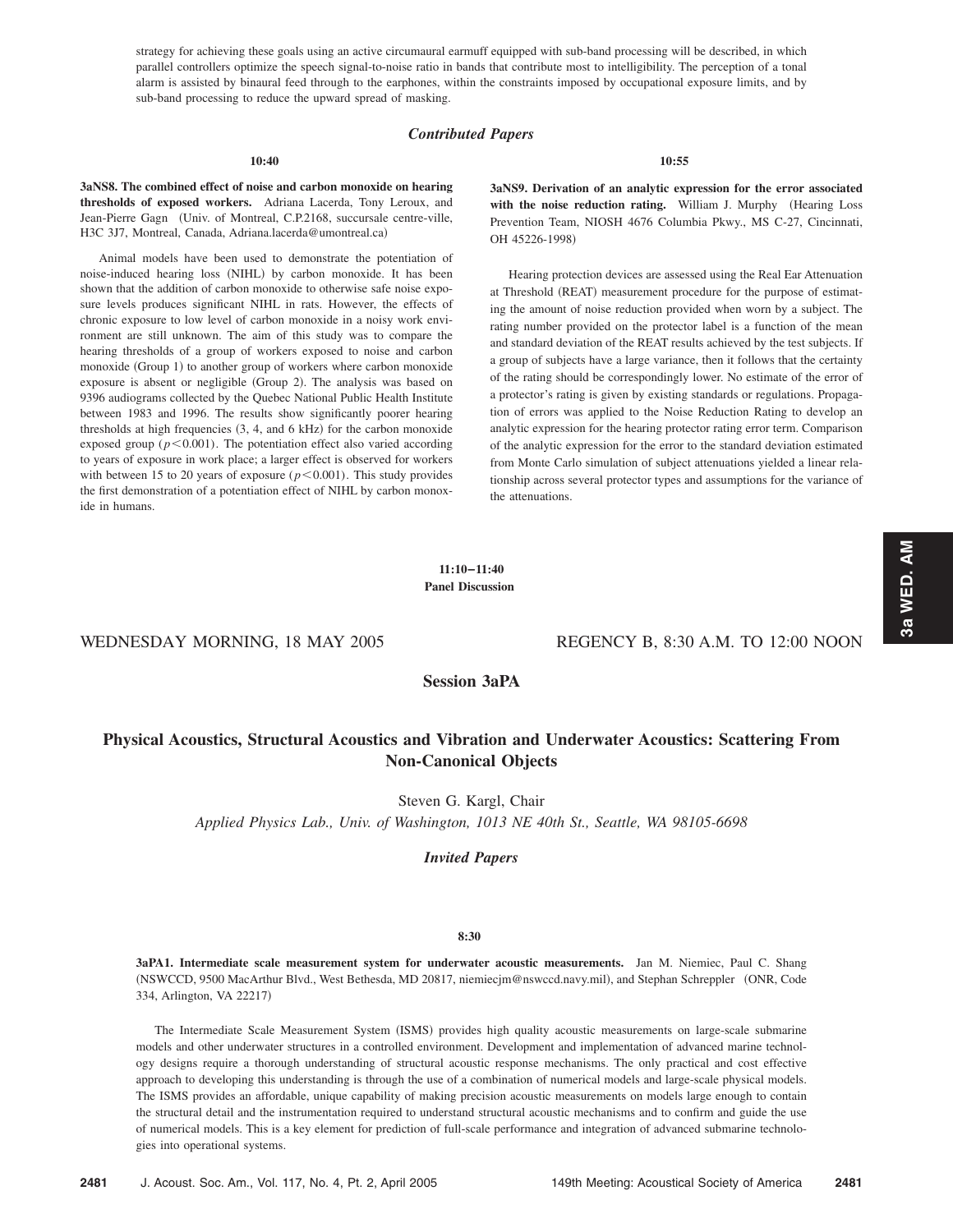strategy for achieving these goals using an active circumaural earmuff equipped with sub-band processing will be described, in which parallel controllers optimize the speech signal-to-noise ratio in bands that contribute most to intelligibility. The perception of a tonal alarm is assisted by binaural feed through to the earphones, within the constraints imposed by occupational exposure limits, and by sub-band processing to reduce the upward spread of masking.

### *Contributed Papers*

**10:40**

**3aNS8. The combined effect of noise and carbon monoxide on hearing thresholds of exposed workers.** Adriana Lacerda, Tony Leroux, and Jean-Pierre Gagn (Univ. of Montreal, C.P.2168, succursale centre-ville, H3C 3J7, Montreal, Canada, Adriana.lacerda@umontreal.ca)

Animal models have been used to demonstrate the potentiation of noise-induced hearing loss (NIHL) by carbon monoxide. It has been shown that the addition of carbon monoxide to otherwise safe noise exposure levels produces significant NIHL in rats. However, the effects of chronic exposure to low level of carbon monoxide in a noisy work environment are still unknown. The aim of this study was to compare the hearing thresholds of a group of workers exposed to noise and carbon monoxide (Group 1) to another group of workers where carbon monoxide exposure is absent or negligible (Group 2). The analysis was based on 9396 audiograms collected by the Quebec National Public Health Institute between 1983 and 1996. The results show significantly poorer hearing thresholds at high frequencies (3, 4, and 6 kHz) for the carbon monoxide exposed group ($p < 0.001$). The potentiation effect also varied according to years of exposure in work place; a larger effect is observed for workers with between 15 to 20 years of exposure ($p < 0.001$). This study provides the first demonstration of a potentiation effect of NIHL by carbon monoxide in humans.

**10:55**

**3aNS9. Derivation of an analytic expression for the error associated with the noise reduction rating.** William J. Murphy (Hearing Loss Prevention Team, NIOSH 4676 Columbia Pkwy., MS C-27, Cincinnati, OH 45226-1998)

Hearing protection devices are assessed using the Real Ear Attenuation at Threshold (REAT) measurement procedure for the purpose of estimating the amount of noise reduction provided when worn by a subject. The rating number provided on the protector label is a function of the mean and standard deviation of the REAT results achieved by the test subjects. If a group of subjects have a large variance, then it follows that the certainty of the rating should be correspondingly lower. No estimate of the error of a protector's rating is given by existing standards or regulations. Propagation of errors was applied to the Noise Reduction Rating to develop an analytic expression for the hearing protector rating error term. Comparison of the analytic expression for the error to the standard deviation estimated from Monte Carlo simulation of subject attenuations yielded a linear relationship across several protector types and assumptions for the variance of the attenuations.

**11:10–11:40**
**Panel Discussion**

WEDNESDAY MORNING, 18 MAY 2005 — REGENCY B, 8:30 A.M. TO 12:00 NOON

## Session 3aPA

## Physical Acoustics, Structural Acoustics and Vibration and Underwater Acoustics: Scattering From Non-Canonical Objects

Steven G. Kargl, Chair

*Applied Physics Lab., Univ. of Washington, 1013 NE 40th St., Seattle, WA 98105-6698*

### *Invited Papers*

**8:30**

**3aPA1. Intermediate scale measurement system for underwater acoustic measurements.** Jan M. Niemiec, Paul C. Shang (NSWCCD, 9500 MacArthur Blvd., West Bethesda, MD 20817, niemiecjm@nswccd.navy.mil), and Stephan Schreppler (ONR, Code 334, Arlington, VA 22217)

The Intermediate Scale Measurement System (ISMS) provides high quality acoustic measurements on large-scale submarine models and other underwater structures in a controlled environment. Development and implementation of advanced marine technology designs require a thorough understanding of structural acoustic response mechanisms. The only practical and cost effective approach to developing this understanding is through the use of a combination of numerical models and large-scale physical models. The ISMS provides an affordable, unique capability of making precision acoustic measurements on models large enough to contain the structural detail and the instrumentation required to understand structural acoustic mechanisms and to confirm and guide the use of numerical models. This is a key element for prediction of full-scale performance and integration of advanced submarine technologies into operational systems.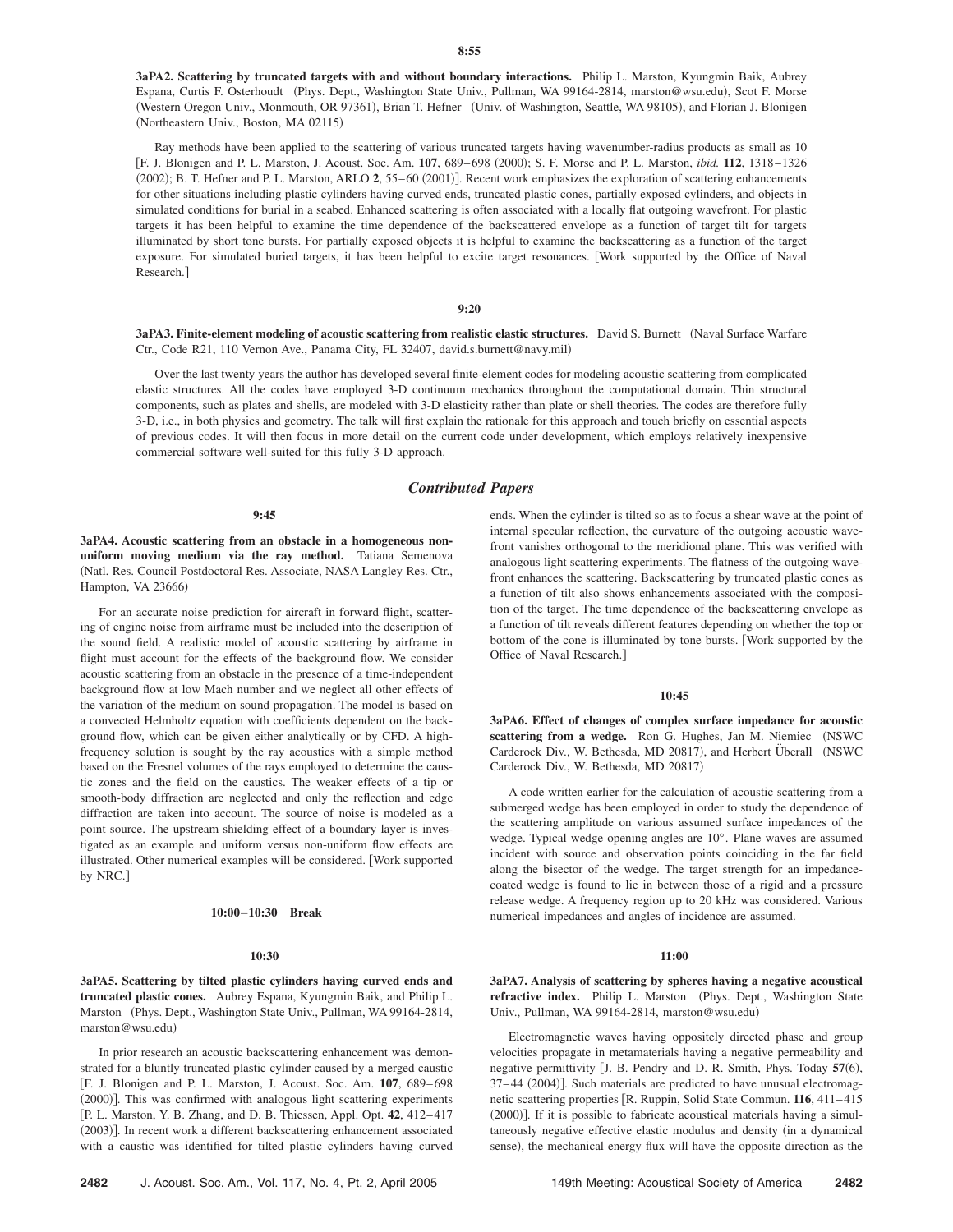**8:55**

**3aPA2. Scattering by truncated targets with and without boundary interactions.** Philip L. Marston, Kyungmin Baik, Aubrey Espana, Curtis F. Osterhoudt (Phys. Dept., Washington State Univ., Pullman, WA 99164-2814, marston@wsu.edu), Scot F. Morse (Western Oregon Univ., Monmouth, OR 97361), Brian T. Hefner (Univ. of Washington, Seattle, WA 98105), and Florian J. Blonigen (Northeastern Univ., Boston, MA 02115)

Ray methods have been applied to the scattering of various truncated targets having wavenumber-radius products as small as 10 [F. J. Blonigen and P. L. Marston, J. Acoust. Soc. Am. **107**, 689–698 (2000); S. F. Morse and P. L. Marston, *ibid.* **112**, 1318–1326 (2002); B. T. Hefner and P. L. Marston, ARLO **2**, 55–60 (2001)]. Recent work emphasizes the exploration of scattering enhancements for other situations including plastic cylinders having curved ends, truncated plastic cones, partially exposed cylinders, and objects in simulated conditions for burial in a seabed. Enhanced scattering is often associated with a locally flat outgoing wavefront. For plastic targets it has been helpful to examine the time dependence of the backscattered envelope as a function of target tilt for targets illuminated by short tone bursts. For partially exposed objects it is helpful to examine the backscattering as a function of the target exposure. For simulated buried targets, it has been helpful to excite target resonances. [Work supported by the Office of Naval Research.]

**9:20**

**3aPA3. Finite-element modeling of acoustic scattering from realistic elastic structures.** David S. Burnett (Naval Surface Warfare Ctr., Code R21, 110 Vernon Ave., Panama City, FL 32407, david.s.burnett@navy.mil)

Over the last twenty years the author has developed several finite-element codes for modeling acoustic scattering from complicated elastic structures. All the codes have employed 3-D continuum mechanics throughout the computational domain. Thin structural components, such as plates and shells, are modeled with 3-D elasticity rather than plate or shell theories. The codes are therefore fully 3-D, i.e., in both physics and geometry. The talk will first explain the rationale for this approach and touch briefly on essential aspects of previous codes. It will then focus in more detail on the current code under development, which employs relatively inexpensive commercial software well-suited for this fully 3-D approach.

## *Contributed Papers*

**9:45**

**3aPA4. Acoustic scattering from an obstacle in a homogeneous non-uniform moving medium via the ray method.** Tatiana Semenova (Natl. Res. Council Postdoctoral Res. Associate, NASA Langley Res. Ctr., Hampton, VA 23666)

For an accurate noise prediction for aircraft in forward flight, scattering of engine noise from airframe must be included into the description of the sound field. A realistic model of acoustic scattering by airframe in flight must account for the effects of the background flow. We consider acoustic scattering from an obstacle in the presence of a time-independent background flow at low Mach number and we neglect all other effects of the variation of the medium on sound propagation. The model is based on a convected Helmholtz equation with coefficients dependent on the background flow, which can be given either analytically or by CFD. A high-frequency solution is sought by the ray acoustics with a simple method based on the Fresnel volumes of the rays employed to determine the caustic zones and the field on the caustics. The weaker effects of a tip or smooth-body diffraction are neglected and only the reflection and edge diffraction are taken into account. The source of noise is modeled as a point source. The upstream shielding effect of a boundary layer is investigated as an example and uniform versus non-uniform flow effects are illustrated. Other numerical examples will be considered. [Work supported by NRC.]

**10:00–10:30 Break**

**10:30**

**3aPA5. Scattering by tilted plastic cylinders having curved ends and truncated plastic cones.** Aubrey Espana, Kyungmin Baik, and Philip L. Marston (Phys. Dept., Washington State Univ., Pullman, WA 99164-2814, marston@wsu.edu)

In prior research an acoustic backscattering enhancement was demonstrated for a bluntly truncated plastic cylinder caused by a merged caustic [F. J. Blonigen and P. L. Marston, J. Acoust. Soc. Am. **107**, 689–698 (2000)]. This was confirmed with analogous light scattering experiments [P. L. Marston, Y. B. Zhang, and D. B. Thiessen, Appl. Opt. **42**, 412–417 (2003)]. In recent work a different backscattering enhancement associated with a caustic was identified for tilted plastic cylinders having curved ends. When the cylinder is tilted so as to focus a shear wave at the point of internal specular reflection, the curvature of the outgoing acoustic wavefront vanishes orthogonal to the meridional plane. This was verified with analogous light scattering experiments. The flatness of the outgoing wavefront enhances the scattering. Backscattering by truncated plastic cones as a function of tilt also shows enhancements associated with the composition of the target. The time dependence of the backscattering envelope as a function of tilt reveals different features depending on whether the top or bottom of the cone is illuminated by tone bursts. [Work supported by the Office of Naval Research.]

**10:45**

**3aPA6. Effect of changes of complex surface impedance for acoustic scattering from a wedge.** Ron G. Hughes, Jan M. Niemiec (NSWC Carderock Div., W. Bethesda, MD 20817), and Herbert Überall (NSWC Carderock Div., W. Bethesda, MD 20817)

A code written earlier for the calculation of acoustic scattering from a submerged wedge has been employed in order to study the dependence of the scattering amplitude on various assumed surface impedances of the wedge. Typical wedge opening angles are 10°. Plane waves are assumed incident with source and observation points coinciding in the far field along the bisector of the wedge. The target strength for an impedance-coated wedge is found to lie in between those of a rigid and a pressure release wedge. A frequency region up to 20 kHz was considered. Various numerical impedances and angles of incidence are assumed.

**11:00**

**3aPA7. Analysis of scattering by spheres having a negative acoustical refractive index.** Philip L. Marston (Phys. Dept., Washington State Univ., Pullman, WA 99164-2814, marston@wsu.edu)

Electromagnetic waves having oppositely directed phase and group velocities propagate in metamaterials having a negative permeability and negative permittivity [J. B. Pendry and D. R. Smith, Phys. Today **57**(6), 37–44 (2004)]. Such materials are predicted to have unusual electromagnetic scattering properties [R. Ruppin, Solid State Commun. **116**, 411–415 (2000)]. If it is possible to fabricate acoustical materials having a simultaneously negative effective elastic modulus and density (in a dynamical sense), the mechanical energy flux will have the opposite direction as the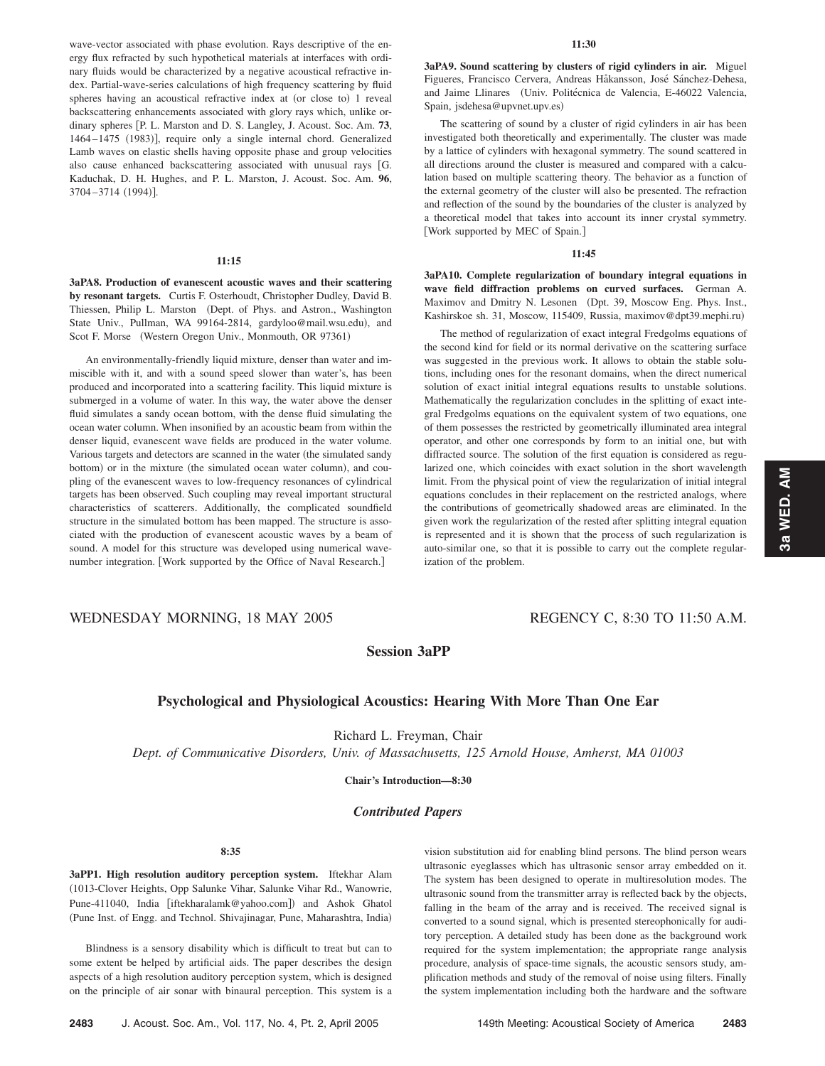wave-vector associated with phase evolution. Rays descriptive of the energy flux refracted by such hypothetical materials at interfaces with ordinary fluids would be characterized by a negative acoustical refractive index. Partial-wave-series calculations of high frequency scattering by fluid spheres having an acoustical refractive index at (or close to) 1 reveal backscattering enhancements associated with glory rays which, unlike ordinary spheres [P. L. Marston and D. S. Langley, J. Acoust. Soc. Am. **73**, 1464–1475 (1983)], require only a single internal chord. Generalized Lamb waves on elastic shells having opposite phase and group velocities also cause enhanced backscattering associated with unusual rays [G. Kaduchak, D. H. Hughes, and P. L. Marston, J. Acoust. Soc. Am. **96**, 3704–3714 (1994)].

**11:15**

**3aPA8. Production of evanescent acoustic waves and their scattering by resonant targets.** Curtis F. Osterhoudt, Christopher Dudley, David B. Thiessen, Philip L. Marston (Dept. of Phys. and Astron., Washington State Univ., Pullman, WA 99164-2814, gardyloo@mail.wsu.edu), and Scot F. Morse (Western Oregon Univ., Monmouth, OR 97361)

An environmentally-friendly liquid mixture, denser than water and immiscible with it, and with a sound speed slower than water's, has been produced and incorporated into a scattering facility. This liquid mixture is submerged in a volume of water. In this way, the water above the denser fluid simulates a sandy ocean bottom, with the dense fluid simulating the ocean water column. When insonified by an acoustic beam from within the denser liquid, evanescent wave fields are produced in the water volume. Various targets and detectors are scanned in the water (the simulated sandy bottom) or in the mixture (the simulated ocean water column), and coupling of the evanescent waves to low-frequency resonances of cylindrical targets has been observed. Such coupling may reveal important structural characteristics of scatterers. Additionally, the complicated soundfield structure in the simulated bottom has been mapped. The structure is associated with the production of evanescent acoustic waves by a beam of sound. A model for this structure was developed using numerical wavenumber integration. [Work supported by the Office of Naval Research.]

**11:30**

**3aPA9. Sound scattering by clusters of rigid cylinders in air.** Miguel Figueres, Francisco Cervera, Andreas Håkansson, José Sánchez-Dehesa, and Jaime Llinares (Univ. Politécnica de Valencia, E-46022 Valencia, Spain, jsdehesa@upvnet.upv.es)

The scattering of sound by a cluster of rigid cylinders in air has been investigated both theoretically and experimentally. The cluster was made by a lattice of cylinders with hexagonal symmetry. The sound scattered in all directions around the cluster is measured and compared with a calculation based on multiple scattering theory. The behavior as a function of the external geometry of the cluster will also be presented. The refraction and reflection of the sound by the boundaries of the cluster is analyzed by a theoretical model that takes into account its inner crystal symmetry. [Work supported by MEC of Spain.]

**11:45**

**3aPA10. Complete regularization of boundary integral equations in wave field diffraction problems on curved surfaces.** German A. Maximov and Dmitry N. Lesonen (Dpt. 39, Moscow Eng. Phys. Inst., Kashirskoe sh. 31, Moscow, 115409, Russia, maximov@dpt39.mephi.ru)

The method of regularization of exact integral Fredgolms equations of the second kind for field or its normal derivative on the scattering surface was suggested in the previous work. It allows to obtain the stable solutions, including ones for the resonant domains, when the direct numerical solution of exact initial integral equations results to unstable solutions. Mathematically the regularization concludes in the splitting of exact integral Fredgolms equations on the equivalent system of two equations, one of them possesses the restricted by geometrically illuminated area integral operator, and other one corresponds by form to an initial one, but with diffracted source. The solution of the first equation is considered as regularized one, which coincides with exact solution in the short wavelength limit. From the physical point of view the regularization of initial integral equations concludes in their replacement on the restricted analogs, where the contributions of geometrically shadowed areas are eliminated. In the given work the regularization of the rested after splitting integral equation is represented and it is shown that the process of such regularization is auto-similar one, so that it is possible to carry out the complete regularization of the problem.

WEDNESDAY MORNING, 18 MAY 2005 — REGENCY C, 8:30 TO 11:50 A.M.

## Session 3aPP

### Psychological and Physiological Acoustics: Hearing With More Than One Ear

Richard L. Freyman, Chair

*Dept. of Communicative Disorders, Univ. of Massachusetts, 125 Arnold House, Amherst, MA 01003*

**Chair's Introduction—8:30**

### *Contributed Papers*

**8:35**

**3aPP1. High resolution auditory perception system.** Iftekhar Alam (1013-Clover Heights, Opp Salunke Vihar, Salunke Vihar Rd., Wanowrie, Pune-411040, India [iftekharalamk@yahoo.com]) and Ashok Ghatol (Pune Inst. of Engg. and Technol. Shivajinagar, Pune, Maharashtra, India)

Blindness is a sensory disability which is difficult to treat but can to some extent be helped by artificial aids. The paper describes the design aspects of a high resolution auditory perception system, which is designed on the principle of air sonar with binaural perception. This system is a vision substitution aid for enabling blind persons. The blind person wears ultrasonic eyeglasses which has ultrasonic sensor array embedded on it. The system has been designed to operate in multiresolution modes. The ultrasonic sound from the transmitter array is reflected back by the objects, falling in the beam of the array and is received. The received signal is converted to a sound signal, which is presented stereophonically for auditory perception. A detailed study has been done as the background work required for the system implementation; the appropriate range analysis procedure, analysis of space-time signals, the acoustic sensors study, amplification methods and study of the removal of noise using filters. Finally the system implementation including both the hardware and the software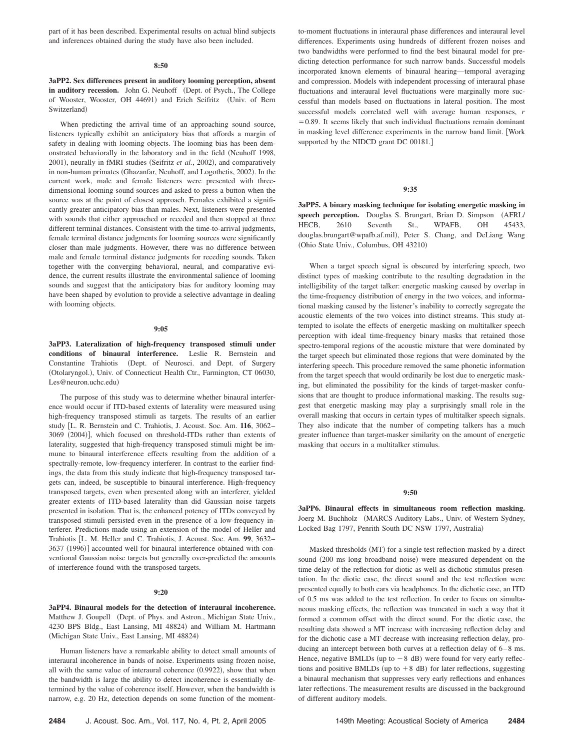part of it has been described. Experimental results on actual blind subjects and inferences obtained during the study have also been included.

**8:50**

**3aPP2. Sex differences present in auditory looming perception, absent in auditory recession.** John G. Neuhoff (Dept. of Psych., The College of Wooster, Wooster, OH 44691) and Erich Seifritz (Univ. of Bern Switzerland)

When predicting the arrival time of an approaching sound source, listeners typically exhibit an anticipatory bias that affords a margin of safety in dealing with looming objects. The looming bias has been demonstrated behaviorally in the laboratory and in the field (Neuhoff 1998, 2001), neurally in fMRI studies (Seifritz *et al.*, 2002), and comparatively in non-human primates (Ghazanfar, Neuhoff, and Logothetis, 2002). In the current work, male and female listeners were presented with three-dimensional looming sound sources and asked to press a button when the source was at the point of closest approach. Females exhibited a significantly greater anticipatory bias than males. Next, listeners were presented with sounds that either approached or receded and then stopped at three different terminal distances. Consistent with the time-to-arrival judgments, female terminal distance judgments for looming sources were significantly closer than male judgments. However, there was no difference between male and female terminal distance judgments for receding sounds. Taken together with the converging behavioral, neural, and comparative evidence, the current results illustrate the environmental salience of looming sounds and suggest that the anticipatory bias for auditory looming may have been shaped by evolution to provide a selective advantage in dealing with looming objects.

**9:05**

**3aPP3. Lateralization of high-frequency transposed stimuli under conditions of binaural interference.** Leslie R. Bernstein and Constantine Trahiotis (Dept. of Neurosci. and Dept. of Surgery (Otolaryngol.), Univ. of Connecticut Health Ctr., Farmington, CT 06030, Les@neuron.uchc.edu)

The purpose of this study was to determine whether binaural interference would occur if ITD-based extents of laterality were measured using high-frequency transposed stimuli as targets. The results of an earlier study [L. R. Bernstein and C. Trahiotis, J. Acoust. Soc. Am. **116**, 3062–3069 (2004)], which focused on threshold-ITDs rather than extents of laterality, suggested that high-frequency transposed stimuli might be immune to binaural interference effects resulting from the addition of a spectrally-remote, low-frequency interferer. In contrast to the earlier findings, the data from this study indicate that high-frequency transposed targets can, indeed, be susceptible to binaural interference. High-frequency transposed targets, even when presented along with an interferer, yielded greater extents of ITD-based laterality than did Gaussian noise targets presented in isolation. That is, the enhanced potency of ITDs conveyed by transposed stimuli persisted even in the presence of a low-frequency interferer. Predictions made using an extension of the model of Heller and Trahiotis [L. M. Heller and C. Trahiotis, J. Acoust. Soc. Am. **99**, 3632–3637 (1996)] accounted well for binaural interference obtained with conventional Gaussian noise targets but generally over-predicted the amounts of interference found with the transposed targets.

**9:20**

**3aPP4. Binaural models for the detection of interaural incoherence.** Matthew J. Goupell (Dept. of Phys. and Astron., Michigan State Univ., 4230 BPS Bldg., East Lansing, MI 48824) and William M. Hartmann (Michigan State Univ., East Lansing, MI 48824)

Human listeners have a remarkable ability to detect small amounts of interaural incoherence in bands of noise. Experiments using frozen noise, all with the same value of interaural coherence (0.9922), show that when the bandwidth is large the ability to detect incoherence is essentially determined by the value of coherence itself. However, when the bandwidth is narrow, e.g. 20 Hz, detection depends on some function of the moment-to-moment fluctuations in interaural phase differences and interaural level differences. Experiments using hundreds of different frozen noises and two bandwidths were performed to find the best binaural model for predicting detection performance for such narrow bands. Successful models incorporated known elements of binaural hearing—temporal averaging and compression. Models with independent processing of interaural phase fluctuations and interaural level fluctuations were marginally more successful than models based on fluctuations in lateral position. The most successful models correlated well with average human responses, $r = 0.89$. It seems likely that such individual fluctuations remain dominant in masking level difference experiments in the narrow band limit. [Work supported by the NIDCD grant DC 00181.]

**9:35**

**3aPP5. A binary masking technique for isolating energetic masking in speech perception.** Douglas S. Brungart, Brian D. Simpson (AFRL/HECB, 2610 Seventh St., WPAFB, OH 45433, douglas.brungart@wpafb.af.mil), Peter S. Chang, and DeLiang Wang (Ohio State Univ., Columbus, OH 43210)

When a target speech signal is obscured by interfering speech, two distinct types of masking contribute to the resulting degradation in the intelligibility of the target talker: energetic masking caused by overlap in the time-frequency distribution of energy in the two voices, and informational masking caused by the listener's inability to correctly segregate the acoustic elements of the two voices into distinct streams. This study attempted to isolate the effects of energetic masking on multitalker speech perception with ideal time-frequency binary masks that retained those spectro-temporal regions of the acoustic mixture that were dominated by the target speech but eliminated those regions that were dominated by the interfering speech. This procedure removed the same phonetic information from the target speech that would ordinarily be lost due to energetic masking, but eliminated the possibility for the kinds of target-masker confusions that are thought to produce informational masking. The results suggest that energetic masking may play a surprisingly small role in the overall masking that occurs in certain types of multitalker speech signals. They also indicate that the number of competing talkers has a much greater influence than target-masker similarity on the amount of energetic masking that occurs in a multitalker stimulus.

**9:50**

**3aPP6. Binaural effects in simultaneous room reflection masking.** Joerg M. Buchholz (MARCS Auditory Labs., Univ. of Western Sydney, Locked Bag 1797, Penrith South DC NSW 1797, Australia)

Masked thresholds (MT) for a single test reflection masked by a direct sound (200 ms long broadband noise) were measured dependent on the time delay of the reflection for diotic as well as dichotic stimulus presentation. In the diotic case, the direct sound and the test reflection were presented equally to both ears via headphones. In the dichotic case, an ITD of 0.5 ms was added to the test reflection. In order to focus on simultaneous masking effects, the reflection was truncated in such a way that it formed a common offset with the direct sound. For the diotic case, the resulting data showed a MT increase with increasing reflection delay and for the dichotic case a MT decrease with increasing reflection delay, producing an intercept between both curves at a reflection delay of 6–8 ms. Hence, negative BMLDs (up to $-8$ dB) were found for very early reflections and positive BMLDs (up to $+8$ dB) for later reflections, suggesting a binaural mechanism that suppresses very early reflections and enhances later reflections. The measurement results are discussed in the background of different auditory models.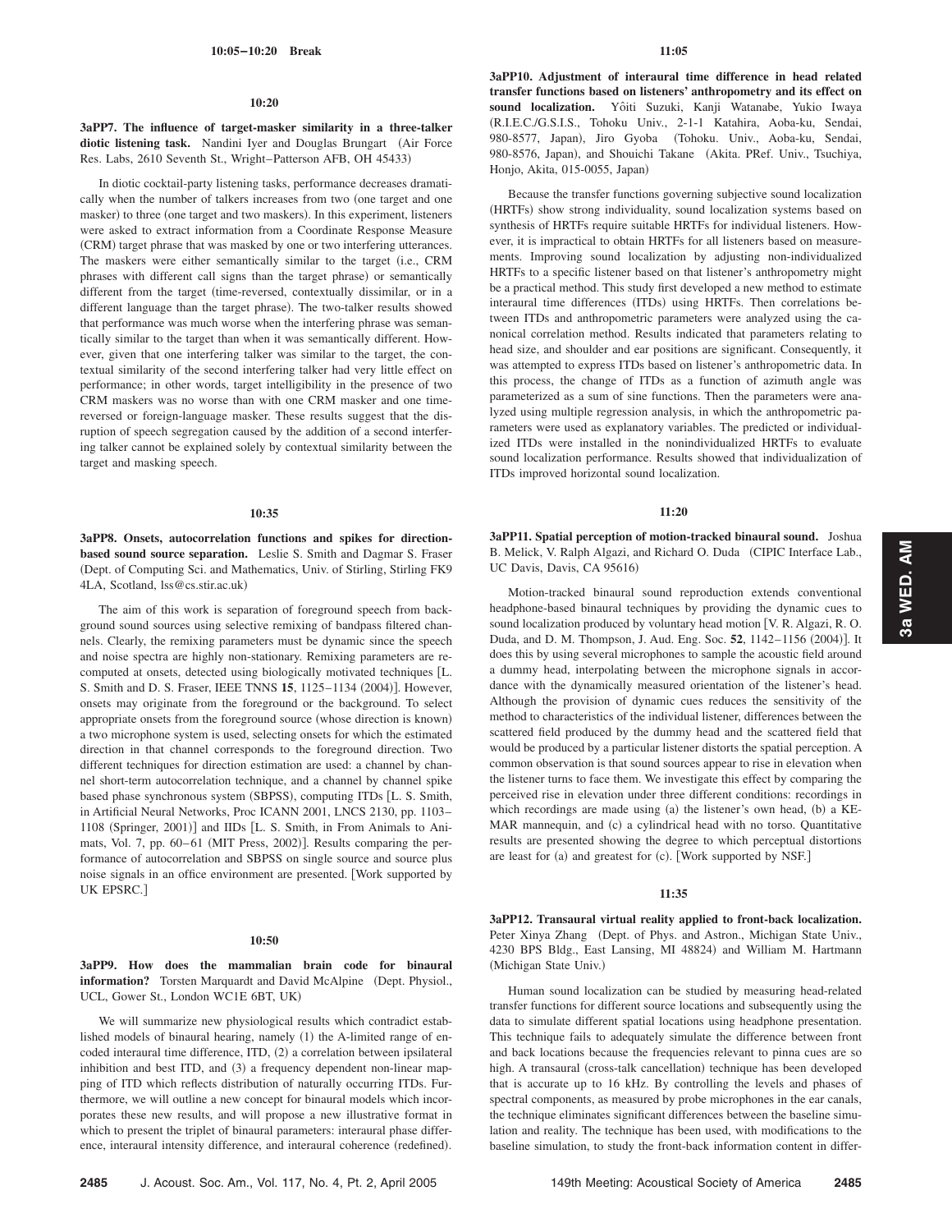**10:05–10:20 Break**

**10:20**

**3aPP7. The influence of target-masker similarity in a three-talker diotic listening task.** Nandini Iyer and Douglas Brungart (Air Force Res. Labs, 2610 Seventh St., Wright–Patterson AFB, OH 45433)

In diotic cocktail-party listening tasks, performance decreases dramatically when the number of talkers increases from two (one target and one masker) to three (one target and two maskers). In this experiment, listeners were asked to extract information from a Coordinate Response Measure (CRM) target phrase that was masked by one or two interfering utterances. The maskers were either semantically similar to the target (i.e., CRM phrases with different call signs than the target phrase) or semantically different from the target (time-reversed, contextually dissimilar, or in a different language than the target phrase). The two-talker results showed that performance was much worse when the interfering phrase was semantically similar to the target than when it was semantically different. However, given that one interfering talker was similar to the target, the contextual similarity of the second interfering talker had very little effect on performance; in other words, target intelligibility in the presence of two CRM maskers was no worse than with one CRM masker and one time-reversed or foreign-language masker. These results suggest that the disruption of speech segregation caused by the addition of a second interfering talker cannot be explained solely by contextual similarity between the target and masking speech.

**10:35**

**3aPP8. Onsets, autocorrelation functions and spikes for direction-based sound source separation.** Leslie S. Smith and Dagmar S. Fraser (Dept. of Computing Sci. and Mathematics, Univ. of Stirling, Stirling FK9 4LA, Scotland, lss@cs.stir.ac.uk)

The aim of this work is separation of foreground speech from background sound sources using selective remixing of bandpass filtered channels. Clearly, the remixing parameters must be dynamic since the speech and noise spectra are highly non-stationary. Remixing parameters are recomputed at onsets, detected using biologically motivated techniques [L. S. Smith and D. S. Fraser, IEEE TNNS **15**, 1125–1134 (2004)]. However, onsets may originate from the foreground or the background. To select appropriate onsets from the foreground source (whose direction is known) a two microphone system is used, selecting onsets for which the estimated direction in that channel corresponds to the foreground direction. Two different techniques for direction estimation are used: a channel by channel short-term autocorrelation technique, and a channel by channel spike based phase synchronous system (SBPSS), computing ITDs [L. S. Smith, in Artificial Neural Networks, Proc ICANN 2001, LNCS 2130, pp. 1103–1108 (Springer, 2001)] and IIDs [L. S. Smith, in From Animals to Animats, Vol. 7, pp. 60–61 (MIT Press, 2002)]. Results comparing the performance of autocorrelation and SBPSS on single source and source plus noise signals in an office environment are presented. [Work supported by UK EPSRC.]

**10:50**

**3aPP9. How does the mammalian brain code for binaural information?** Torsten Marquardt and David McAlpine (Dept. Physiol., UCL, Gower St., London WC1E 6BT, UK)

We will summarize new physiological results which contradict established models of binaural hearing, namely (1) the A-limited range of encoded interaural time difference, ITD, (2) a correlation between ipsilateral inhibition and best ITD, and (3) a frequency dependent non-linear mapping of ITD which reflects distribution of naturally occurring ITDs. Furthermore, we will outline a new concept for binaural models which incorporates these new results, and will propose a new illustrative format in which to present the triplet of binaural parameters: interaural phase difference, interaural intensity difference, and interaural coherence (redefined).

**11:05**

**3aPP10. Adjustment of interaural time difference in head related transfer functions based on listeners' anthropometry and its effect on sound localization.** Yôiti Suzuki, Kanji Watanabe, Yukio Iwaya (R.I.E.C./G.S.I.S., Tohoku Univ., 2-1-1 Katahira, Aoba-ku, Sendai, 980-8577, Japan), Jiro Gyoba (Tohoku. Univ., Aoba-ku, Sendai, 980-8576, Japan), and Shouichi Takane (Akita. PRef. Univ., Tsuchiya, Honjo, Akita, 015-0055, Japan)

Because the transfer functions governing subjective sound localization (HRTFs) show strong individuality, sound localization systems based on synthesis of HRTFs require suitable HRTFs for individual listeners. However, it is impractical to obtain HRTFs for all listeners based on measurements. Improving sound localization by adjusting non-individualized HRTFs to a specific listener based on that listener's anthropometry might be a practical method. This study first developed a new method to estimate interaural time differences (ITDs) using HRTFs. Then correlations between ITDs and anthropometric parameters were analyzed using the canonical correlation method. Results indicated that parameters relating to head size, and shoulder and ear positions are significant. Consequently, it was attempted to express ITDs based on listener's anthropometric data. In this process, the change of ITDs as a function of azimuth angle was parameterized as a sum of sine functions. Then the parameters were analyzed using multiple regression analysis, in which the anthropometric parameters were used as explanatory variables. The predicted or individualized ITDs were installed in the nonindividualized HRTFs to evaluate sound localization performance. Results showed that individualization of ITDs improved horizontal sound localization.

**11:20**

**3aPP11. Spatial perception of motion-tracked binaural sound.** Joshua B. Melick, V. Ralph Algazi, and Richard O. Duda (CIPIC Interface Lab., UC Davis, Davis, CA 95616)

Motion-tracked binaural sound reproduction extends conventional headphone-based binaural techniques by providing the dynamic cues to sound localization produced by voluntary head motion [V. R. Algazi, R. O. Duda, and D. M. Thompson, J. Aud. Eng. Soc. **52**, 1142–1156 (2004)]. It does this by using several microphones to sample the acoustic field around a dummy head, interpolating between the microphone signals in accordance with the dynamically measured orientation of the listener's head. Although the provision of dynamic cues reduces the sensitivity of the method to characteristics of the individual listener, differences between the scattered field produced by the dummy head and the scattered field that would be produced by a particular listener distorts the spatial perception. A common observation is that sound sources appear to rise in elevation when the listener turns to face them. We investigate this effect by comparing the perceived rise in elevation under three different conditions: recordings in which recordings are made using (a) the listener's own head, (b) a KEMAR mannequin, and (c) a cylindrical head with no torso. Quantitative results are presented showing the degree to which perceptual distortions are least for (a) and greatest for (c). [Work supported by NSF.]

**11:35**

**3aPP12. Transaural virtual reality applied to front-back localization.** Peter Xinya Zhang (Dept. of Phys. and Astron., Michigan State Univ., 4230 BPS Bldg., East Lansing, MI 48824) and William M. Hartmann (Michigan State Univ.)

Human sound localization can be studied by measuring head-related transfer functions for different source locations and subsequently using the data to simulate different spatial locations using headphone presentation. This technique fails to adequately simulate the difference between front and back locations because the frequencies relevant to pinna cues are so high. A transaural (cross-talk cancellation) technique has been developed that is accurate up to 16 kHz. By controlling the levels and phases of spectral components, as measured by probe microphones in the ear canals, the technique eliminates significant differences between the baseline simulation and reality. The technique has been used, with modifications to the baseline simulation, to study the front-back information content in differ-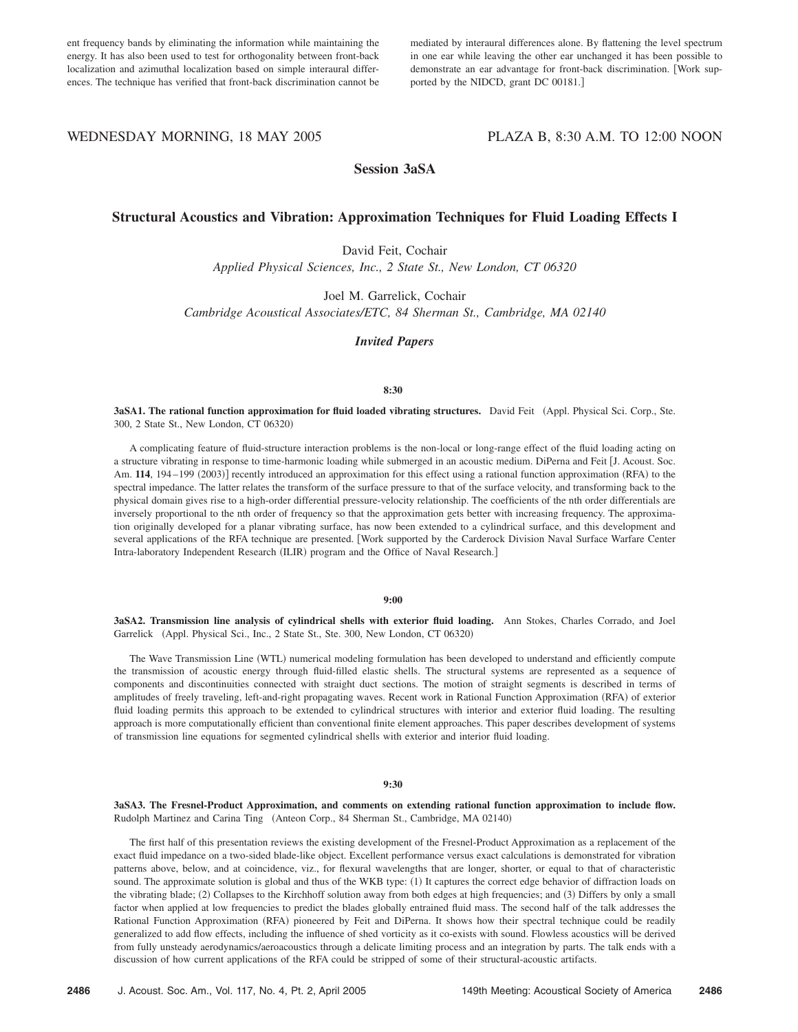ent frequency bands by eliminating the information while maintaining the energy. It has also been used to test for orthogonality between front-back localization and azimuthal localization based on simple interaural differences. The technique has verified that front-back discrimination cannot be mediated by interaural differences alone. By flattening the level spectrum in one ear while leaving the other ear unchanged it has been possible to demonstrate an ear advantage for front-back discrimination. [Work supported by the NIDCD, grant DC 00181.]

WEDNESDAY MORNING, 18 MAY 2005 PLAZA B, 8:30 A.M. TO 12:00 NOON

## Session 3aSA

## Structural Acoustics and Vibration: Approximation Techniques for Fluid Loading Effects I

David Feit, Cochair
*Applied Physical Sciences, Inc., 2 State St., New London, CT 06320*

Joel M. Garrelick, Cochair
*Cambridge Acoustical Associates/ETC, 84 Sherman St., Cambridge, MA 02140*

### *Invited Papers*

**8:30**

**3aSA1. The rational function approximation for fluid loaded vibrating structures.** David Feit (Appl. Physical Sci. Corp., Ste. 300, 2 State St., New London, CT 06320)

A complicating feature of fluid-structure interaction problems is the non-local or long-range effect of the fluid loading acting on a structure vibrating in response to time-harmonic loading while submerged in an acoustic medium. DiPerna and Feit [J. Acoust. Soc. Am. **114**, 194–199 (2003)] recently introduced an approximation for this effect using a rational function approximation (RFA) to the spectral impedance. The latter relates the transform of the surface pressure to that of the surface velocity, and transforming back to the physical domain gives rise to a high-order differential pressure-velocity relationship. The coefficients of the nth order differentials are inversely proportional to the nth order of frequency so that the approximation gets better with increasing frequency. The approximation originally developed for a planar vibrating surface, has now been extended to a cylindrical surface, and this development and several applications of the RFA technique are presented. [Work supported by the Carderock Division Naval Surface Warfare Center Intra-laboratory Independent Research (ILIR) program and the Office of Naval Research.]

**9:00**

**3aSA2. Transmission line analysis of cylindrical shells with exterior fluid loading.** Ann Stokes, Charles Corrado, and Joel Garrelick (Appl. Physical Sci., Inc., 2 State St., Ste. 300, New London, CT 06320)

The Wave Transmission Line (WTL) numerical modeling formulation has been developed to understand and efficiently compute the transmission of acoustic energy through fluid-filled elastic shells. The structural systems are represented as a sequence of components and discontinuities connected with straight duct sections. The motion of straight segments is described in terms of amplitudes of freely traveling, left-and-right propagating waves. Recent work in Rational Function Approximation (RFA) of exterior fluid loading permits this approach to be extended to cylindrical structures with interior and exterior fluid loading. The resulting approach is more computationally efficient than conventional finite element approaches. This paper describes development of systems of transmission line equations for segmented cylindrical shells with exterior and interior fluid loading.

**9:30**

**3aSA3. The Fresnel-Product Approximation, and comments on extending rational function approximation to include flow.** Rudolph Martinez and Carina Ting (Anteon Corp., 84 Sherman St., Cambridge, MA 02140)

The first half of this presentation reviews the existing development of the Fresnel-Product Approximation as a replacement of the exact fluid impedance on a two-sided blade-like object. Excellent performance versus exact calculations is demonstrated for vibration patterns above, below, and at coincidence, viz., for flexural wavelengths that are longer, shorter, or equal to that of characteristic sound. The approximate solution is global and thus of the WKB type: (1) It captures the correct edge behavior of diffraction loads on the vibrating blade; (2) Collapses to the Kirchhoff solution away from both edges at high frequencies; and (3) Differs by only a small factor when applied at low frequencies to predict the blades globally entrained fluid mass. The second half of the talk addresses the Rational Function Approximation (RFA) pioneered by Feit and DiPerna. It shows how their spectral technique could be readily generalized to add flow effects, including the influence of shed vorticity as it co-exists with sound. Flowless acoustics will be derived from fully unsteady aerodynamics/aeroacoustics through a delicate limiting process and an integration by parts. The talk ends with a discussion of how current applications of the RFA could be stripped of some of their structural-acoustic artifacts.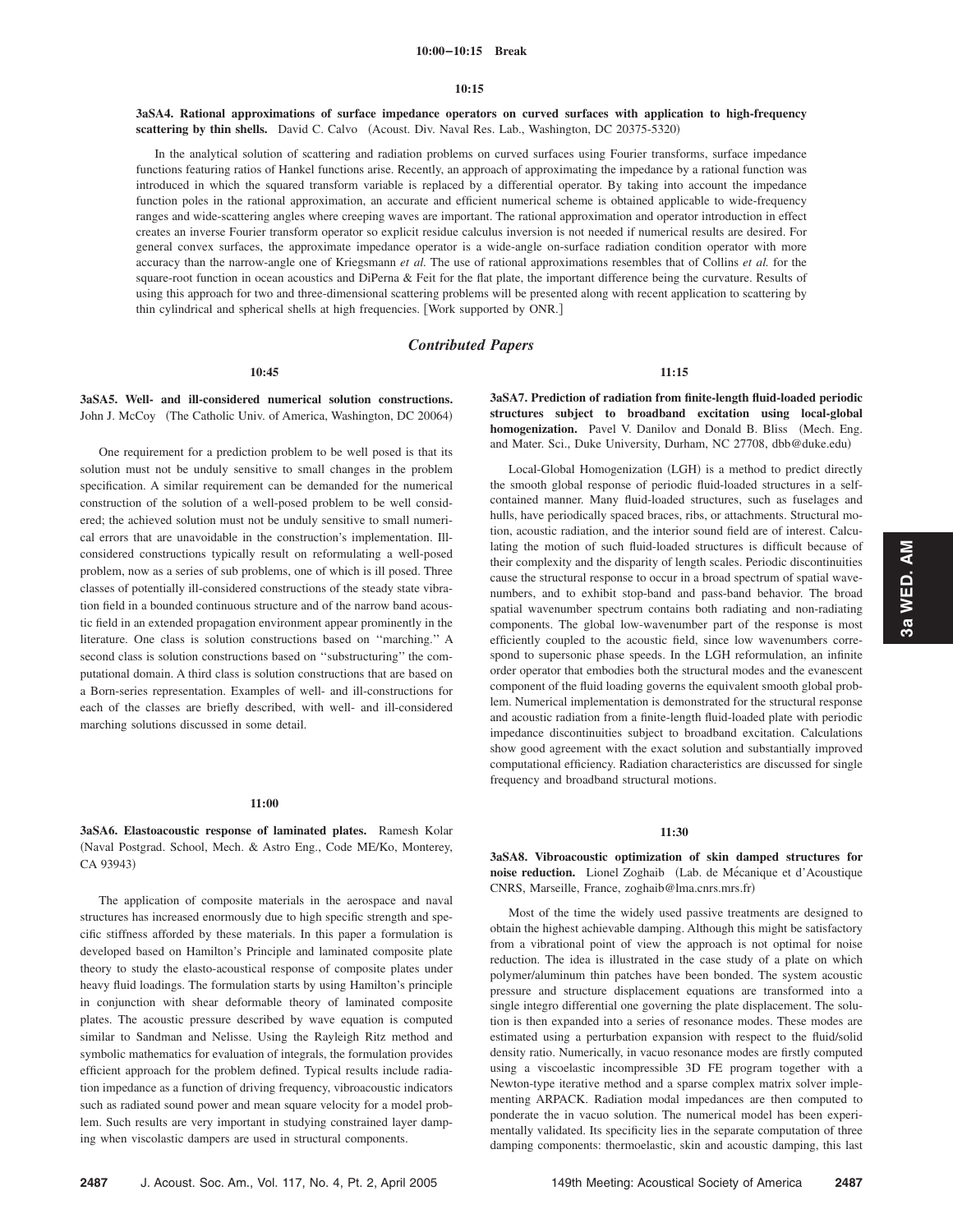**10:00–10:15 Break**

**10:15**

**3aSA4. Rational approximations of surface impedance operators on curved surfaces with application to high-frequency scattering by thin shells.** David C. Calvo (Acoust. Div. Naval Res. Lab., Washington, DC 20375-5320)

In the analytical solution of scattering and radiation problems on curved surfaces using Fourier transforms, surface impedance functions featuring ratios of Hankel functions arise. Recently, an approach of approximating the impedance by a rational function was introduced in which the squared transform variable is replaced by a differential operator. By taking into account the impedance function poles in the rational approximation, an accurate and efficient numerical scheme is obtained applicable to wide-frequency ranges and wide-scattering angles where creeping waves are important. The rational approximation and operator introduction in effect creates an inverse Fourier transform operator so explicit residue calculus inversion is not needed if numerical results are desired. For general convex surfaces, the approximate impedance operator is a wide-angle on-surface radiation condition operator with more accuracy than the narrow-angle one of Kriegsmann *et al.* The use of rational approximations resembles that of Collins *et al.* for the square-root function in ocean acoustics and DiPerna & Feit for the flat plate, the important difference being the curvature. Results of using this approach for two and three-dimensional scattering problems will be presented along with recent application to scattering by thin cylindrical and spherical shells at high frequencies. [Work supported by ONR.]

## *Contributed Papers*

**10:45**

**3aSA5. Well- and ill-considered numerical solution constructions.** John J. McCoy (The Catholic Univ. of America, Washington, DC 20064)

One requirement for a prediction problem to be well posed is that its solution must not be unduly sensitive to small changes in the problem specification. A similar requirement can be demanded for the numerical construction of the solution of a well-posed problem to be well considered; the achieved solution must not be unduly sensitive to small numerical errors that are unavoidable in the construction's implementation. Ill-considered constructions typically result on reformulating a well-posed problem, now as a series of sub problems, one of which is ill posed. Three classes of potentially ill-considered constructions of the steady state vibration field in a bounded continuous structure and of the narrow band acoustic field in an extended propagation environment appear prominently in the literature. One class is solution constructions based on ''marching.'' A second class is solution constructions based on ''substructuring'' the computational domain. A third class is solution constructions that are based on a Born-series representation. Examples of well- and ill-constructions for each of the classes are briefly described, with well- and ill-considered marching solutions discussed in some detail.

**11:00**

**3aSA6. Elastoacoustic response of laminated plates.** Ramesh Kolar (Naval Postgrad. School, Mech. & Astro Eng., Code ME/Ko, Monterey, CA 93943)

The application of composite materials in the aerospace and naval structures has increased enormously due to high specific strength and specific stiffness afforded by these materials. In this paper a formulation is developed based on Hamilton's Principle and laminated composite plate theory to study the elasto-acoustical response of composite plates under heavy fluid loadings. The formulation starts by using Hamilton's principle in conjunction with shear deformable theory of laminated composite plates. The acoustic pressure described by wave equation is computed similar to Sandman and Nelisse. Using the Rayleigh Ritz method and symbolic mathematics for evaluation of integrals, the formulation provides efficient approach for the problem defined. Typical results include radiation impedance as a function of driving frequency, vibroacoustic indicators such as radiated sound power and mean square velocity for a model problem. Such results are very important in studying constrained layer damping when viscolastic dampers are used in structural components.

**11:15**

**3aSA7. Prediction of radiation from finite-length fluid-loaded periodic structures subject to broadband excitation using local-global homogenization.** Pavel V. Danilov and Donald B. Bliss (Mech. Eng. and Mater. Sci., Duke University, Durham, NC 27708, dbb@duke.edu)

Local-Global Homogenization (LGH) is a method to predict directly the smooth global response of periodic fluid-loaded structures in a self-contained manner. Many fluid-loaded structures, such as fuselages and hulls, have periodically spaced braces, ribs, or attachments. Structural motion, acoustic radiation, and the interior sound field are of interest. Calculating the motion of such fluid-loaded structures is difficult because of their complexity and the disparity of length scales. Periodic discontinuities cause the structural response to occur in a broad spectrum of spatial wavenumbers, and to exhibit stop-band and pass-band behavior. The broad spatial wavenumber spectrum contains both radiating and non-radiating components. The global low-wavenumber part of the response is most efficiently coupled to the acoustic field, since low wavenumbers correspond to supersonic phase speeds. In the LGH reformulation, an infinite order operator that embodies both the structural modes and the evanescent component of the fluid loading governs the equivalent smooth global problem. Numerical implementation is demonstrated for the structural response and acoustic radiation from a finite-length fluid-loaded plate with periodic impedance discontinuities subject to broadband excitation. Calculations show good agreement with the exact solution and substantially improved computational efficiency. Radiation characteristics are discussed for single frequency and broadband structural motions.

**11:30**

**3aSA8. Vibroacoustic optimization of skin damped structures for noise reduction.** Lionel Zoghaib (Lab. de Mécanique et d'Acoustique CNRS, Marseille, France, zoghaib@lma.cnrs.mrs.fr)

Most of the time the widely used passive treatments are designed to obtain the highest achievable damping. Although this might be satisfactory from a vibrational point of view the approach is not optimal for noise reduction. The idea is illustrated in the case study of a plate on which polymer/aluminum thin patches have been bonded. The system acoustic pressure and structure displacement equations are transformed into a single integro differential one governing the plate displacement. The solution is then expanded into a series of resonance modes. These modes are estimated using a perturbation expansion with respect to the fluid/solid density ratio. Numerically, in vacuo resonance modes are firstly computed using a viscoelastic incompressible 3D FE program together with a Newton-type iterative method and a sparse complex matrix solver implementing ARPACK. Radiation modal impedances are then computed to ponderate the in vacuo solution. The numerical model has been experimentally validated. Its specificity lies in the separate computation of three damping components: thermoelastic, skin and acoustic damping, this last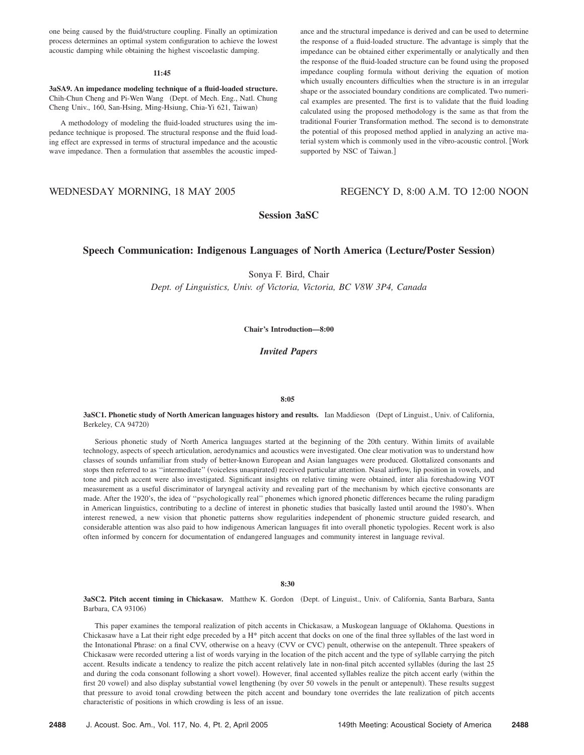one being caused by the fluid/structure coupling. Finally an optimization process determines an optimal system configuration to achieve the lowest acoustic damping while obtaining the highest viscoelastic damping.

**11:45**

**3aSA9. An impedance modeling technique of a fluid-loaded structure.** Chih-Chun Cheng and Pi-Wen Wang (Dept. of Mech. Eng., Natl. Chung Cheng Univ., 160, San-Hsing, Ming-Hsiung, Chia-Yi 621, Taiwan)

A methodology of modeling the fluid-loaded structures using the impedance technique is proposed. The structural response and the fluid loading effect are expressed in terms of structural impedance and the acoustic wave impedance. Then a formulation that assembles the acoustic impedance and the structural impedance is derived and can be used to determine the response of a fluid-loaded structure. The advantage is simply that the impedance can be obtained either experimentally or analytically and then the response of the fluid-loaded structure can be found using the proposed impedance coupling formula without deriving the equation of motion which usually encounters difficulties when the structure is in an irregular shape or the associated boundary conditions are complicated. Two numerical examples are presented. The first is to validate that the fluid loading calculated using the proposed methodology is the same as that from the traditional Fourier Transformation method. The second is to demonstrate the potential of this proposed method applied in analyzing an active material system which is commonly used in the vibro-acoustic control. [Work supported by NSC of Taiwan.]

WEDNESDAY MORNING, 18 MAY 2005 REGENCY D, 8:00 A.M. TO 12:00 NOON

## Session 3aSC

## Speech Communication: Indigenous Languages of North America (Lecture/Poster Session)

Sonya F. Bird, Chair

*Dept. of Linguistics, Univ. of Victoria, Victoria, BC V8W 3P4, Canada*

**Chair's Introduction—8:00**

### *Invited Papers*

**8:05**

**3aSC1. Phonetic study of North American languages history and results.** Ian Maddieson (Dept of Linguist., Univ. of California, Berkeley, CA 94720)

Serious phonetic study of North America languages started at the beginning of the 20th century. Within limits of available technology, aspects of speech articulation, aerodynamics and acoustics were investigated. One clear motivation was to understand how classes of sounds unfamiliar from study of better-known European and Asian languages were produced. Glottalized consonants and stops then referred to as ''intermediate'' (voiceless unaspirated) received particular attention. Nasal airflow, lip position in vowels, and tone and pitch accent were also investigated. Significant insights on relative timing were obtained, inter alia foreshadowing VOT measurement as a useful discriminator of laryngeal activity and revealing part of the mechanism by which ejective consonants are made. After the 1920's, the idea of ''psychologically real'' phonemes which ignored phonetic differences became the ruling paradigm in American linguistics, contributing to a decline of interest in phonetic studies that basically lasted until around the 1980's. When interest renewed, a new vision that phonetic patterns show regularities independent of phonemic structure guided research, and considerable attention was also paid to how indigenous American languages fit into overall phonetic typologies. Recent work is also often informed by concern for documentation of endangered languages and community interest in language revival.

**8:30**

**3aSC2. Pitch accent timing in Chickasaw.** Matthew K. Gordon (Dept. of Linguist., Univ. of California, Santa Barbara, Santa Barbara, CA 93106)

This paper examines the temporal realization of pitch accents in Chickasaw, a Muskogean language of Oklahoma. Questions in Chickasaw have a Lat their right edge preceded by a H* pitch accent that docks on one of the final three syllables of the last word in the Intonational Phrase: on a final CVV, otherwise on a heavy (CVV or CVC) penult, otherwise on the antepenult. Three speakers of Chickasaw were recorded uttering a list of words varying in the location of the pitch accent and the type of syllable carrying the pitch accent. Results indicate a tendency to realize the pitch accent relatively late in non-final pitch accented syllables (during the last 25 and during the coda consonant following a short vowel). However, final accented syllables realize the pitch accent early (within the first 20 vowel) and also display substantial vowel lengthening (by over 50 vowels in the penult or antepenult). These results suggest that pressure to avoid tonal crowding between the pitch accent and boundary tone overrides the late realization of pitch accents characteristic of positions in which crowding is less of an issue.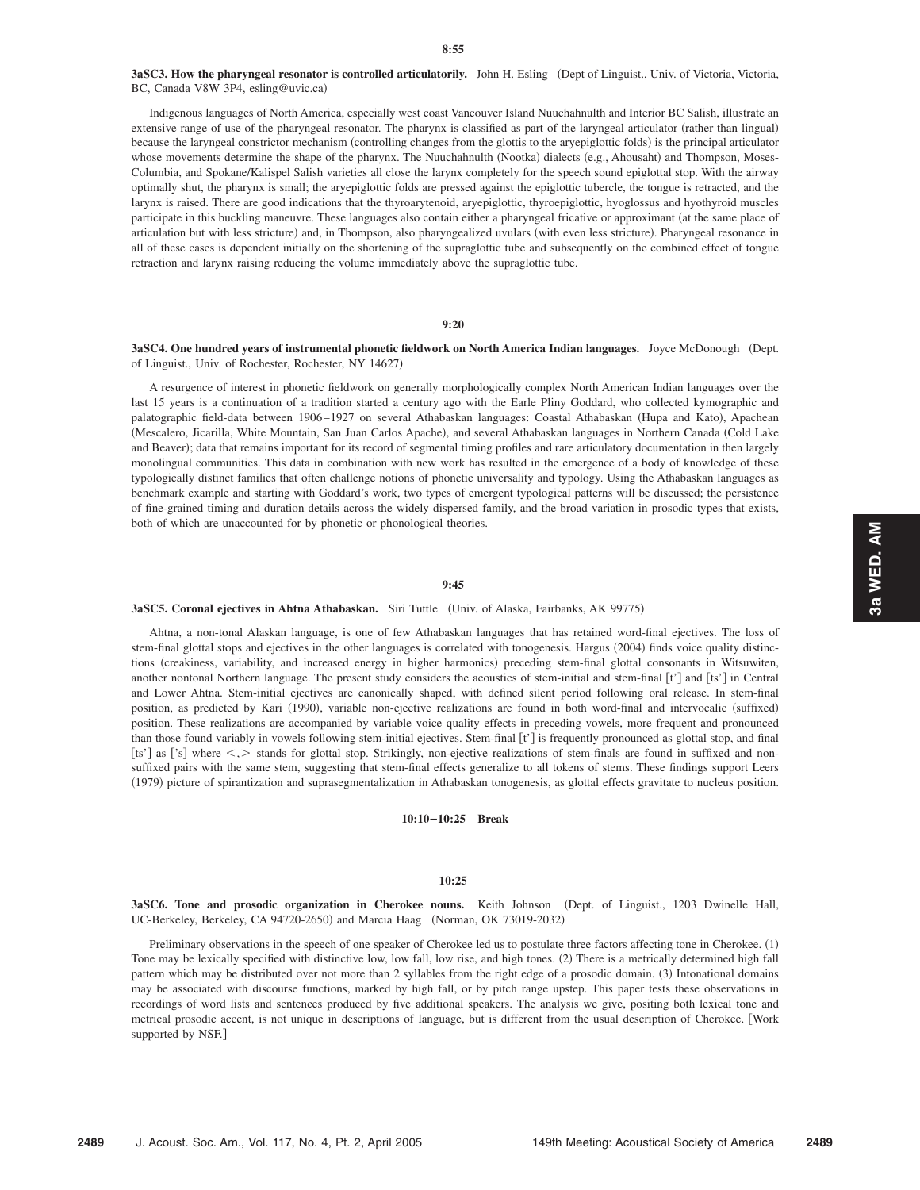8:55

**3aSC3. How the pharyngeal resonator is controlled articulatorily.** John H. Esling (Dept of Linguist., Univ. of Victoria, Victoria, BC, Canada V8W 3P4, esling@uvic.ca)

Indigenous languages of North America, especially west coast Vancouver Island Nuuchahnulth and Interior BC Salish, illustrate an extensive range of use of the pharyngeal resonator. The pharynx is classified as part of the laryngeal articulator (rather than lingual) because the laryngeal constrictor mechanism (controlling changes from the glottis to the aryepiglottic folds) is the principal articulator whose movements determine the shape of the pharynx. The Nuuchahnulth (Nootka) dialects (e.g., Ahousaht) and Thompson, Moses-Columbia, and Spokane/Kalispel Salish varieties all close the larynx completely for the speech sound epiglottal stop. With the airway optimally shut, the pharynx is small; the aryepiglottic folds are pressed against the epiglottic tubercle, the tongue is retracted, and the larynx is raised. There are good indications that the thyroarytenoid, aryepiglottic, thyroepiglottic, hyoglossus and hyothyroid muscles participate in this buckling maneuvre. These languages also contain either a pharyngeal fricative or approximant (at the same place of articulation but with less stricture) and, in Thompson, also pharyngealized uvulars (with even less stricture). Pharyngeal resonance in all of these cases is dependent initially on the shortening of the supraglottic tube and subsequently on the combined effect of tongue retraction and larynx raising reducing the volume immediately above the supraglottic tube.

9:20

**3aSC4. One hundred years of instrumental phonetic fieldwork on North America Indian languages.** Joyce McDonough (Dept. of Linguist., Univ. of Rochester, Rochester, NY 14627)

A resurgence of interest in phonetic fieldwork on generally morphologically complex North American Indian languages over the last 15 years is a continuation of a tradition started a century ago with the Earle Pliny Goddard, who collected kymographic and palatographic field-data between 1906–1927 on several Athabaskan languages: Coastal Athabaskan (Hupa and Kato), Apachean (Mescalero, Jicarilla, White Mountain, San Juan Carlos Apache), and several Athabaskan languages in Northern Canada (Cold Lake and Beaver); data that remains important for its record of segmental timing profiles and rare articulatory documentation in then largely monolingual communities. This data in combination with new work has resulted in the emergence of a body of knowledge of these typologically distinct families that often challenge notions of phonetic universality and typology. Using the Athabaskan languages as benchmark example and starting with Goddard's work, two types of emergent typological patterns will be discussed; the persistence of fine-grained timing and duration details across the widely dispersed family, and the broad variation in prosodic types that exists, both of which are unaccounted for by phonetic or phonological theories.

9:45

**3aSC5. Coronal ejectives in Ahtna Athabaskan.** Siri Tuttle (Univ. of Alaska, Fairbanks, AK 99775)

Ahtna, a non-tonal Alaskan language, is one of few Athabaskan languages that has retained word-final ejectives. The loss of stem-final glottal stops and ejectives in the other languages is correlated with tonogenesis. Hargus (2004) finds voice quality distinctions (creakiness, variability, and increased energy in higher harmonics) preceding stem-final glottal consonants in Witsuwiten, another nontonal Northern language. The present study considers the acoustics of stem-initial and stem-final [t'] and [ts'] in Central and Lower Ahtna. Stem-initial ejectives are canonically shaped, with defined silent period following oral release. In stem-final position, as predicted by Kari (1990), variable non-ejective realizations are found in both word-final and intervocalic (suffixed) position. These realizations are accompanied by variable voice quality effects in preceding vowels, more frequent and pronounced than those found variably in vowels following stem-initial ejectives. Stem-final [t'] is frequently pronounced as glottal stop, and final [ts'] as ['s] where <,> stands for glottal stop. Strikingly, non-ejective realizations of stem-finals are found in suffixed and non-suffixed pairs with the same stem, suggesting that stem-final effects generalize to all tokens of stems. These findings support Leers (1979) picture of spirantization and suprasegmentalization in Athabaskan tonogenesis, as glottal effects gravitate to nucleus position.

**10:10–10:25 Break**

10:25

**3aSC6. Tone and prosodic organization in Cherokee nouns.** Keith Johnson (Dept. of Linguist., 1203 Dwinelle Hall, UC-Berkeley, Berkeley, CA 94720-2650) and Marcia Haag (Norman, OK 73019-2032)

Preliminary observations in the speech of one speaker of Cherokee led us to postulate three factors affecting tone in Cherokee. (1) Tone may be lexically specified with distinctive low, low fall, low rise, and high tones. (2) There is a metrically determined high fall pattern which may be distributed over not more than 2 syllables from the right edge of a prosodic domain. (3) Intonational domains may be associated with discourse functions, marked by high fall, or by pitch range upstep. This paper tests these observations in recordings of word lists and sentences produced by five additional speakers. The analysis we give, positing both lexical tone and metrical prosodic accent, is not unique in descriptions of language, but is different from the usual description of Cherokee. [Work supported by NSF.]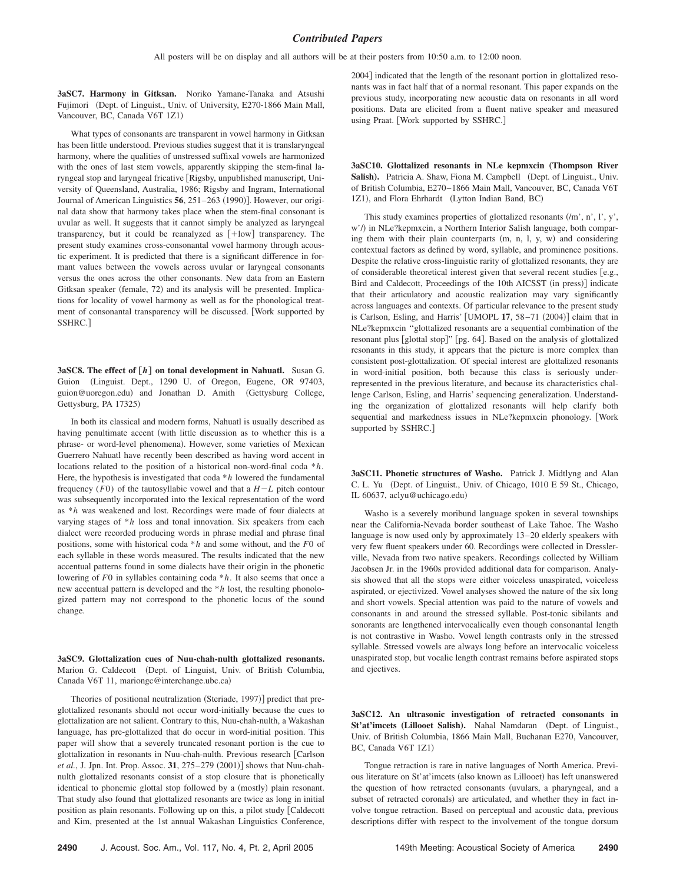## Contributed Papers

All posters will be on display and all authors will be at their posters from 10:50 a.m. to 12:00 noon.

**3aSC7. Harmony in Gitksan.** Noriko Yamane-Tanaka and Atsushi Fujimori (Dept. of Linguist., Univ. of University, E270-1866 Main Mall, Vancouver, BC, Canada V6T 1Z1)

What types of consonants are transparent in vowel harmony in Gitksan has been little understood. Previous studies suggest that it is translaryngeal harmony, where the qualities of unstressed suffixal vowels are harmonized with the ones of last stem vowels, apparently skipping the stem-final laryngeal stop and laryngeal fricative [Rigsby, unpublished manuscript, University of Queensland, Australia, 1986; Rigsby and Ingram, International Journal of American Linguistics **56**, 251–263 (1990)]. However, our original data show that harmony takes place when the stem-final consonant is uvular as well. It suggests that it cannot simply be analyzed as laryngeal transparency, but it could be reanalyzed as [+low] transparency. The present study examines cross-consonantal vowel harmony through acoustic experiment. It is predicted that there is a significant difference in formant values between the vowels across uvular or laryngeal consonants versus the ones across the other consonants. New data from an Eastern Gitksan speaker (female, 72) and its analysis will be presented. Implications for locality of vowel harmony as well as for the phonological treatment of consonantal transparency will be discussed. [Work supported by SSHRC.]

**3aSC8. The effect of [*h*] on tonal development in Nahuatl.** Susan G. Guion (Linguist. Dept., 1290 U. of Oregon, Eugene, OR 97403, guion@uoregon.edu) and Jonathan D. Amith (Gettysburg College, Gettysburg, PA 17325)

In both its classical and modern forms, Nahuatl is usually described as having penultimate accent (with little discussion as to whether this is a phrase- or word-level phenomena). However, some varieties of Mexican Guerrero Nahuatl have recently been described as having word accent in locations related to the position of a historical non-word-final coda \**h*. Here, the hypothesis is investigated that coda \**h* lowered the fundamental frequency ($F0$) of the tautosyllabic vowel and that a $H-L$ pitch contour was subsequently incorporated into the lexical representation of the word as \**h* was weakened and lost. Recordings were made of four dialects at varying stages of \**h* loss and tonal innovation. Six speakers from each dialect were recorded producing words in phrase medial and phrase final positions, some with historical coda \**h* and some without, and the $F0$ of each syllable in these words measured. The results indicated that the new accentual patterns found in some dialects have their origin in the phonetic lowering of $F0$ in syllables containing coda \**h*. It also seems that once a new accentual pattern is developed and the \**h* lost, the resulting phonologized pattern may not correspond to the phonetic locus of the sound change.

**3aSC9. Glottalization cues of Nuu-chah-nulth glottalized resonants.** Marion G. Caldecott (Dept. of Linguist, Univ. of British Columbia, Canada V6T 11, mariongc@interchange.ubc.ca)

Theories of positional neutralization (Steriade, 1997)] predict that pre-glottalized resonants should not occur word-initially because the cues to glottalization are not salient. Contrary to this, Nuu-chah-nulth, a Wakashan language, has pre-glottalized that do occur in word-initial position. This paper will show that a severely truncated resonant portion is the cue to glottalization in resonants in Nuu-chah-nulth. Previous research [Carlson *et al.*, J. Jpn. Int. Prop. Assoc. **31**, 275–279 (2001)] shows that Nuu-chah-nulth glottalized resonants consist of a stop closure that is phonetically identical to phonemic glottal stop followed by a (mostly) plain resonant. That study also found that glottalized resonants are twice as long in initial position as plain resonants. Following up on this, a pilot study [Caldecott and Kim, presented at the 1st annual Wakashan Linguistics Conference, 2004] indicated that the length of the resonant portion in glottalized resonants was in fact half that of a normal resonant. This paper expands on the previous study, incorporating new acoustic data on resonants in all word positions. Data are elicited from a fluent native speaker and measured using Praat. [Work supported by SSHRC.]

**3aSC10. Glottalized resonants in NLe kepmxcin (Thompson River Salish).** Patricia A. Shaw, Fiona M. Campbell (Dept. of Linguist., Univ. of British Columbia, E270–1866 Main Mall, Vancouver, BC, Canada V6T 1Z1), and Flora Ehrhardt (Lytton Indian Band, BC)

This study examines properties of glottalized resonants (/m', n', l', y', w'/) in NLe?kepmxcin, a Northern Interior Salish language, both comparing them with their plain counterparts (m, n, l, y, w) and considering contextual factors as defined by word, syllable, and prominence positions. Despite the relative cross-linguistic rarity of glottalized resonants, they are of considerable theoretical interest given that several recent studies [e.g., Bird and Caldecott, Proceedings of the 10th AICSST (in press)] indicate that their articulatory and acoustic realization may vary significantly across languages and contexts. Of particular relevance to the present study is Carlson, Esling, and Harris' [UMOPL **17**, 58–71 (2004)] claim that in NLe?kepmxcin "glottalized resonants are a sequential combination of the resonant plus [glottal stop]" [pg. 64]. Based on the analysis of glottalized resonants in this study, it appears that the picture is more complex than consistent post-glottalization. Of special interest are glottalized resonants in word-initial position, both because this class is seriously underrepresented in the previous literature, and because its characteristics challenge Carlson, Esling, and Harris' sequencing generalization. Understanding the organization of glottalized resonants will help clarify both sequential and markedness issues in NLe?kepmxcin phonology. [Work supported by SSHRC.]

**3aSC11. Phonetic structures of Washo.** Patrick J. Midtlyng and Alan C. L. Yu (Dept. of Linguist., Univ. of Chicago, 1010 E 59 St., Chicago, IL 60637, aclyu@uchicago.edu)

Washo is a severely moribund language spoken in several townships near the California-Nevada border southeast of Lake Tahoe. The Washo language is now used only by approximately 13–20 elderly speakers with very few fluent speakers under 60. Recordings were collected in Dresslerville, Nevada from two native speakers. Recordings collected by William Jacobsen Jr. in the 1960s provided additional data for comparison. Analysis showed that all the stops were either voiceless unaspirated, voiceless aspirated, or ejectivized. Vowel analyses showed the nature of the six long and short vowels. Special attention was paid to the nature of vowels and consonants in and around the stressed syllable. Post-tonic sibilants and sonorants are lengthened intervocalically even though consonantal length is not contrastive in Washo. Vowel length contrasts only in the stressed syllable. Stressed vowels are always long before an intervocalic voiceless unaspirated stop, but vocalic length contrast remains before aspirated stops and ejectives.

**3aSC12. An ultrasonic investigation of retracted consonants in St'at'imcets (Lillooet Salish).** Nahal Namdaran (Dept. of Linguist., Univ. of British Columbia, 1866 Main Mall, Buchanan E270, Vancouver, BC, Canada V6T 1Z1)

Tongue retraction is rare in native languages of North America. Previous literature on St'at'imcets (also known as Lillooet) has left unanswered the question of how retracted consonants (uvulars, a pharyngeal, and a subset of retracted coronals) are articulated, and whether they in fact involve tongue retraction. Based on perceptual and acoustic data, previous descriptions differ with respect to the involvement of the tongue dorsum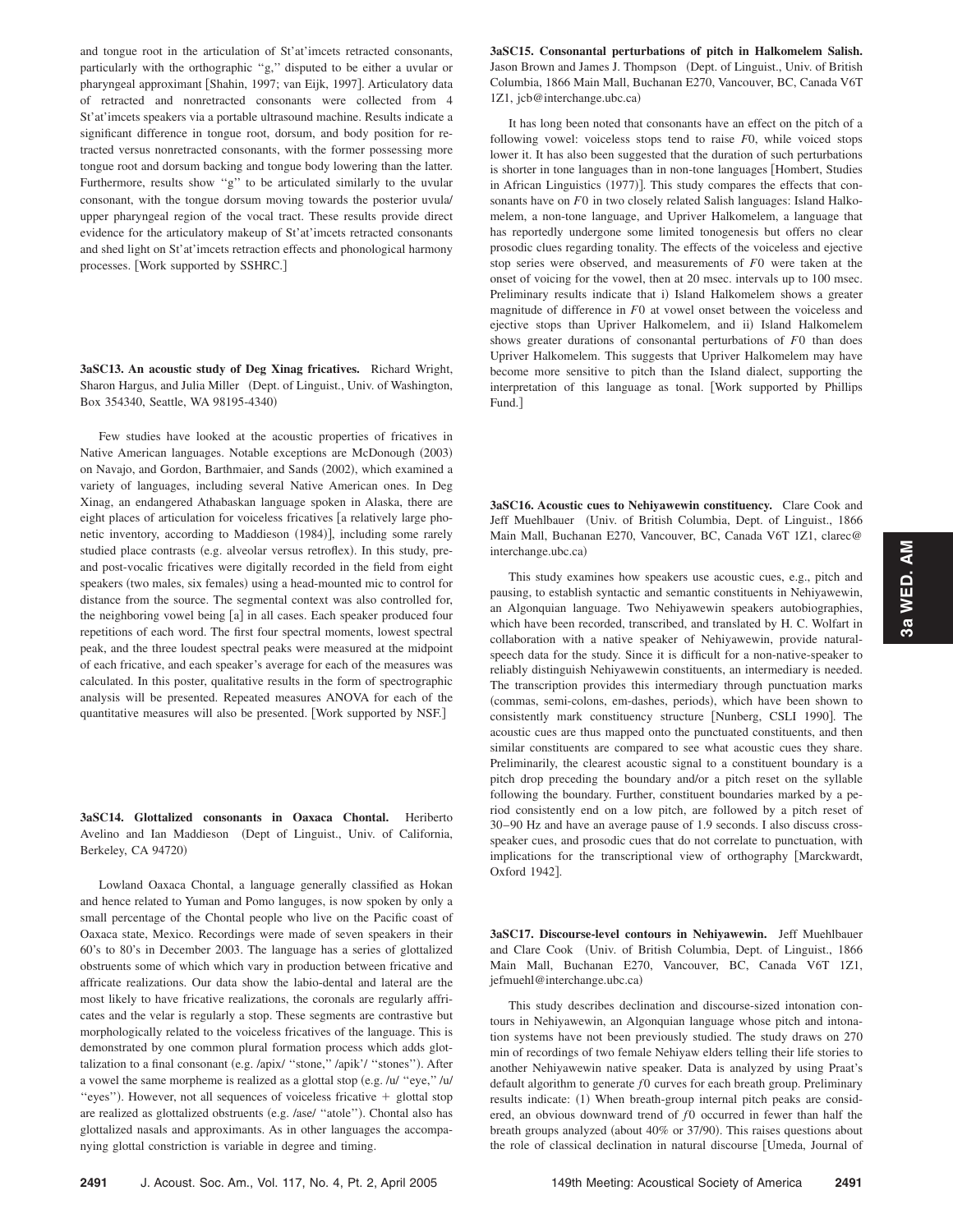and tongue root in the articulation of St'at'imcets retracted consonants, particularly with the orthographic "g," disputed to be either a uvular or pharyngeal approximant [Shahin, 1997; van Eijk, 1997]. Articulatory data of retracted and nonretracted consonants were collected from 4 St'at'imcets speakers via a portable ultrasound machine. Results indicate a significant difference in tongue root, dorsum, and body position for retracted versus nonretracted consonants, with the former possessing more tongue root and dorsum backing and tongue body lowering than the latter. Furthermore, results show "g" to be articulated similarly to the uvular consonant, with the tongue dorsum moving towards the posterior uvula/upper pharyngeal region of the vocal tract. These results provide direct evidence for the articulatory makeup of St'at'imcets retracted consonants and shed light on St'at'imcets retraction effects and phonological harmony processes. [Work supported by SSHRC.]

**3aSC13. An acoustic study of Deg Xinag fricatives.** Richard Wright, Sharon Hargus, and Julia Miller (Dept. of Linguist., Univ. of Washington, Box 354340, Seattle, WA 98195-4340)

Few studies have looked at the acoustic properties of fricatives in Native American languages. Notable exceptions are McDonough (2003) on Navajo, and Gordon, Barthmaier, and Sands (2002), which examined a variety of languages, including several Native American ones. In Deg Xinag, an endangered Athabaskan language spoken in Alaska, there are eight places of articulation for voiceless fricatives [a relatively large phonetic inventory, according to Maddieson (1984)], including some rarely studied place contrasts (e.g. alveolar versus retroflex). In this study, pre- and post-vocalic fricatives were digitally recorded in the field from eight speakers (two males, six females) using a head-mounted mic to control for distance from the source. The segmental context was also controlled for, the neighboring vowel being [a] in all cases. Each speaker produced four repetitions of each word. The first four spectral moments, lowest spectral peak, and the three loudest spectral peaks were measured at the midpoint of each fricative, and each speaker's average for each of the measures was calculated. In this poster, qualitative results in the form of spectrographic analysis will be presented. Repeated measures ANOVA for each of the quantitative measures will also be presented. [Work supported by NSF.]

**3aSC14. Glottalized consonants in Oaxaca Chontal.** Heriberto Avelino and Ian Maddieson (Dept of Linguist., Univ. of California, Berkeley, CA 94720)

Lowland Oaxaca Chontal, a language generally classified as Hokan and hence related to Yuman and Pomo languges, is now spoken by only a small percentage of the Chontal people who live on the Pacific coast of Oaxaca state, Mexico. Recordings were made of seven speakers in their 60's to 80's in December 2003. The language has a series of glottalized obstruents some of which which vary in production between fricative and affricate realizations. Our data show the labio-dental and lateral are the most likely to have fricative realizations, the coronals are regularly affricates and the velar is regularly a stop. These segments are contrastive but morphologically related to the voiceless fricatives of the language. This is demonstrated by one common plural formation process which adds glottalization to a final consonant (e.g. /apix/ "stone," /apik'/ "stones"). After a vowel the same morpheme is realized as a glottal stop (e.g. /u/ "eye," /u/ "eyes"). However, not all sequences of voiceless fricative + glottal stop are realized as glottalized obstruents (e.g. /ase/ "atole"). Chontal also has glottalized nasals and approximants. As in other languages the accompanying glottal constriction is variable in degree and timing.

**3aSC15. Consonantal perturbations of pitch in Halkomelem Salish.** Jason Brown and James J. Thompson (Dept. of Linguist., Univ. of British Columbia, 1866 Main Mall, Buchanan E270, Vancouver, BC, Canada V6T 1Z1, jcb@interchange.ubc.ca)

It has long been noted that consonants have an effect on the pitch of a following vowel: voiceless stops tend to raise $F0$, while voiced stops lower it. It has also been suggested that the duration of such perturbations is shorter in tone languages than in non-tone languages [Hombert, Studies in African Linguistics (1977)]. This study compares the effects that consonants have on $F0$ in two closely related Salish languages: Island Halkomelem, a non-tone language, and Upriver Halkomelem, a language that has reportedly undergone some limited tonogenesis but offers no clear prosodic clues regarding tonality. The effects of the voiceless and ejective stop series were observed, and measurements of $F0$ were taken at the onset of voicing for the vowel, then at 20 msec. intervals up to 100 msec. Preliminary results indicate that i) Island Halkomelem shows a greater magnitude of difference in $F0$ at vowel onset between the voiceless and ejective stops than Upriver Halkomelem, and ii) Island Halkomelem shows greater durations of consonantal perturbations of $F0$ than does Upriver Halkomelem. This suggests that Upriver Halkomelem may have become more sensitive to pitch than the Island dialect, supporting the interpretation of this language as tonal. [Work supported by Phillips Fund.]

**3aSC16. Acoustic cues to Nehiyawewin constituency.** Clare Cook and Jeff Muehlbauer (Univ. of British Columbia, Dept. of Linguist., 1866 Main Mall, Buchanan E270, Vancouver, BC, Canada V6T 1Z1, clarec@interchange.ubc.ca)

This study examines how speakers use acoustic cues, e.g., pitch and pausing, to establish syntactic and semantic constituents in Nehiyawewin, an Algonquian language. Two Nehiyawewin speakers autobiographies, which have been recorded, transcribed, and translated by H. C. Wolfart in collaboration with a native speaker of Nehiyawewin, provide natural-speech data for the study. Since it is difficult for a non-native-speaker to reliably distinguish Nehiyawewin constituents, an intermediary is needed. The transcription provides this intermediary through punctuation marks (commas, semi-colons, em-dashes, periods), which have been shown to consistently mark constituency structure [Nunberg, CSLI 1990]. The acoustic cues are thus mapped onto the punctuated constituents, and then similar constituents are compared to see what acoustic cues they share. Preliminarily, the clearest acoustic signal to a constituent boundary is a pitch drop preceding the boundary and/or a pitch reset on the syllable following the boundary. Further, constituent boundaries marked by a period consistently end on a low pitch, are followed by a pitch reset of 30–90 Hz and have an average pause of 1.9 seconds. I also discuss cross-speaker cues, and prosodic cues that do not correlate to punctuation, with implications for the transcriptional view of orthography [Marckwardt, Oxford 1942].

**3aSC17. Discourse-level contours in Nehiyawewin.** Jeff Muehlbauer and Clare Cook (Univ. of British Columbia, Dept. of Linguist., 1866 Main Mall, Buchanan E270, Vancouver, BC, Canada V6T 1Z1, jefmuehl@interchange.ubc.ca)

This study describes declination and discourse-sized intonation contours in Nehiyawewin, an Algonquian language whose pitch and intonation systems have not been previously studied. The study draws on 270 min of recordings of two female Nehiyaw elders telling their life stories to another Nehiyawewin native speaker. Data is analyzed by using Praat's default algorithm to generate $f0$ curves for each breath group. Preliminary results indicate: (1) When breath-group internal pitch peaks are considered, an obvious downward trend of $f0$ occurred in fewer than half the breath groups analyzed (about 40% or 37/90). This raises questions about the role of classical declination in natural discourse [Umeda, Journal of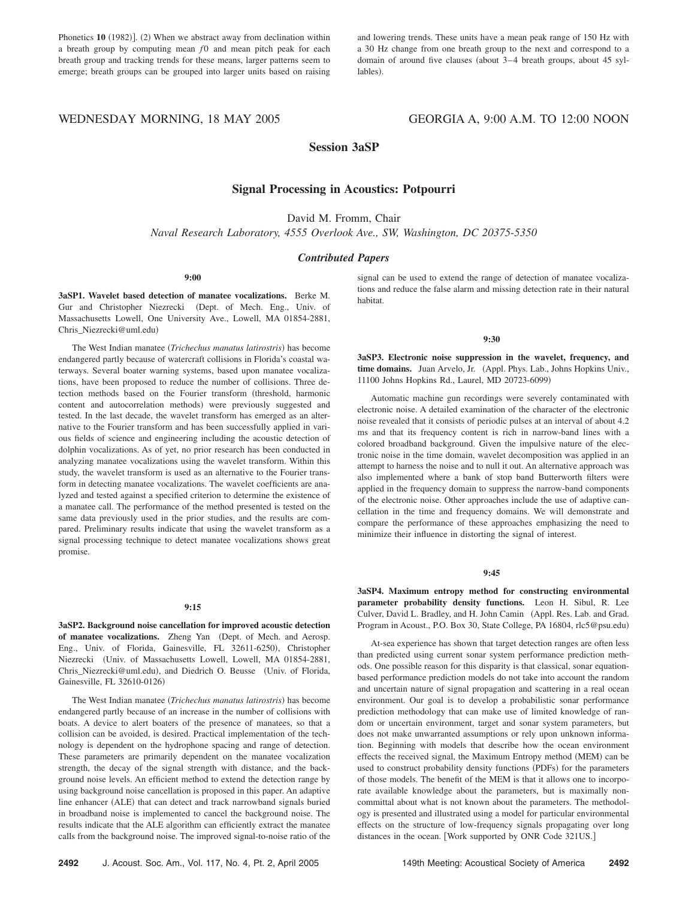Phonetics **10** (1982)]. (2) When we abstract away from declination within a breath group by computing mean $f0$ and mean pitch peak for each breath group and tracking trends for these means, larger patterns seem to emerge; breath groups can be grouped into larger units based on raising and lowering trends. These units have a mean peak range of 150 Hz with a 30 Hz change from one breath group to the next and correspond to a domain of around five clauses (about 3–4 breath groups, about 45 syllables).

## WEDNESDAY MORNING, 18 MAY 2005 — GEORGIA A, 9:00 A.M. TO 12:00 NOON

### Session 3aSP

### Signal Processing in Acoustics: Potpourri

David M. Fromm, Chair
*Naval Research Laboratory, 4555 Overlook Ave., SW, Washington, DC 20375-5350*

#### *Contributed Papers*

**9:00**

**3aSP1. Wavelet based detection of manatee vocalizations.** Berke M. Gur and Christopher Niezrecki (Dept. of Mech. Eng., Univ. of Massachusetts Lowell, One University Ave., Lowell, MA 01854-2881, Chris_Niezrecki@uml.edu)

The West Indian manatee (*Trichechus manatus latirostris*) has become endangered partly because of watercraft collisions in Florida's coastal waterways. Several boater warning systems, based upon manatee vocalizations, have been proposed to reduce the number of collisions. Three detection methods based on the Fourier transform (threshold, harmonic content and autocorrelation methods) were previously suggested and tested. In the last decade, the wavelet transform has emerged as an alternative to the Fourier transform and has been successfully applied in various fields of science and engineering including the acoustic detection of dolphin vocalizations. As of yet, no prior research has been conducted in analyzing manatee vocalizations using the wavelet transform. Within this study, the wavelet transform is used as an alternative to the Fourier transform in detecting manatee vocalizations. The wavelet coefficients are analyzed and tested against a specified criterion to determine the existence of a manatee call. The performance of the method presented is tested on the same data previously used in the prior studies, and the results are compared. Preliminary results indicate that using the wavelet transform as a signal processing technique to detect manatee vocalizations shows great promise.

**9:15**

**3aSP2. Background noise cancellation for improved acoustic detection of manatee vocalizations.** Zheng Yan (Dept. of Mech. and Aerosp. Eng., Univ. of Florida, Gainesville, FL 32611-6250), Christopher Niezrecki (Univ. of Massachusetts Lowell, Lowell, MA 01854-2881, Chris_Niezrecki@uml.edu), and Diedrich O. Beusse (Univ. of Florida, Gainesville, FL 32610-0126)

The West Indian manatee (*Trichechus manatus latirostris*) has become endangered partly because of an increase in the number of collisions with boats. A device to alert boaters of the presence of manatees, so that a collision can be avoided, is desired. Practical implementation of the technology is dependent on the hydrophone spacing and range of detection. These parameters are primarily dependent on the manatee vocalization strength, the decay of the signal strength with distance, and the background noise levels. An efficient method to extend the detection range by using background noise cancellation is proposed in this paper. An adaptive line enhancer (ALE) that can detect and track narrowband signals buried in broadband noise is implemented to cancel the background noise. The results indicate that the ALE algorithm can efficiently extract the manatee calls from the background noise. The improved signal-to-noise ratio of the signal can be used to extend the range of detection of manatee vocalizations and reduce the false alarm and missing detection rate in their natural habitat.

**9:30**

**3aSP3. Electronic noise suppression in the wavelet, frequency, and time domains.** Juan Arvelo, Jr. (Appl. Phys. Lab., Johns Hopkins Univ., 11100 Johns Hopkins Rd., Laurel, MD 20723-6099)

Automatic machine gun recordings were severely contaminated with electronic noise. A detailed examination of the character of the electronic noise revealed that it consists of periodic pulses at an interval of about 4.2 ms and that its frequency content is rich in narrow-band lines with a colored broadband background. Given the impulsive nature of the electronic noise in the time domain, wavelet decomposition was applied in an attempt to harness the noise and to null it out. An alternative approach was also implemented where a bank of stop band Butterworth filters were applied in the frequency domain to suppress the narrow-band components of the electronic noise. Other approaches include the use of adaptive cancellation in the time and frequency domains. We will demonstrate and compare the performance of these approaches emphasizing the need to minimize their influence in distorting the signal of interest.

**9:45**

**3aSP4. Maximum entropy method for constructing environmental parameter probability density functions.** Leon H. Sibul, R. Lee Culver, David L. Bradley, and H. John Camin (Appl. Res. Lab. and Grad. Program in Acoust., P.O. Box 30, State College, PA 16804, rlc5@psu.edu)

At-sea experience has shown that target detection ranges are often less than predicted using current sonar system performance prediction methods. One possible reason for this disparity is that classical, sonar equation-based performance prediction models do not take into account the random and uncertain nature of signal propagation and scattering in a real ocean environment. Our goal is to develop a probabilistic sonar performance prediction methodology that can make use of limited knowledge of random or uncertain environment, target and sonar system parameters, but does not make unwarranted assumptions or rely upon unknown information. Beginning with models that describe how the ocean environment effects the received signal, the Maximum Entropy method (MEM) can be used to construct probability density functions (PDFs) for the parameters of those models. The benefit of the MEM is that it allows one to incorporate available knowledge about the parameters, but is maximally noncommittal about what is not known about the parameters. The methodology is presented and illustrated using a model for particular environmental effects on the structure of low-frequency signals propagating over long distances in the ocean. [Work supported by ONR Code 321US.]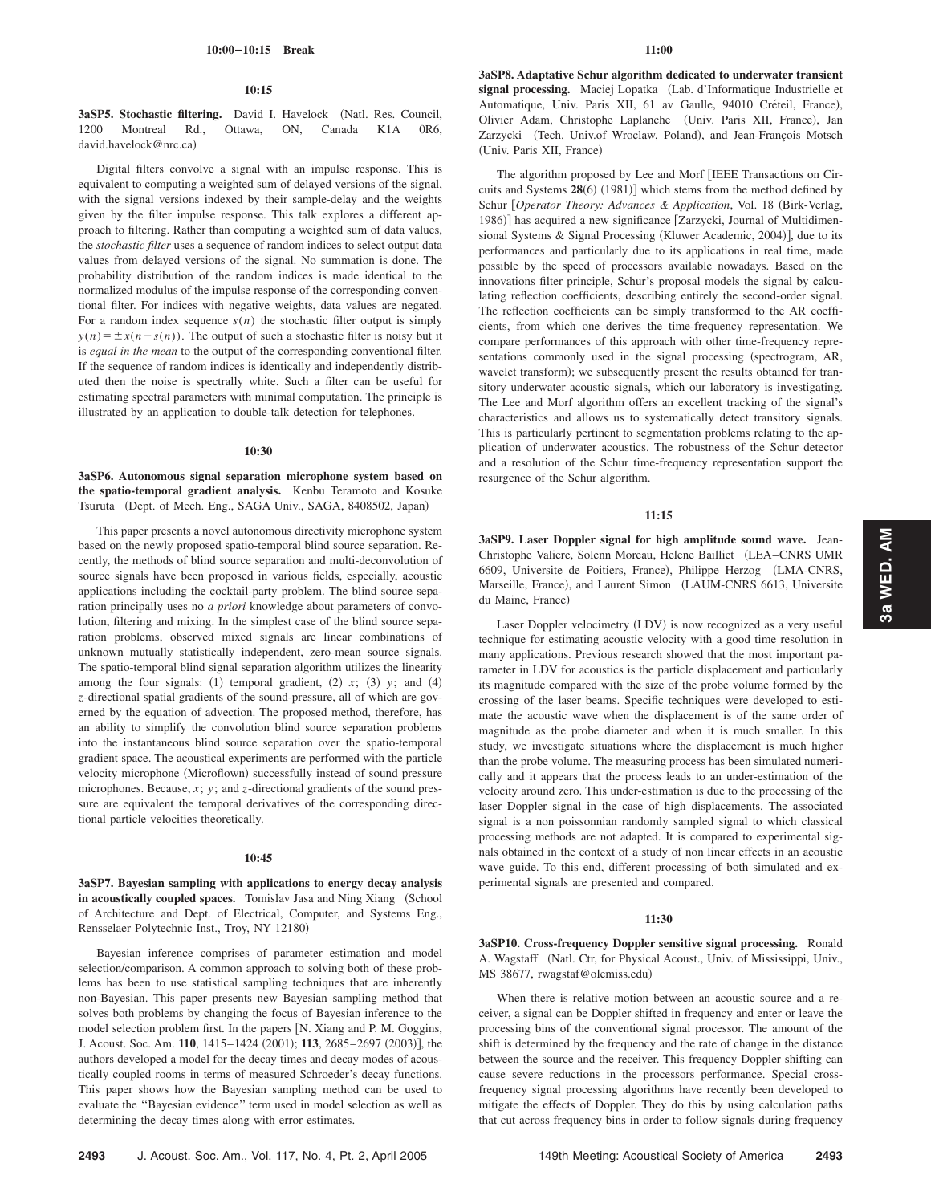**10:00–10:15 Break**

**10:15**

**3aSP5. Stochastic filtering.** David I. Havelock (Natl. Res. Council, 1200 Montreal Rd., Ottawa, ON, Canada K1A 0R6, david.havelock@nrc.ca)

Digital filters convolve a signal with an impulse response. This is equivalent to computing a weighted sum of delayed versions of the signal, with the signal versions indexed by their sample-delay and the weights given by the filter impulse response. This talk explores a different approach to filtering. Rather than computing a weighted sum of data values, the *stochastic filter* uses a sequence of random indices to select output data values from delayed versions of the signal. No summation is done. The probability distribution of the random indices is made identical to the normalized modulus of the impulse response of the corresponding conventional filter. For indices with negative weights, data values are negated. For a random index sequence $s(n)$ the stochastic filter output is simply $y(n) = \pm x(n - s(n))$. The output of such a stochastic filter is noisy but it is *equal in the mean* to the output of the corresponding conventional filter. If the sequence of random indices is identically and independently distributed then the noise is spectrally white. Such a filter can be useful for estimating spectral parameters with minimal computation. The principle is illustrated by an application to double-talk detection for telephones.

**10:30**

**3aSP6. Autonomous signal separation microphone system based on the spatio-temporal gradient analysis.** Kenbu Teramoto and Kosuke Tsuruta (Dept. of Mech. Eng., SAGA Univ., SAGA, 8408502, Japan)

This paper presents a novel autonomous directivity microphone system based on the newly proposed spatio-temporal blind source separation. Recently, the methods of blind source separation and multi-deconvolution of source signals have been proposed in various fields, especially, acoustic applications including the cocktail-party problem. The blind source separation principally uses no *a priori* knowledge about parameters of convolution, filtering and mixing. In the simplest case of the blind source separation problems, observed mixed signals are linear combinations of unknown mutually statistically independent, zero-mean source signals. The spatio-temporal blind signal separation algorithm utilizes the linearity among the four signals: (1) temporal gradient, (2) $x$; (3) $y$; and (4) $z$-directional spatial gradients of the sound-pressure, all of which are governed by the equation of advection. The proposed method, therefore, has an ability to simplify the convolution blind source separation problems into the instantaneous blind source separation over the spatio-temporal gradient space. The acoustical experiments are performed with the particle velocity microphone (Microflown) successfully instead of sound pressure microphones. Because, $x$; $y$; and $z$-directional gradients of the sound pressure are equivalent the temporal derivatives of the corresponding directional particle velocities theoretically.

**10:45**

**3aSP7. Bayesian sampling with applications to energy decay analysis in acoustically coupled spaces.** Tomislav Jasa and Ning Xiang (School of Architecture and Dept. of Electrical, Computer, and Systems Eng., Rensselaer Polytechnic Inst., Troy, NY 12180)

Bayesian inference comprises of parameter estimation and model selection/comparison. A common approach to solving both of these problems has been to use statistical sampling techniques that are inherently non-Bayesian. This paper presents new Bayesian sampling method that solves both problems by changing the focus of Bayesian inference to the model selection problem first. In the papers [N. Xiang and P. M. Goggins, J. Acoust. Soc. Am. **110**, 1415–1424 (2001); **113**, 2685–2697 (2003)], the authors developed a model for the decay times and decay modes of acoustically coupled rooms in terms of measured Schroeder's decay functions. This paper shows how the Bayesian sampling method can be used to evaluate the "Bayesian evidence" term used in model selection as well as determining the decay times along with error estimates.

**11:00**

**3aSP8. Adaptative Schur algorithm dedicated to underwater transient signal processing.** Maciej Lopatka (Lab. d'Informatique Industrielle et Automatique, Univ. Paris XII, 61 av Gaulle, 94010 Créteil, France), Olivier Adam, Christophe Laplanche (Univ. Paris XII, France), Jan Zarzycki (Tech. Univ.of Wroclaw, Poland), and Jean-François Motsch (Univ. Paris XII, France)

The algorithm proposed by Lee and Morf [IEEE Transactions on Circuits and Systems **28**(6) (1981)] which stems from the method defined by Schur [*Operator Theory: Advances & Application*, Vol. 18 (Birk-Verlag, 1986)] has acquired a new significance [Zarzycki, Journal of Multidimensional Systems & Signal Processing (Kluwer Academic, 2004)], due to its performances and particularly due to its applications in real time, made possible by the speed of processors available nowadays. Based on the innovations filter principle, Schur's proposal models the signal by calculating reflection coefficients, describing entirely the second-order signal. The reflection coefficients can be simply transformed to the AR coefficients, from which one derives the time-frequency representation. We compare performances of this approach with other time-frequency representations commonly used in the signal processing (spectrogram, AR, wavelet transform); we subsequently present the results obtained for transitory underwater acoustic signals, which our laboratory is investigating. The Lee and Morf algorithm offers an excellent tracking of the signal's characteristics and allows us to systematically detect transitory signals. This is particularly pertinent to segmentation problems relating to the application of underwater acoustics. The robustness of the Schur detector and a resolution of the Schur time-frequency representation support the resurgence of the Schur algorithm.

**11:15**

**3aSP9. Laser Doppler signal for high amplitude sound wave.** Jean-Christophe Valiere, Solenn Moreau, Helene Bailliet (LEA–CNRS UMR 6609, Universite de Poitiers, France), Philippe Herzog (LMA-CNRS, Marseille, France), and Laurent Simon (LAUM-CNRS 6613, Universite du Maine, France)

Laser Doppler velocimetry (LDV) is now recognized as a very useful technique for estimating acoustic velocity with a good time resolution in many applications. Previous research showed that the most important parameter in LDV for acoustics is the particle displacement and particularly its magnitude compared with the size of the probe volume formed by the crossing of the laser beams. Specific techniques were developed to estimate the acoustic wave when the displacement is of the same order of magnitude as the probe diameter and when it is much smaller. In this study, we investigate situations where the displacement is much higher than the probe volume. The measuring process has been simulated numerically and it appears that the process leads to an under-estimation of the velocity around zero. This under-estimation is due to the processing of the laser Doppler signal in the case of high displacements. The associated signal is a non poissonnian randomly sampled signal to which classical processing methods are not adapted. It is compared to experimental signals obtained in the context of a study of non linear effects in an acoustic wave guide. To this end, different processing of both simulated and experimental signals are presented and compared.

**11:30**

**3aSP10. Cross-frequency Doppler sensitive signal processing.** Ronald A. Wagstaff (Natl. Ctr, for Physical Acoust., Univ. of Mississippi, Univ., MS 38677, rwagstaf@olemiss.edu)

When there is relative motion between an acoustic source and a receiver, a signal can be Doppler shifted in frequency and enter or leave the processing bins of the conventional signal processor. The amount of the shift is determined by the frequency and the rate of change in the distance between the source and the receiver. This frequency Doppler shifting can cause severe reductions in the processors performance. Special cross-frequency signal processing algorithms have recently been developed to mitigate the effects of Doppler. They do this by using calculation paths that cut across frequency bins in order to follow signals during frequency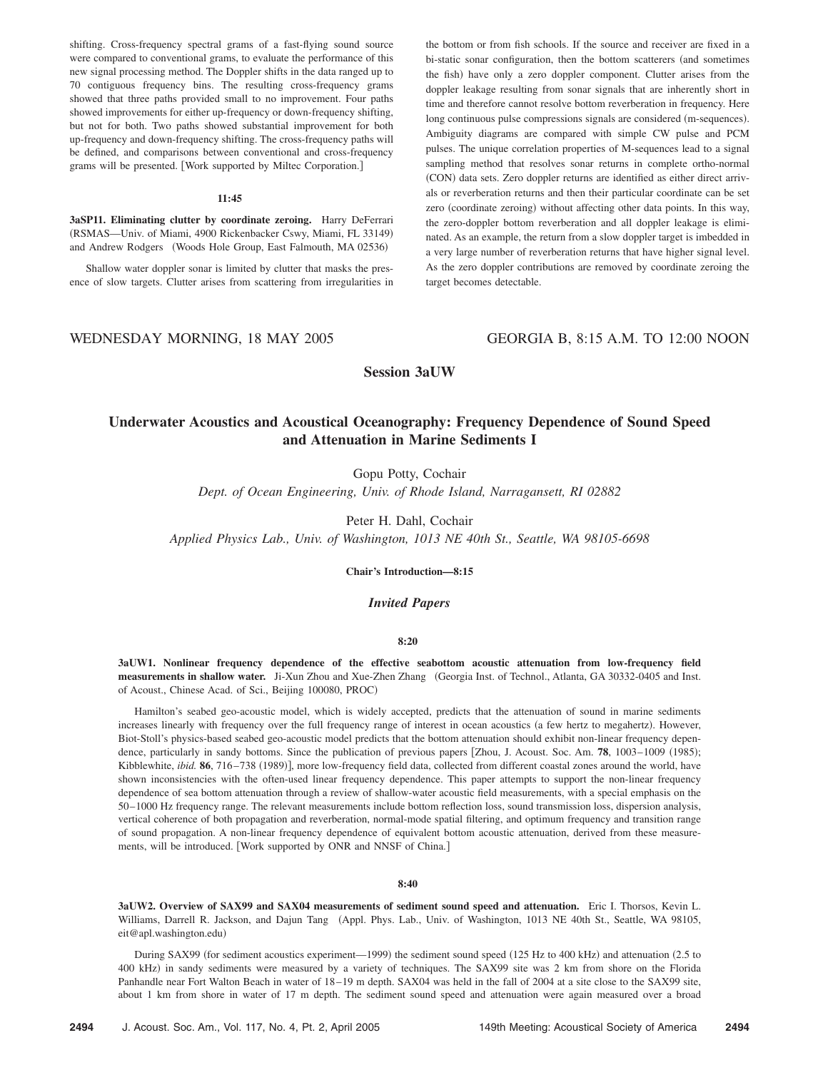shifting. Cross-frequency spectral grams of a fast-flying sound source were compared to conventional grams, to evaluate the performance of this new signal processing method. The Doppler shifts in the data ranged up to 70 contiguous frequency bins. The resulting cross-frequency grams showed that three paths provided small to no improvement. Four paths showed improvements for either up-frequency or down-frequency shifting, but not for both. Two paths showed substantial improvement for both up-frequency and down-frequency shifting. The cross-frequency paths will be defined, and comparisons between conventional and cross-frequency grams will be presented. [Work supported by Miltec Corporation.]

**11:45**

**3aSP11. Eliminating clutter by coordinate zeroing.** Harry DeFerrari (RSMAS—Univ. of Miami, 4900 Rickenbacker Cswy, Miami, FL 33149) and Andrew Rodgers (Woods Hole Group, East Falmouth, MA 02536)

Shallow water doppler sonar is limited by clutter that masks the presence of slow targets. Clutter arises from scattering from irregularities in the bottom or from fish schools. If the source and receiver are fixed in a bi-static sonar configuration, then the bottom scatterers (and sometimes the fish) have only a zero doppler component. Clutter arises from the doppler leakage resulting from sonar signals that are inherently short in time and therefore cannot resolve bottom reverberation in frequency. Here long continuous pulse compressions signals are considered (m-sequences). Ambiguity diagrams are compared with simple CW pulse and PCM pulses. The unique correlation properties of M-sequences lead to a signal sampling method that resolves sonar returns in complete ortho-normal (CON) data sets. Zero doppler returns are identified as either direct arrivals or reverberation returns and then their particular coordinate can be set zero (coordinate zeroing) without affecting other data points. In this way, the zero-doppler bottom reverberation and all doppler leakage is eliminated. As an example, the return from a slow doppler target is imbedded in a very large number of reverberation returns that have higher signal level. As the zero doppler contributions are removed by coordinate zeroing the target becomes detectable.

WEDNESDAY MORNING, 18 MAY 2005 — GEORGIA B, 8:15 A.M. TO 12:00 NOON

## Session 3aUW

## Underwater Acoustics and Acoustical Oceanography: Frequency Dependence of Sound Speed and Attenuation in Marine Sediments I

Gopu Potty, Cochair
*Dept. of Ocean Engineering, Univ. of Rhode Island, Narragansett, RI 02882*

Peter H. Dahl, Cochair
*Applied Physics Lab., Univ. of Washington, 1013 NE 40th St., Seattle, WA 98105-6698*

**Chair's Introduction—8:15**

### *Invited Papers*

**8:20**

**3aUW1. Nonlinear frequency dependence of the effective seabottom acoustic attenuation from low-frequency field measurements in shallow water.** Ji-Xun Zhou and Xue-Zhen Zhang (Georgia Inst. of Technol., Atlanta, GA 30332-0405 and Inst. of Acoust., Chinese Acad. of Sci., Beijing 100080, PROC)

Hamilton's seabed geo-acoustic model, which is widely accepted, predicts that the attenuation of sound in marine sediments increases linearly with frequency over the full frequency range of interest in ocean acoustics (a few hertz to megahertz). However, Biot-Stoll's physics-based seabed geo-acoustic model predicts that the bottom attenuation should exhibit non-linear frequency dependence, particularly in sandy bottoms. Since the publication of previous papers [Zhou, J. Acoust. Soc. Am. **78**, 1003–1009 (1985); Kibblewhite, *ibid.* **86**, 716–738 (1989)], more low-frequency field data, collected from different coastal zones around the world, have shown inconsistencies with the often-used linear frequency dependence. This paper attempts to support the non-linear frequency dependence of sea bottom attenuation through a review of shallow-water acoustic field measurements, with a special emphasis on the 50–1000 Hz frequency range. The relevant measurements include bottom reflection loss, sound transmission loss, dispersion analysis, vertical coherence of both propagation and reverberation, normal-mode spatial filtering, and optimum frequency and transition range of sound propagation. A non-linear frequency dependence of equivalent bottom acoustic attenuation, derived from these measurements, will be introduced. [Work supported by ONR and NNSF of China.]

**8:40**

**3aUW2. Overview of SAX99 and SAX04 measurements of sediment sound speed and attenuation.** Eric I. Thorsos, Kevin L. Williams, Darrell R. Jackson, and Dajun Tang (Appl. Phys. Lab., Univ. of Washington, 1013 NE 40th St., Seattle, WA 98105, eit@apl.washington.edu)

During SAX99 (for sediment acoustics experiment—1999) the sediment sound speed (125 Hz to 400 kHz) and attenuation (2.5 to 400 kHz) in sandy sediments were measured by a variety of techniques. The SAX99 site was 2 km from shore on the Florida Panhandle near Fort Walton Beach in water of 18–19 m depth. SAX04 was held in the fall of 2004 at a site close to the SAX99 site, about 1 km from shore in water of 17 m depth. The sediment sound speed and attenuation were again measured over a broad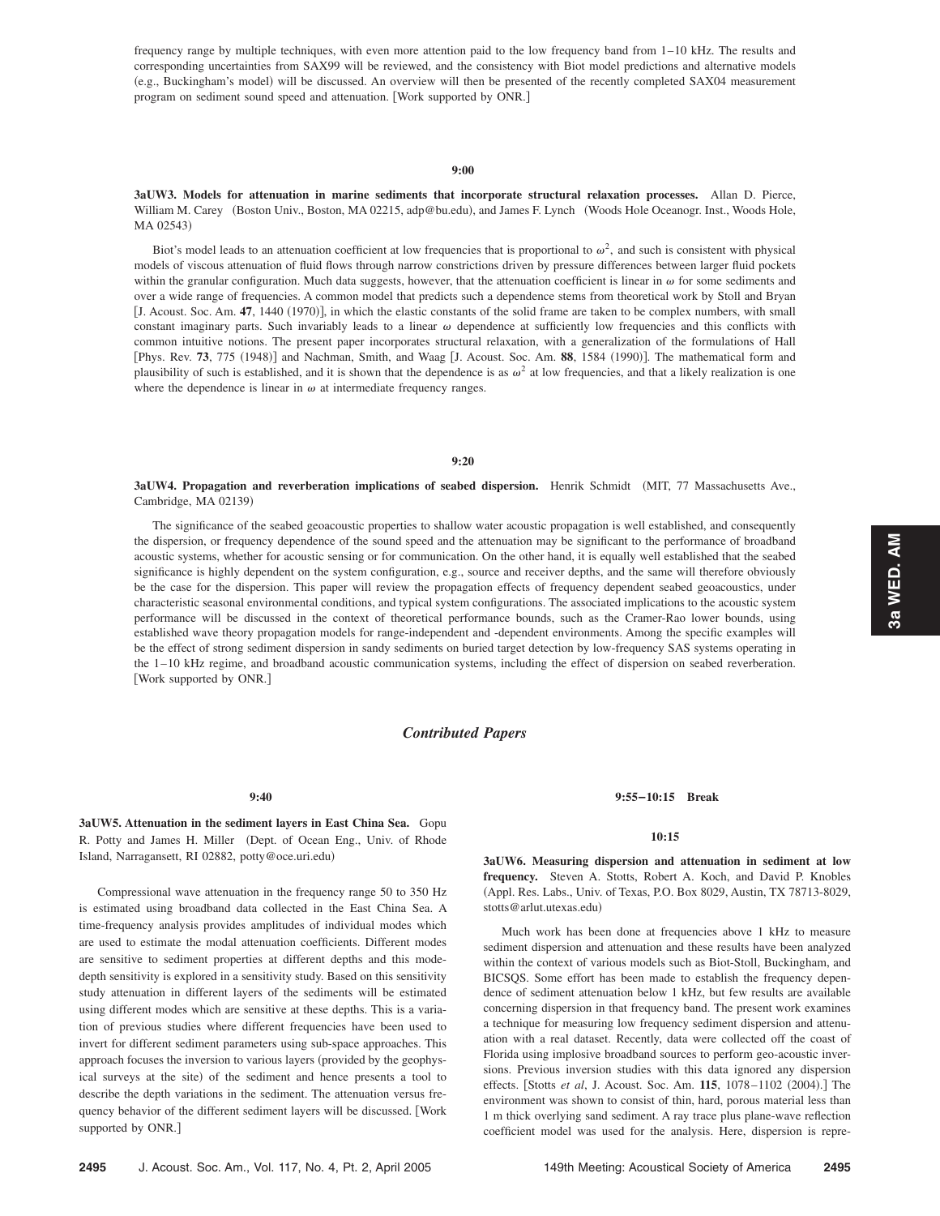frequency range by multiple techniques, with even more attention paid to the low frequency band from 1–10 kHz. The results and corresponding uncertainties from SAX99 will be reviewed, and the consistency with Biot model predictions and alternative models (e.g., Buckingham's model) will be discussed. An overview will then be presented of the recently completed SAX04 measurement program on sediment sound speed and attenuation. [Work supported by ONR.]

**9:00**

**3aUW3. Models for attenuation in marine sediments that incorporate structural relaxation processes.** Allan D. Pierce, William M. Carey (Boston Univ., Boston, MA 02215, adp@bu.edu), and James F. Lynch (Woods Hole Oceanogr. Inst., Woods Hole, MA 02543)

Biot's model leads to an attenuation coefficient at low frequencies that is proportional to $\omega^2$, and such is consistent with physical models of viscous attenuation of fluid flows through narrow constrictions driven by pressure differences between larger fluid pockets within the granular configuration. Much data suggests, however, that the attenuation coefficient is linear in $\omega$ for some sediments and over a wide range of frequencies. A common model that predicts such a dependence stems from theoretical work by Stoll and Bryan [J. Acoust. Soc. Am. **47**, 1440 (1970)], in which the elastic constants of the solid frame are taken to be complex numbers, with small constant imaginary parts. Such invariably leads to a linear $\omega$ dependence at sufficiently low frequencies and this conflicts with common intuitive notions. The present paper incorporates structural relaxation, with a generalization of the formulations of Hall [Phys. Rev. **73**, 775 (1948)] and Nachman, Smith, and Waag [J. Acoust. Soc. Am. **88**, 1584 (1990)]. The mathematical form and plausibility of such is established, and it is shown that the dependence is as $\omega^2$ at low frequencies, and that a likely realization is one where the dependence is linear in $\omega$ at intermediate frequency ranges.

**9:20**

**3aUW4. Propagation and reverberation implications of seabed dispersion.** Henrik Schmidt (MIT, 77 Massachusetts Ave., Cambridge, MA 02139)

The significance of the seabed geoacoustic properties to shallow water acoustic propagation is well established, and consequently the dispersion, or frequency dependence of the sound speed and the attenuation may be significant to the performance of broadband acoustic systems, whether for acoustic sensing or for communication. On the other hand, it is equally well established that the seabed significance is highly dependent on the system configuration, e.g., source and receiver depths, and the same will therefore obviously be the case for the dispersion. This paper will review the propagation effects of frequency dependent seabed geoacoustics, under characteristic seasonal environmental conditions, and typical system configurations. The associated implications to the acoustic system performance will be discussed in the context of theoretical performance bounds, such as the Cramer-Rao lower bounds, using established wave theory propagation models for range-independent and -dependent environments. Among the specific examples will be the effect of strong sediment dispersion in sandy sediments on buried target detection by low-frequency SAS systems operating in the 1–10 kHz regime, and broadband acoustic communication systems, including the effect of dispersion on seabed reverberation. [Work supported by ONR.]

## *Contributed Papers*

**9:40**

**3aUW5. Attenuation in the sediment layers in East China Sea.** Gopu R. Potty and James H. Miller (Dept. of Ocean Eng., Univ. of Rhode Island, Narragansett, RI 02882, potty@oce.uri.edu)

Compressional wave attenuation in the frequency range 50 to 350 Hz is estimated using broadband data collected in the East China Sea. A time-frequency analysis provides amplitudes of individual modes which are used to estimate the modal attenuation coefficients. Different modes are sensitive to sediment properties at different depths and this mode-depth sensitivity is explored in a sensitivity study. Based on this sensitivity study attenuation in different layers of the sediments will be estimated using different modes which are sensitive at these depths. This is a variation of previous studies where different frequencies have been used to invert for different sediment parameters using sub-space approaches. This approach focuses the inversion to various layers (provided by the geophysical surveys at the site) of the sediment and hence presents a tool to describe the depth variations in the sediment. The attenuation versus frequency behavior of the different sediment layers will be discussed. [Work supported by ONR.]

**9:55–10:15 Break**

**10:15**

**3aUW6. Measuring dispersion and attenuation in sediment at low frequency.** Steven A. Stotts, Robert A. Koch, and David P. Knobles (Appl. Res. Labs., Univ. of Texas, P.O. Box 8029, Austin, TX 78713-8029, stotts@arlut.utexas.edu)

Much work has been done at frequencies above 1 kHz to measure sediment dispersion and attenuation and these results have been analyzed within the context of various models such as Biot-Stoll, Buckingham, and BICSQS. Some effort has been made to establish the frequency dependence of sediment attenuation below 1 kHz, but few results are available concerning dispersion in that frequency band. The present work examines a technique for measuring low frequency sediment dispersion and attenuation with a real dataset. Recently, data were collected off the coast of Florida using implosive broadband sources to perform geo-acoustic inversions. Previous inversion studies with this data ignored any dispersion effects. [Stotts *et al*, J. Acoust. Soc. Am. **115**, 1078–1102 (2004).] The environment was shown to consist of thin, hard, porous material less than 1 m thick overlying sand sediment. A ray trace plus plane-wave reflection coefficient model was used for the analysis. Here, dispersion is repre-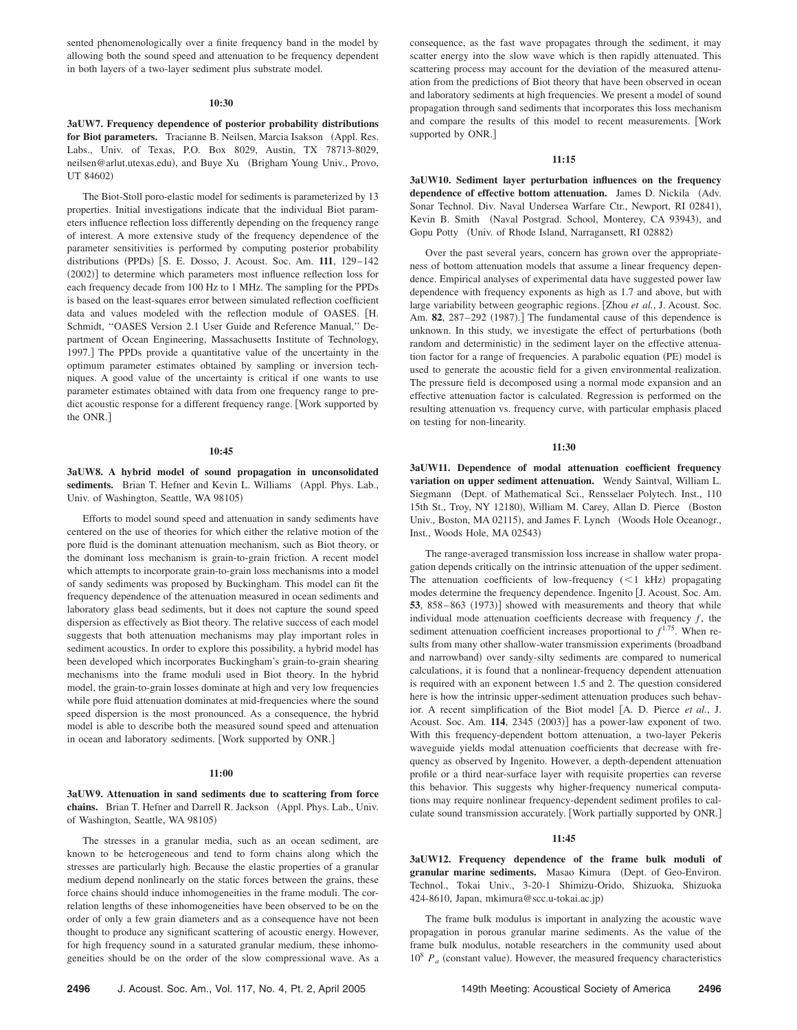sented phenomenologically over a finite frequency band in the model by allowing both the sound speed and attenuation to be frequency dependent in both layers of a two-layer sediment plus substrate model.

**10:30**

**3aUW7. Frequency dependence of posterior probability distributions for Biot parameters.** Tracianne B. Neilsen, Marcia Isakson (Appl. Res. Labs., Univ. of Texas, P.O. Box 8029, Austin, TX 78713-8029, neilsen@arlut.utexas.edu), and Buye Xu (Brigham Young Univ., Provo, UT 84602)

The Biot-Stoll poro-elastic model for sediments is parameterized by 13 properties. Initial investigations indicate that the individual Biot parameters influence reflection loss differently depending on the frequency range of interest. A more extensive study of the frequency dependence of the parameter sensitivities is performed by computing posterior probability distributions (PPDs) [S. E. Dosso, J. Acoust. Soc. Am. **111**, 129–142 (2002)] to determine which parameters most influence reflection loss for each frequency decade from 100 Hz to 1 MHz. The sampling for the PPDs is based on the least-squares error between simulated reflection coefficient data and values modeled with the reflection module of OASES. [H. Schmidt, "OASES Version 2.1 User Guide and Reference Manual," Department of Ocean Engineering, Massachusetts Institute of Technology, 1997.] The PPDs provide a quantitative value of the uncertainty in the optimum parameter estimates obtained by sampling or inversion techniques. A good value of the uncertainty is critical if one wants to use parameter estimates obtained with data from one frequency range to predict acoustic response for a different frequency range. [Work supported by the ONR.]

**10:45**

**3aUW8. A hybrid model of sound propagation in unconsolidated sediments.** Brian T. Hefner and Kevin L. Williams (Appl. Phys. Lab., Univ. of Washington, Seattle, WA 98105)

Efforts to model sound speed and attenuation in sandy sediments have centered on the use of theories for which either the relative motion of the pore fluid is the dominant attenuation mechanism, such as Biot theory, or the dominant loss mechanism is grain-to-grain friction. A recent model which attempts to incorporate grain-to-grain loss mechanisms into a model of sandy sediments was proposed by Buckingham. This model can fit the frequency dependence of the attenuation measured in ocean sediments and laboratory glass bead sediments, but it does not capture the sound speed dispersion as effectively as Biot theory. The relative success of each model suggests that both attenuation mechanisms may play important roles in sediment acoustics. In order to explore this possibility, a hybrid model has been developed which incorporates Buckingham's grain-to-grain shearing mechanisms into the frame moduli used in Biot theory. In the hybrid model, the grain-to-grain losses dominate at high and very low frequencies while pore fluid attenuation dominates at mid-frequencies where the sound speed dispersion is the most pronounced. As a consequence, the hybrid model is able to describe both the measured sound speed and attenuation in ocean and laboratory sediments. [Work supported by ONR.]

**11:00**

**3aUW9. Attenuation in sand sediments due to scattering from force chains.** Brian T. Hefner and Darrell R. Jackson (Appl. Phys. Lab., Univ. of Washington, Seattle, WA 98105)

The stresses in a granular media, such as an ocean sediment, are known to be heterogeneous and tend to form chains along which the stresses are particularly high. Because the elastic properties of a granular medium depend nonlinearly on the static forces between the grains, these force chains should induce inhomogeneities in the frame moduli. The correlation lengths of these inhomogeneities have been observed to be on the order of only a few grain diameters and as a consequence have not been thought to produce any significant scattering of acoustic energy. However, for high frequency sound in a saturated granular medium, these inhomogeneities should be on the order of the slow compressional wave. As a consequence, as the fast wave propagates through the sediment, it may scatter energy into the slow wave which is then rapidly attenuated. This scattering process may account for the deviation of the measured attenuation from the predictions of Biot theory that have been observed in ocean and laboratory sediments at high frequencies. We present a model of sound propagation through sand sediments that incorporates this loss mechanism and compare the results of this model to recent measurements. [Work supported by ONR.]

**11:15**

**3aUW10. Sediment layer perturbation influences on the frequency dependence of effective bottom attenuation.** James D. Nickila (Adv. Sonar Technol. Div. Naval Undersea Warfare Ctr., Newport, RI 02841), Kevin B. Smith (Naval Postgrad. School, Monterey, CA 93943), and Gopu Potty (Univ. of Rhode Island, Narragansett, RI 02882)

Over the past several years, concern has grown over the appropriateness of bottom attenuation models that assume a linear frequency dependence. Empirical analyses of experimental data have suggested power law dependence with frequency exponents as high as 1.7 and above, but with large variability between geographic regions. [Zhou *et al.*, J. Acoust. Soc. Am. **82**, 287–292 (1987).] The fundamental cause of this dependence is unknown. In this study, we investigate the effect of perturbations (both random and deterministic) in the sediment layer on the effective attenuation factor for a range of frequencies. A parabolic equation (PE) model is used to generate the acoustic field for a given environmental realization. The pressure field is decomposed using a normal mode expansion and an effective attenuation factor is calculated. Regression is performed on the resulting attenuation vs. frequency curve, with particular emphasis placed on testing for non-linearity.

**11:30**

**3aUW11. Dependence of modal attenuation coefficient frequency variation on upper sediment attenuation.** Wendy Saintval, William L. Siegmann (Dept. of Mathematical Sci., Rensselaer Polytech. Inst., 110 15th St., Troy, NY 12180), William M. Carey, Allan D. Pierce (Boston Univ., Boston, MA 02115), and James F. Lynch (Woods Hole Oceanogr., Inst., Woods Hole, MA 02543)

The range-averaged transmission loss increase in shallow water propagation depends critically on the intrinsic attenuation of the upper sediment. The attenuation coefficients of low-frequency (<1 kHz) propagating modes determine the frequency dependence. Ingenito [J. Acoust. Soc. Am. **53**, 858–863 (1973)] showed with measurements and theory that while individual mode attenuation coefficients decrease with frequency $f$, the sediment attenuation coefficient increases proportional to $f^{1.75}$. When results from many other shallow-water transmission experiments (broadband and narrowband) over sandy-silty sediments are compared to numerical calculations, it is found that a nonlinear-frequency dependent attenuation is required with an exponent between 1.5 and 2. The question considered here is how the intrinsic upper-sediment attenuation produces such behavior. A recent simplification of the Biot model [A. D. Pierce *et al.*, J. Acoust. Soc. Am. **114**, 2345 (2003)] has a power-law exponent of two. With this frequency-dependent bottom attenuation, a two-layer Pekeris waveguide yields modal attenuation coefficients that decrease with frequency as observed by Ingenito. However, a depth-dependent attenuation profile or a third near-surface layer with requisite properties can reverse this behavior. This suggests why higher-frequency numerical computations may require nonlinear frequency-dependent sediment profiles to calculate sound transmission accurately. [Work partially supported by ONR.]

**11:45**

**3aUW12. Frequency dependence of the frame bulk moduli of granular marine sediments.** Masao Kimura (Dept. of Geo-Environ. Technol., Tokai Univ., 3-20-1 Shimizu-Orido, Shizuoka, Shizuoka 424-8610, Japan, mkimura@scc.u-tokai.ac.jp)

The frame bulk modulus is important in analyzing the acoustic wave propagation in porous granular marine sediments. As the value of the frame bulk modulus, notable researchers in the community used about $10^8$ $P_a$ (constant value). However, the measured frequency characteristics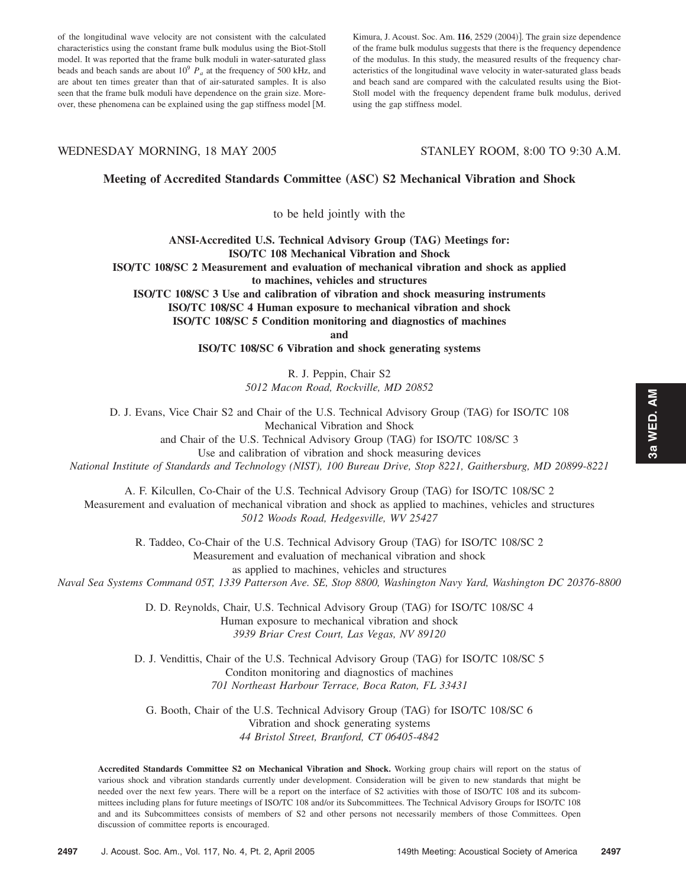of the longitudinal wave velocity are not consistent with the calculated characteristics using the constant frame bulk modulus using the Biot-Stoll model. It was reported that the frame bulk moduli in water-saturated glass beads and beach sands are about $10^9$ $P_a$ at the frequency of 500 kHz, and are about ten times greater than that of air-saturated samples. It is also seen that the frame bulk moduli have dependence on the grain size. Moreover, these phenomena can be explained using the gap stiffness model [M. Kimura, J. Acoust. Soc. Am. **116**, 2529 (2004)]. The grain size dependence of the frame bulk modulus suggests that there is the frequency dependence of the modulus. In this study, the measured results of the frequency characteristics of the longitudinal wave velocity in water-saturated glass beads and beach sand are compared with the calculated results using the Biot-Stoll model with the frequency dependent frame bulk modulus, derived using the gap stiffness model.

WEDNESDAY MORNING, 18 MAY 2005 — STANLEY ROOM, 8:00 TO 9:30 A.M.

## Meeting of Accredited Standards Committee (ASC) S2 Mechanical Vibration and Shock

to be held jointly with the

**ANSI-Accredited U.S. Technical Advisory Group (TAG) Meetings for:**
**ISO/TC 108 Mechanical Vibration and Shock**
**ISO/TC 108/SC 2 Measurement and evaluation of mechanical vibration and shock as applied to machines, vehicles and structures**
**ISO/TC 108/SC 3 Use and calibration of vibration and shock measuring instruments**
**ISO/TC 108/SC 4 Human exposure to mechanical vibration and shock**
**ISO/TC 108/SC 5 Condition monitoring and diagnostics of machines**
**and**
**ISO/TC 108/SC 6 Vibration and shock generating systems**

R. J. Peppin, Chair S2
*5012 Macon Road, Rockville, MD 20852*

D. J. Evans, Vice Chair S2 and Chair of the U.S. Technical Advisory Group (TAG) for ISO/TC 108 Mechanical Vibration and Shock
and Chair of the U.S. Technical Advisory Group (TAG) for ISO/TC 108/SC 3 Use and calibration of vibration and shock measuring devices
*National Institute of Standards and Technology (NIST), 100 Bureau Drive, Stop 8221, Gaithersburg, MD 20899-8221*

A. F. Kilcullen, Co-Chair of the U.S. Technical Advisory Group (TAG) for ISO/TC 108/SC 2
Measurement and evaluation of mechanical vibration and shock as applied to machines, vehicles and structures
*5012 Woods Road, Hedgesville, WV 25427*

R. Taddeo, Co-Chair of the U.S. Technical Advisory Group (TAG) for ISO/TC 108/SC 2
Measurement and evaluation of mechanical vibration and shock
as applied to machines, vehicles and structures
*Naval Sea Systems Command 05T, 1339 Patterson Ave. SE, Stop 8800, Washington Navy Yard, Washington DC 20376-8800*

D. D. Reynolds, Chair, U.S. Technical Advisory Group (TAG) for ISO/TC 108/SC 4
Human exposure to mechanical vibration and shock
*3939 Briar Crest Court, Las Vegas, NV 89120*

D. J. Vendittis, Chair of the U.S. Technical Advisory Group (TAG) for ISO/TC 108/SC 5
Conditon monitoring and diagnostics of machines
*701 Northeast Harbour Terrace, Boca Raton, FL 33431*

G. Booth, Chair of the U.S. Technical Advisory Group (TAG) for ISO/TC 108/SC 6
Vibration and shock generating systems
*44 Bristol Street, Branford, CT 06405-4842*

**Accredited Standards Committee S2 on Mechanical Vibration and Shock.** Working group chairs will report on the status of various shock and vibration standards currently under development. Consideration will be given to new standards that might be needed over the next few years. There will be a report on the interface of S2 activities with those of ISO/TC 108 and its subcommittees including plans for future meetings of ISO/TC 108 and/or its Subcommittees. The Technical Advisory Groups for ISO/TC 108 and and its Subcommittees consists of members of S2 and other persons not necessarily members of those Committees. Open discussion of committee reports is encouraged.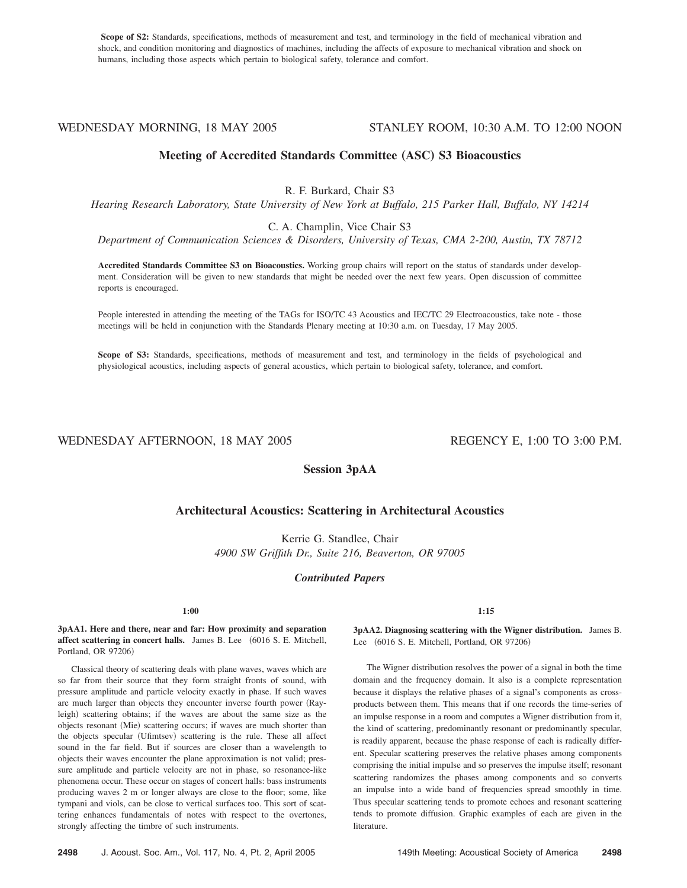**Scope of S2:** Standards, specifications, methods of measurement and test, and terminology in the field of mechanical vibration and shock, and condition monitoring and diagnostics of machines, including the affects of exposure to mechanical vibration and shock on humans, including those aspects which pertain to biological safety, tolerance and comfort.

WEDNESDAY MORNING, 18 MAY 2005 — STANLEY ROOM, 10:30 A.M. TO 12:00 NOON

## Meeting of Accredited Standards Committee (ASC) S3 Bioacoustics

R. F. Burkard, Chair S3

*Hearing Research Laboratory, State University of New York at Buffalo, 215 Parker Hall, Buffalo, NY 14214*

C. A. Champlin, Vice Chair S3

*Department of Communication Sciences & Disorders, University of Texas, CMA 2-200, Austin, TX 78712*

**Accredited Standards Committee S3 on Bioacoustics.** Working group chairs will report on the status of standards under development. Consideration will be given to new standards that might be needed over the next few years. Open discussion of committee reports is encouraged.

People interested in attending the meeting of the TAGs for ISO/TC 43 Acoustics and IEC/TC 29 Electroacoustics, take note - those meetings will be held in conjunction with the Standards Plenary meeting at 10:30 a.m. on Tuesday, 17 May 2005.

**Scope of S3:** Standards, specifications, methods of measurement and test, and terminology in the fields of psychological and physiological acoustics, including aspects of general acoustics, which pertain to biological safety, tolerance, and comfort.

WEDNESDAY AFTERNOON, 18 MAY 2005 — REGENCY E, 1:00 TO 3:00 P.M.

## Session 3pAA

## Architectural Acoustics: Scattering in Architectural Acoustics

Kerrie G. Standlee, Chair

*4900 SW Griffith Dr., Suite 216, Beaverton, OR 97005*

### *Contributed Papers*

**1:00**

**3pAA1. Here and there, near and far: How proximity and separation affect scattering in concert halls.** James B. Lee (6016 S. E. Mitchell, Portland, OR 97206)

Classical theory of scattering deals with plane waves, waves which are so far from their source that they form straight fronts of sound, with pressure amplitude and particle velocity exactly in phase. If such waves are much larger than objects they encounter inverse fourth power (Rayleigh) scattering obtains; if the waves are about the same size as the objects resonant (Mie) scattering occurs; if waves are much shorter than the objects specular (Ufimtsev) scattering is the rule. These all affect sound in the far field. But if sources are closer than a wavelength to objects their waves encounter the plane approximation is not valid; pressure amplitude and particle velocity are not in phase, so resonance-like phenomena occur. These occur on stages of concert halls: bass instruments producing waves 2 m or longer always are close to the floor; some, like tympani and viols, can be close to vertical surfaces too. This sort of scattering enhances fundamentals of notes with respect to the overtones, strongly affecting the timbre of such instruments.

**1:15**

**3pAA2. Diagnosing scattering with the Wigner distribution.** James B. Lee (6016 S. E. Mitchell, Portland, OR 97206)

The Wigner distribution resolves the power of a signal in both the time domain and the frequency domain. It also is a complete representation because it displays the relative phases of a signal's components as cross-products between them. This means that if one records the time-series of an impulse response in a room and computes a Wigner distribution from it, the kind of scattering, predominantly resonant or predominantly specular, is readily apparent, because the phase response of each is radically different. Specular scattering preserves the relative phases among components comprising the initial impulse and so preserves the impulse itself; resonant scattering randomizes the phases among components and so converts an impulse into a wide band of frequencies spread smoothly in time. Thus specular scattering tends to promote echoes and resonant scattering tends to promote diffusion. Graphic examples of each are given in the literature.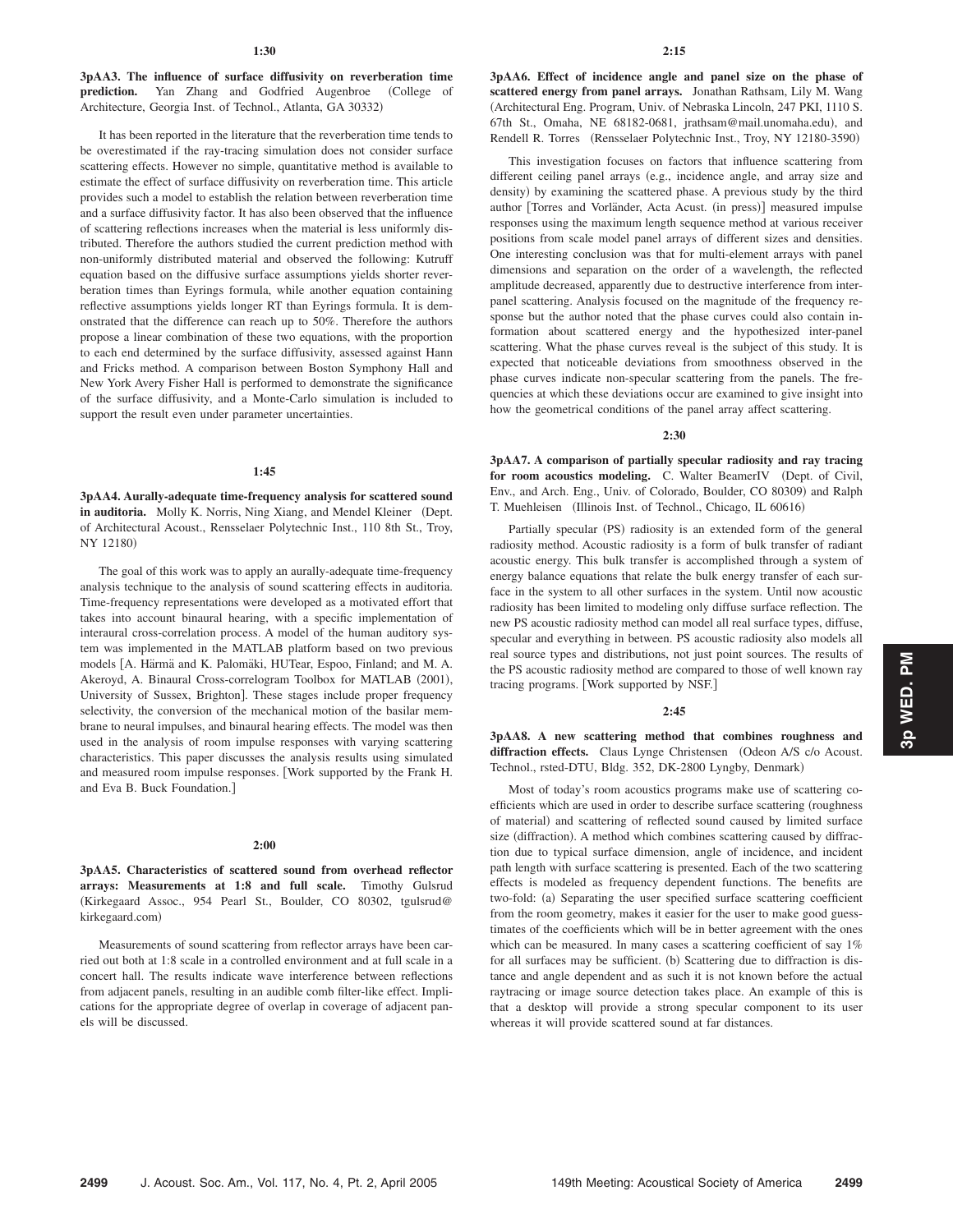**1:30**

**3pAA3. The influence of surface diffusivity on reverberation time prediction.** Yan Zhang and Godfried Augenbroe (College of Architecture, Georgia Inst. of Technol., Atlanta, GA 30332)

It has been reported in the literature that the reverberation time tends to be overestimated if the ray-tracing simulation does not consider surface scattering effects. However no simple, quantitative method is available to estimate the effect of surface diffusivity on reverberation time. This article provides such a model to establish the relation between reverberation time and a surface diffusivity factor. It has also been observed that the influence of scattering reflections increases when the material is less uniformly distributed. Therefore the authors studied the current prediction method with non-uniformly distributed material and observed the following: Kutruff equation based on the diffusive surface assumptions yields shorter reverberation times than Eyrings formula, while another equation containing reflective assumptions yields longer RT than Eyrings formula. It is demonstrated that the difference can reach up to 50%. Therefore the authors propose a linear combination of these two equations, with the proportion to each end determined by the surface diffusivity, assessed against Hann and Fricks method. A comparison between Boston Symphony Hall and New York Avery Fisher Hall is performed to demonstrate the significance of the surface diffusivity, and a Monte-Carlo simulation is included to support the result even under parameter uncertainties.

**1:45**

**3pAA4. Aurally-adequate time-frequency analysis for scattered sound in auditoria.** Molly K. Norris, Ning Xiang, and Mendel Kleiner (Dept. of Architectural Acoust., Rensselaer Polytechnic Inst., 110 8th St., Troy, NY 12180)

The goal of this work was to apply an aurally-adequate time-frequency analysis technique to the analysis of sound scattering effects in auditoria. Time-frequency representations were developed as a motivated effort that takes into account binaural hearing, with a specific implementation of interaural cross-correlation process. A model of the human auditory system was implemented in the MATLAB platform based on two previous models [A. Härmä and K. Palomäki, HUTear, Espoo, Finland; and M. A. Akeroyd, A. Binaural Cross-correlogram Toolbox for MATLAB (2001), University of Sussex, Brighton]. These stages include proper frequency selectivity, the conversion of the mechanical motion of the basilar membrane to neural impulses, and binaural hearing effects. The model was then used in the analysis of room impulse responses with varying scattering characteristics. This paper discusses the analysis results using simulated and measured room impulse responses. [Work supported by the Frank H. and Eva B. Buck Foundation.]

**2:00**

**3pAA5. Characteristics of scattered sound from overhead reflector arrays: Measurements at 1:8 and full scale.** Timothy Gulsrud (Kirkegaard Assoc., 954 Pearl St., Boulder, CO 80302, tgulsrud@kirkegaard.com)

Measurements of sound scattering from reflector arrays have been carried out both at 1:8 scale in a controlled environment and at full scale in a concert hall. The results indicate wave interference between reflections from adjacent panels, resulting in an audible comb filter-like effect. Implications for the appropriate degree of overlap in coverage of adjacent panels will be discussed.

**2:15**

**3pAA6. Effect of incidence angle and panel size on the phase of scattered energy from panel arrays.** Jonathan Rathsam, Lily M. Wang (Architectural Eng. Program, Univ. of Nebraska Lincoln, 247 PKI, 1110 S. 67th St., Omaha, NE 68182-0681, jrathsam@mail.unomaha.edu), and Rendell R. Torres (Rensselaer Polytechnic Inst., Troy, NY 12180-3590)

This investigation focuses on factors that influence scattering from different ceiling panel arrays (e.g., incidence angle, and array size and density) by examining the scattered phase. A previous study by the third author [Torres and Vorländer, Acta Acust. (in press)] measured impulse responses using the maximum length sequence method at various receiver positions from scale model panel arrays of different sizes and densities. One interesting conclusion was that for multi-element arrays with panel dimensions and separation on the order of a wavelength, the reflected amplitude decreased, apparently due to destructive interference from inter-panel scattering. Analysis focused on the magnitude of the frequency response but the author noted that the phase curves could also contain information about scattered energy and the hypothesized inter-panel scattering. What the phase curves reveal is the subject of this study. It is expected that noticeable deviations from smoothness observed in the phase curves indicate non-specular scattering from the panels. The frequencies at which these deviations occur are examined to give insight into how the geometrical conditions of the panel array affect scattering.

**2:30**

**3pAA7. A comparison of partially specular radiosity and ray tracing for room acoustics modeling.** C. Walter BeamerIV (Dept. of Civil, Env., and Arch. Eng., Univ. of Colorado, Boulder, CO 80309) and Ralph T. Muehleisen (Illinois Inst. of Technol., Chicago, IL 60616)

Partially specular (PS) radiosity is an extended form of the general radiosity method. Acoustic radiosity is a form of bulk transfer of radiant acoustic energy. This bulk transfer is accomplished through a system of energy balance equations that relate the bulk energy transfer of each surface in the system to all other surfaces in the system. Until now acoustic radiosity has been limited to modeling only diffuse surface reflection. The new PS acoustic radiosity method can model all real surface types, diffuse, specular and everything in between. PS acoustic radiosity also models all real source types and distributions, not just point sources. The results of the PS acoustic radiosity method are compared to those of well known ray tracing programs. [Work supported by NSF.]

**2:45**

**3pAA8. A new scattering method that combines roughness and diffraction effects.** Claus Lynge Christensen (Odeon A/S c/o Acoust. Technol., rsted-DTU, Bldg. 352, DK-2800 Lyngby, Denmark)

Most of today's room acoustics programs make use of scattering coefficients which are used in order to describe surface scattering (roughness of material) and scattering of reflected sound caused by limited surface size (diffraction). A method which combines scattering caused by diffraction due to typical surface dimension, angle of incidence, and incident path length with surface scattering is presented. Each of the two scattering effects is modeled as frequency dependent functions. The benefits are two-fold: (a) Separating the user specified surface scattering coefficient from the room geometry, makes it easier for the user to make good guess-timates of the coefficients which will be in better agreement with the ones which can be measured. In many cases a scattering coefficient of say 1% for all surfaces may be sufficient. (b) Scattering due to diffraction is distance and angle dependent and as such it is not known before the actual raytracing or image source detection takes place. An example of this is that a desktop will provide a strong specular component to its user whereas it will provide scattered sound at far distances.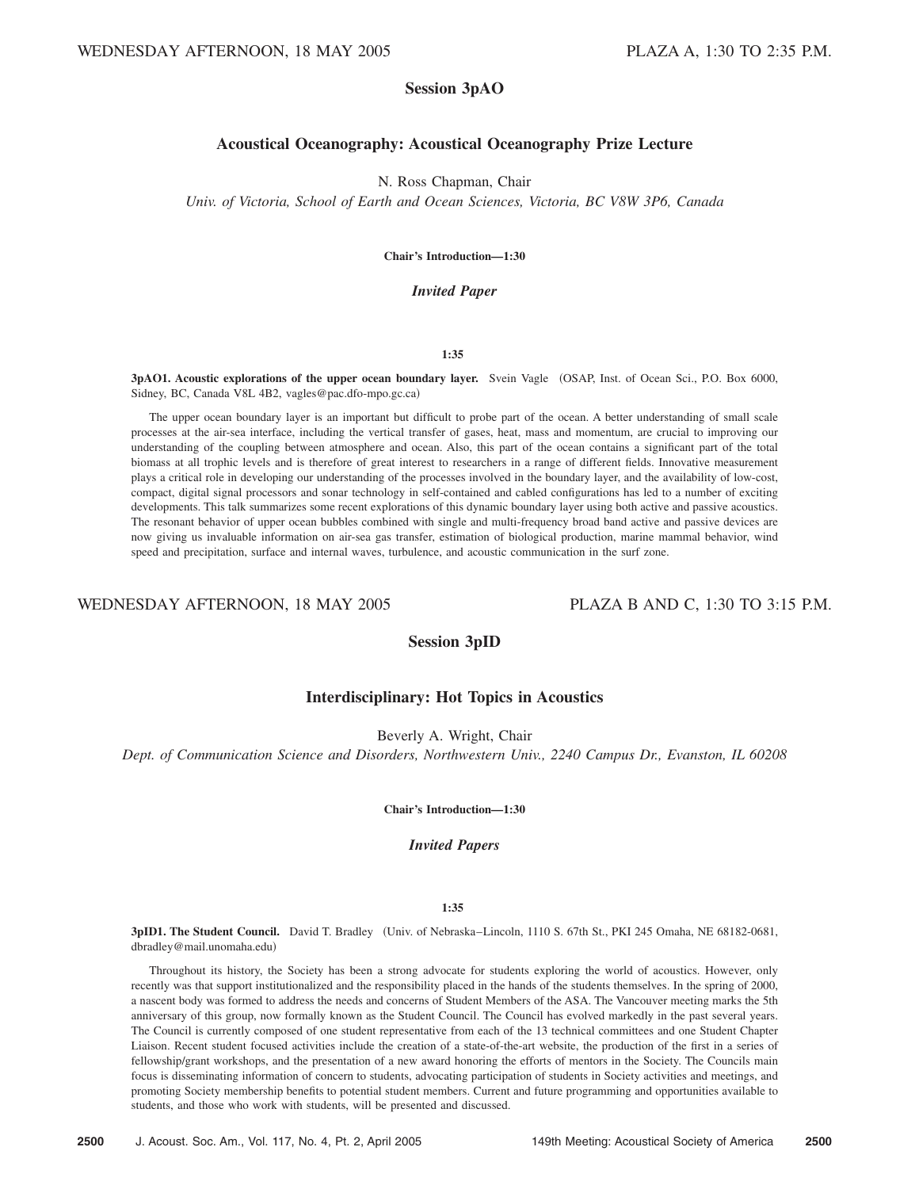WEDNESDAY AFTERNOON, 18 MAY 2005 PLAZA A, 1:30 TO 2:35 P.M.

## Session 3pAO

### Acoustical Oceanography: Acoustical Oceanography Prize Lecture

N. Ross Chapman, Chair

*Univ. of Victoria, School of Earth and Ocean Sciences, Victoria, BC V8W 3P6, Canada*

**Chair's Introduction—1:30**

***Invited Paper***

**1:35**

**3pAO1. Acoustic explorations of the upper ocean boundary layer.** Svein Vagle (OSAP, Inst. of Ocean Sci., P.O. Box 6000, Sidney, BC, Canada V8L 4B2, vagles@pac.dfo-mpo.gc.ca)

The upper ocean boundary layer is an important but difficult to probe part of the ocean. A better understanding of small scale processes at the air-sea interface, including the vertical transfer of gases, heat, mass and momentum, are crucial to improving our understanding of the coupling between atmosphere and ocean. Also, this part of the ocean contains a significant part of the total biomass at all trophic levels and is therefore of great interest to researchers in a range of different fields. Innovative measurement plays a critical role in developing our understanding of the processes involved in the boundary layer, and the availability of low-cost, compact, digital signal processors and sonar technology in self-contained and cabled configurations has led to a number of exciting developments. This talk summarizes some recent explorations of this dynamic boundary layer using both active and passive acoustics. The resonant behavior of upper ocean bubbles combined with single and multi-frequency broad band active and passive devices are now giving us invaluable information on air-sea gas transfer, estimation of biological production, marine mammal behavior, wind speed and precipitation, surface and internal waves, turbulence, and acoustic communication in the surf zone.

WEDNESDAY AFTERNOON, 18 MAY 2005 PLAZA B AND C, 1:30 TO 3:15 P.M.

## Session 3pID

### Interdisciplinary: Hot Topics in Acoustics

Beverly A. Wright, Chair

*Dept. of Communication Science and Disorders, Northwestern Univ., 2240 Campus Dr., Evanston, IL 60208*

**Chair's Introduction—1:30**

***Invited Papers***

**1:35**

**3pID1. The Student Council.** David T. Bradley (Univ. of Nebraska–Lincoln, 1110 S. 67th St., PKI 245 Omaha, NE 68182-0681, dbradley@mail.unomaha.edu)

Throughout its history, the Society has been a strong advocate for students exploring the world of acoustics. However, only recently was that support institutionalized and the responsibility placed in the hands of the students themselves. In the spring of 2000, a nascent body was formed to address the needs and concerns of Student Members of the ASA. The Vancouver meeting marks the 5th anniversary of this group, now formally known as the Student Council. The Council has evolved markedly in the past several years. The Council is currently composed of one student representative from each of the 13 technical committees and one Student Chapter Liaison. Recent student focused activities include the creation of a state-of-the-art website, the production of the first in a series of fellowship/grant workshops, and the presentation of a new award honoring the efforts of mentors in the Society. The Councils main focus is disseminating information of concern to students, advocating participation of students in Society activities and meetings, and promoting Society membership benefits to potential student members. Current and future programming and opportunities available to students, and those who work with students, will be presented and discussed.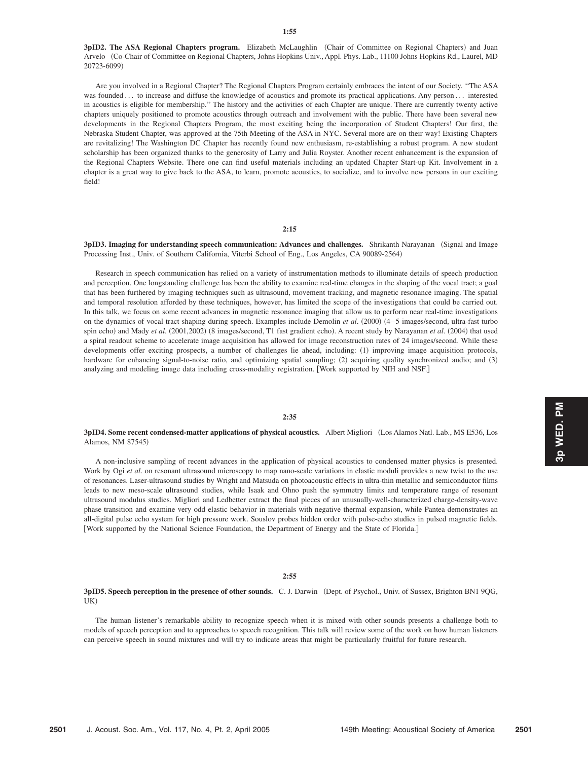**1:55**

**3pID2. The ASA Regional Chapters program.** Elizabeth McLaughlin (Chair of Committee on Regional Chapters) and Juan Arvelo (Co-Chair of Committee on Regional Chapters, Johns Hopkins Univ., Appl. Phys. Lab., 11100 Johns Hopkins Rd., Laurel, MD 20723-6099)

Are you involved in a Regional Chapter? The Regional Chapters Program certainly embraces the intent of our Society. "The ASA was founded . . . to increase and diffuse the knowledge of acoustics and promote its practical applications. Any person . . . interested in acoustics is eligible for membership." The history and the activities of each Chapter are unique. There are currently twenty active chapters uniquely positioned to promote acoustics through outreach and involvement with the public. There have been several new developments in the Regional Chapters Program, the most exciting being the incorporation of Student Chapters! Our first, the Nebraska Student Chapter, was approved at the 75th Meeting of the ASA in NYC. Several more are on their way! Existing Chapters are revitalizing! The Washington DC Chapter has recently found new enthusiasm, re-establishing a robust program. A new student scholarship has been organized thanks to the generosity of Larry and Julia Royster. Another recent enhancement is the expansion of the Regional Chapters Website. There one can find useful materials including an updated Chapter Start-up Kit. Involvement in a chapter is a great way to give back to the ASA, to learn, promote acoustics, to socialize, and to involve new persons in our exciting field!

**2:15**

**3pID3. Imaging for understanding speech communication: Advances and challenges.** Shrikanth Narayanan (Signal and Image Processing Inst., Univ. of Southern California, Viterbi School of Eng., Los Angeles, CA 90089-2564)

Research in speech communication has relied on a variety of instrumentation methods to illuminate details of speech production and perception. One longstanding challenge has been the ability to examine real-time changes in the shaping of the vocal tract; a goal that has been furthered by imaging techniques such as ultrasound, movement tracking, and magnetic resonance imaging. The spatial and temporal resolution afforded by these techniques, however, has limited the scope of the investigations that could be carried out. In this talk, we focus on some recent advances in magnetic resonance imaging that allow us to perform near real-time investigations on the dynamics of vocal tract shaping during speech. Examples include Demolin *et al.* (2000) (4–5 images/second, ultra-fast turbo spin echo) and Mady *et al.* (2001,2002) (8 images/second, T1 fast gradient echo). A recent study by Narayanan *et al.* (2004) that used a spiral readout scheme to accelerate image acquisition has allowed for image reconstruction rates of 24 images/second. While these developments offer exciting prospects, a number of challenges lie ahead, including: (1) improving image acquisition protocols, hardware for enhancing signal-to-noise ratio, and optimizing spatial sampling; (2) acquiring quality synchronized audio; and (3) analyzing and modeling image data including cross-modality registration. [Work supported by NIH and NSF.]

**2:35**

**3pID4. Some recent condensed-matter applications of physical acoustics.** Albert Migliori (Los Alamos Natl. Lab., MS E536, Los Alamos, NM 87545)

A non-inclusive sampling of recent advances in the application of physical acoustics to condensed matter physics is presented. Work by Ogi *et al.* on resonant ultrasound microscopy to map nano-scale variations in elastic moduli provides a new twist to the use of resonances. Laser-ultrasound studies by Wright and Matsuda on photoacoustic effects in ultra-thin metallic and semiconductor films leads to new meso-scale ultrasound studies, while Isaak and Ohno push the symmetry limits and temperature range of resonant ultrasound modulus studies. Migliori and Ledbetter extract the final pieces of an unusually-well-characterized charge-density-wave phase transition and examine very odd elastic behavior in materials with negative thermal expansion, while Pantea demonstrates an all-digital pulse echo system for high pressure work. Souslov probes hidden order with pulse-echo studies in pulsed magnetic fields. [Work supported by the National Science Foundation, the Department of Energy and the State of Florida.]

**2:55**

**3pID5. Speech perception in the presence of other sounds.** C. J. Darwin (Dept. of Psychol., Univ. of Sussex, Brighton BN1 9QG, UK)

The human listener's remarkable ability to recognize speech when it is mixed with other sounds presents a challenge both to models of speech perception and to approaches to speech recognition. This talk will review some of the work on how human listeners can perceive speech in sound mixtures and will try to indicate areas that might be particularly fruitful for future research.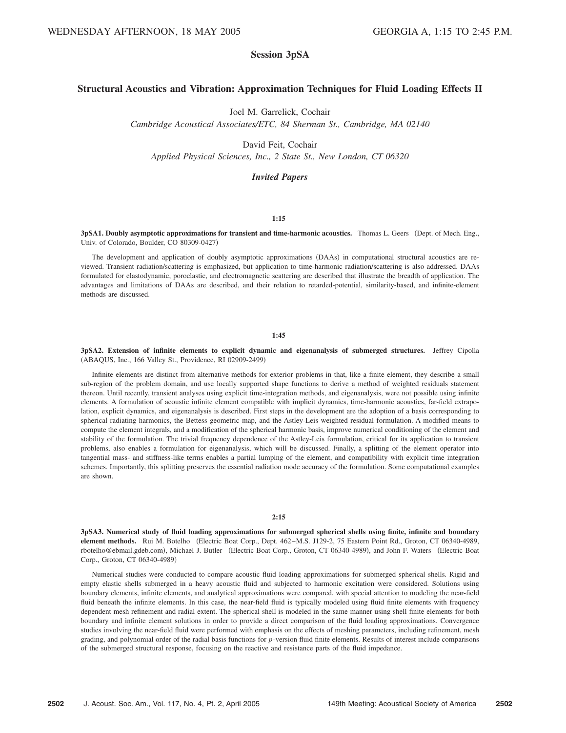## Session 3pSA

### Structural Acoustics and Vibration: Approximation Techniques for Fluid Loading Effects II

Joel M. Garrelick, Cochair
*Cambridge Acoustical Associates/ETC, 84 Sherman St., Cambridge, MA 02140*

David Feit, Cochair
*Applied Physical Sciences, Inc., 2 State St., New London, CT 06320*

#### *Invited Papers*

**1:15**

**3pSA1. Doubly asymptotic approximations for transient and time-harmonic acoustics.** Thomas L. Geers (Dept. of Mech. Eng., Univ. of Colorado, Boulder, CO 80309-0427)

The development and application of doubly asymptotic approximations (DAAs) in computational structural acoustics are reviewed. Transient radiation/scattering is emphasized, but application to time-harmonic radiation/scattering is also addressed. DAAs formulated for elastodynamic, poroelastic, and electromagnetic scattering are described that illustrate the breadth of application. The advantages and limitations of DAAs are described, and their relation to retarded-potential, similarity-based, and infinite-element methods are discussed.

**1:45**

**3pSA2. Extension of infinite elements to explicit dynamic and eigenanalysis of submerged structures.** Jeffrey Cipolla (ABAQUS, Inc., 166 Valley St., Providence, RI 02909-2499)

Infinite elements are distinct from alternative methods for exterior problems in that, like a finite element, they describe a small sub-region of the problem domain, and use locally supported shape functions to derive a method of weighted residuals statement thereon. Until recently, transient analyses using explicit time-integration methods, and eigenanalysis, were not possible using infinite elements. A formulation of acoustic infinite element compatible with implicit dynamics, time-harmonic acoustics, far-field extrapolation, explicit dynamics, and eigenanalysis is described. First steps in the development are the adoption of a basis corresponding to spherical radiating harmonics, the Bettess geometric map, and the Astley-Leis weighted residual formulation. A modified means to compute the element integrals, and a modification of the spherical harmonic basis, improve numerical conditioning of the element and stability of the formulation. The trivial frequency dependence of the Astley-Leis formulation, critical for its application to transient problems, also enables a formulation for eigenanalysis, which will be discussed. Finally, a splitting of the element operator into tangential mass- and stiffness-like terms enables a partial lumping of the element, and compatibility with explicit time integration schemes. Importantly, this splitting preserves the essential radiation mode accuracy of the formulation. Some computational examples are shown.

**2:15**

**3pSA3. Numerical study of fluid loading approximations for submerged spherical shells using finite, infinite and boundary element methods.** Rui M. Botelho (Electric Boat Corp., Dept. 462–M.S. J129-2, 75 Eastern Point Rd., Groton, CT 06340-4989, rbotelho@ebmail.gdeb.com), Michael J. Butler (Electric Boat Corp., Groton, CT 06340-4989), and John F. Waters (Electric Boat Corp., Groton, CT 06340-4989)

Numerical studies were conducted to compare acoustic fluid loading approximations for submerged spherical shells. Rigid and empty elastic shells submerged in a heavy acoustic fluid and subjected to harmonic excitation were considered. Solutions using boundary elements, infinite elements, and analytical approximations were compared, with special attention to modeling the near-field fluid beneath the infinite elements. In this case, the near-field fluid is typically modeled using fluid finite elements with frequency dependent mesh refinement and radial extent. The spherical shell is modeled in the same manner using shell finite elements for both boundary and infinite element solutions in order to provide a direct comparison of the fluid loading approximations. Convergence studies involving the near-field fluid were performed with emphasis on the effects of meshing parameters, including refinement, mesh grading, and polynomial order of the radial basis functions for *p*-version fluid finite elements. Results of interest include comparisons of the submerged structural response, focusing on the reactive and resistance parts of the fluid impedance.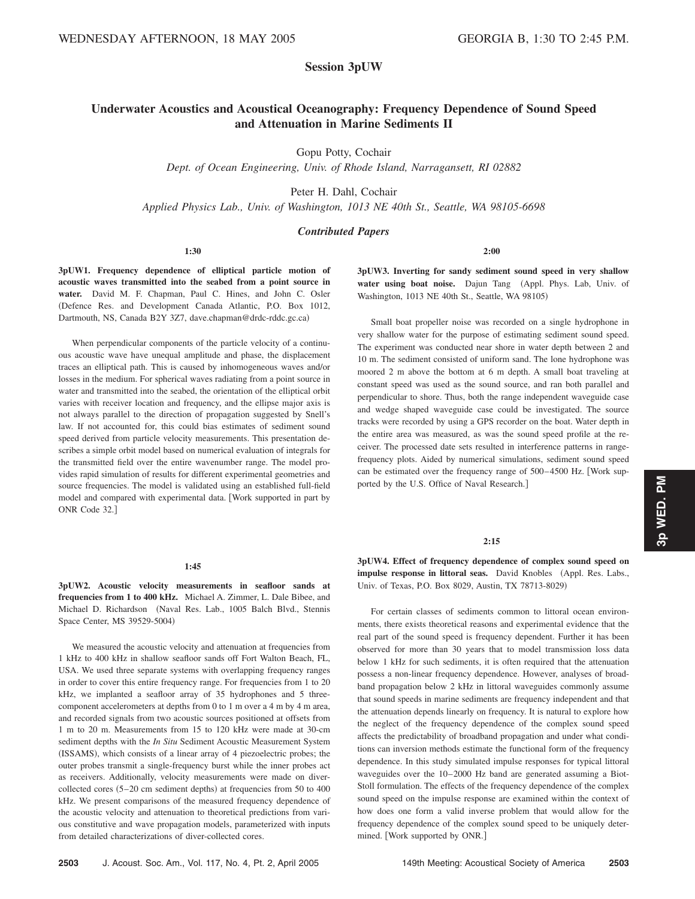## Session 3pUW

# Underwater Acoustics and Acoustical Oceanography: Frequency Dependence of Sound Speed and Attenuation in Marine Sediments II

Gopu Potty, Cochair
*Dept. of Ocean Engineering, Univ. of Rhode Island, Narragansett, RI 02882*

Peter H. Dahl, Cochair
*Applied Physics Lab., Univ. of Washington, 1013 NE 40th St., Seattle, WA 98105-6698*

### *Contributed Papers*

**1:30**

**3pUW1. Frequency dependence of elliptical particle motion of acoustic waves transmitted into the seabed from a point source in water.** David M. F. Chapman, Paul C. Hines, and John C. Osler (Defence Res. and Development Canada Atlantic, P.O. Box 1012, Dartmouth, NS, Canada B2Y 3Z7, dave.chapman@drdc-rddc.gc.ca)

When perpendicular components of the particle velocity of a continuous acoustic wave have unequal amplitude and phase, the displacement traces an elliptical path. This is caused by inhomogeneous waves and/or losses in the medium. For spherical waves radiating from a point source in water and transmitted into the seabed, the orientation of the elliptical orbit varies with receiver location and frequency, and the ellipse major axis is not always parallel to the direction of propagation suggested by Snell's law. If not accounted for, this could bias estimates of sediment sound speed derived from particle velocity measurements. This presentation describes a simple orbit model based on numerical evaluation of integrals for the transmitted field over the entire wavenumber range. The model provides rapid simulation of results for different experimental geometries and source frequencies. The model is validated using an established full-field model and compared with experimental data. [Work supported in part by ONR Code 32.]

**1:45**

**3pUW2. Acoustic velocity measurements in seafloor sands at frequencies from 1 to 400 kHz.** Michael A. Zimmer, L. Dale Bibee, and Michael D. Richardson (Naval Res. Lab., 1005 Balch Blvd., Stennis Space Center, MS 39529-5004)

We measured the acoustic velocity and attenuation at frequencies from 1 kHz to 400 kHz in shallow seafloor sands off Fort Walton Beach, FL, USA. We used three separate systems with overlapping frequency ranges in order to cover this entire frequency range. For frequencies from 1 to 20 kHz, we implanted a seafloor array of 35 hydrophones and 5 three-component accelerometers at depths from 0 to 1 m over a 4 m by 4 m area, and recorded signals from two acoustic sources positioned at offsets from 1 m to 20 m. Measurements from 15 to 120 kHz were made at 30-cm sediment depths with the *In Situ* Sediment Acoustic Measurement System (ISSAMS), which consists of a linear array of 4 piezoelectric probes; the outer probes transmit a single-frequency burst while the inner probes act as receivers. Additionally, velocity measurements were made on diver-collected cores (5–20 cm sediment depths) at frequencies from 50 to 400 kHz. We present comparisons of the measured frequency dependence of the acoustic velocity and attenuation to theoretical predictions from various constitutive and wave propagation models, parameterized with inputs from detailed characterizations of diver-collected cores.

**2:00**

**3pUW3. Inverting for sandy sediment sound speed in very shallow water using boat noise.** Dajun Tang (Appl. Phys. Lab, Univ. of Washington, 1013 NE 40th St., Seattle, WA 98105)

Small boat propeller noise was recorded on a single hydrophone in very shallow water for the purpose of estimating sediment sound speed. The experiment was conducted near shore in water depth between 2 and 10 m. The sediment consisted of uniform sand. The lone hydrophone was moored 2 m above the bottom at 6 m depth. A small boat traveling at constant speed was used as the sound source, and ran both parallel and perpendicular to shore. Thus, both the range independent waveguide case and wedge shaped waveguide case could be investigated. The source tracks were recorded by using a GPS recorder on the boat. Water depth in the entire area was measured, as was the sound speed profile at the receiver. The processed date sets resulted in interference patterns in range-frequency plots. Aided by numerical simulations, sediment sound speed can be estimated over the frequency range of 500–4500 Hz. [Work supported by the U.S. Office of Naval Research.]

**2:15**

**3pUW4. Effect of frequency dependence of complex sound speed on impulse response in littoral seas.** David Knobles (Appl. Res. Labs., Univ. of Texas, P.O. Box 8029, Austin, TX 78713-8029)

For certain classes of sediments common to littoral ocean environments, there exists theoretical reasons and experimental evidence that the real part of the sound speed is frequency dependent. Further it has been observed for more than 30 years that to model transmission loss data below 1 kHz for such sediments, it is often required that the attenuation possess a non-linear frequency dependence. However, analyses of broadband propagation below 2 kHz in littoral waveguides commonly assume that sound speeds in marine sediments are frequency independent and that the attenuation depends linearly on frequency. It is natural to explore how the neglect of the frequency dependence of the complex sound speed affects the predictability of broadband propagation and under what conditions can inversion methods estimate the functional form of the frequency dependence. In this study simulated impulse responses for typical littoral waveguides over the 10–2000 Hz band are generated assuming a Biot-Stoll formulation. The effects of the frequency dependence of the complex sound speed on the impulse response are examined within the context of how does one form a valid inverse problem that would allow for the frequency dependence of the complex sound speed to be uniquely determined. [Work supported by ONR.]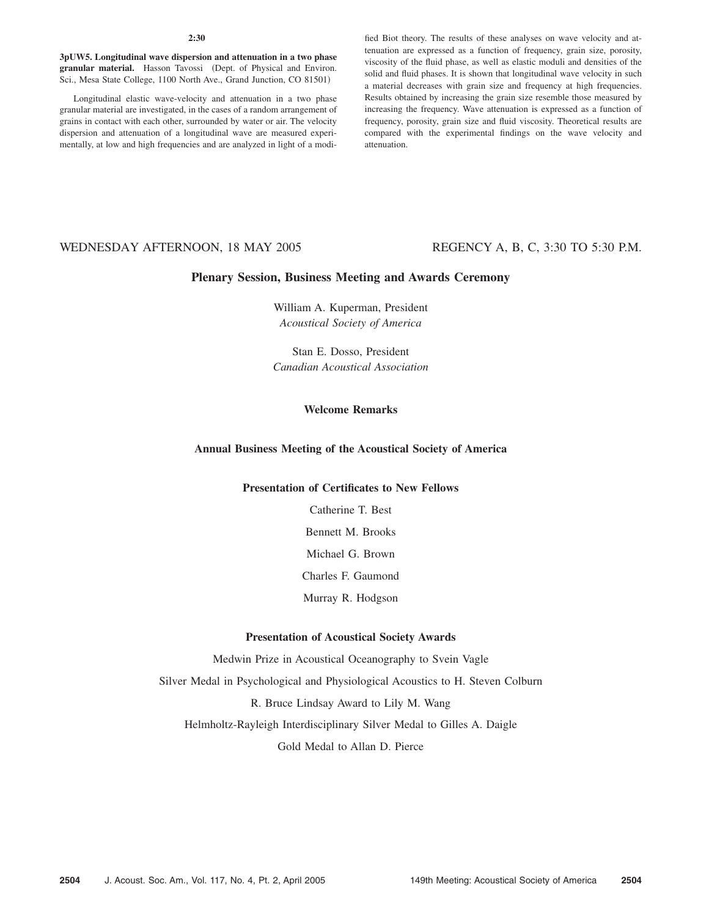**2:30**

**3pUW5. Longitudinal wave dispersion and attenuation in a two phase granular material.** Hasson Tavossi (Dept. of Physical and Environ. Sci., Mesa State College, 1100 North Ave., Grand Junction, CO 81501)

Longitudinal elastic wave-velocity and attenuation in a two phase granular material are investigated, in the cases of a random arrangement of grains in contact with each other, surrounded by water or air. The velocity dispersion and attenuation of a longitudinal wave are measured experimentally, at low and high frequencies and are analyzed in light of a modified Biot theory. The results of these analyses on wave velocity and attenuation are expressed as a function of frequency, grain size, porosity, viscosity of the fluid phase, as well as elastic moduli and densities of the solid and fluid phases. It is shown that longitudinal wave velocity in such a material decreases with grain size and frequency at high frequencies. Results obtained by increasing the grain size resemble those measured by increasing the frequency. Wave attenuation is expressed as a function of frequency, porosity, grain size and fluid viscosity. Theoretical results are compared with the experimental findings on the wave velocity and attenuation.

## WEDNESDAY AFTERNOON, 18 MAY 2005 — REGENCY A, B, C, 3:30 TO 5:30 P.M.

### Plenary Session, Business Meeting and Awards Ceremony

William A. Kuperman, President
*Acoustical Society of America*

Stan E. Dosso, President
*Canadian Acoustical Association*

#### Welcome Remarks

#### Annual Business Meeting of the Acoustical Society of America

#### Presentation of Certificates to New Fellows

Catherine T. Best

Bennett M. Brooks

Michael G. Brown

Charles F. Gaumond

Murray R. Hodgson

#### Presentation of Acoustical Society Awards

Medwin Prize in Acoustical Oceanography to Svein Vagle

Silver Medal in Psychological and Physiological Acoustics to H. Steven Colburn

R. Bruce Lindsay Award to Lily M. Wang

Helmholtz-Rayleigh Interdisciplinary Silver Medal to Gilles A. Daigle

Gold Medal to Allan D. Pierce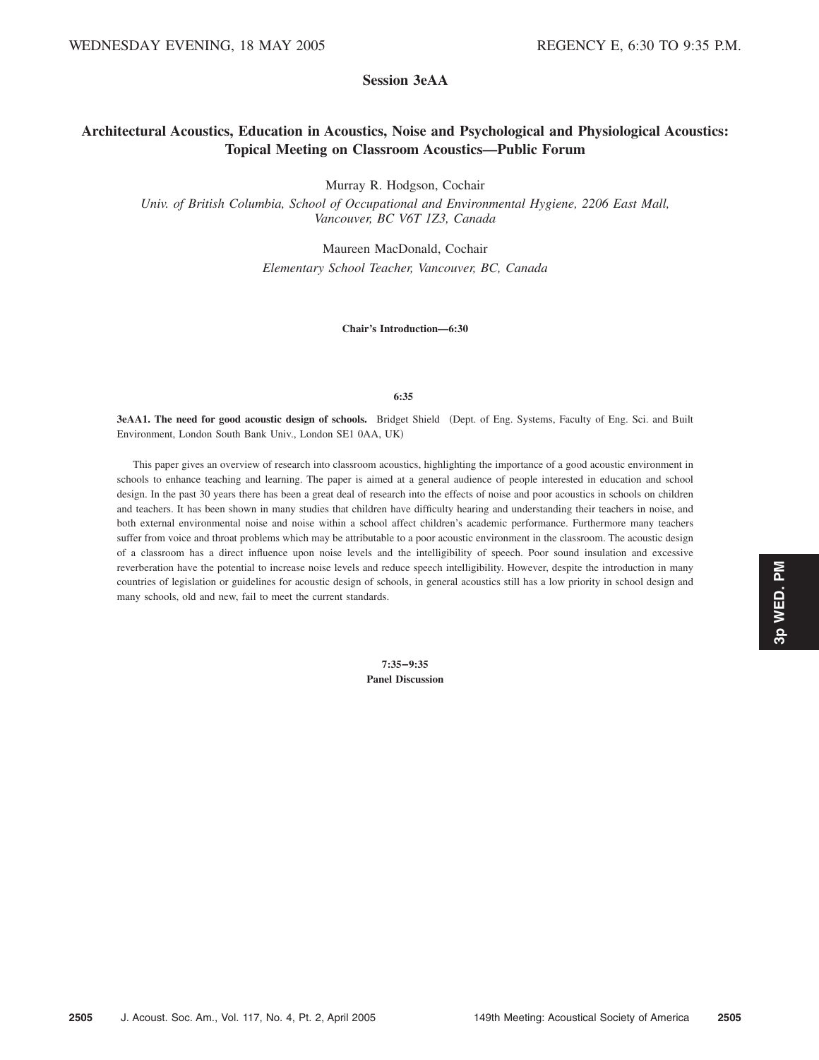WEDNESDAY EVENING, 18 MAY 2005 REGENCY E, 6:30 TO 9:35 P.M.

## Session 3eAA

## Architectural Acoustics, Education in Acoustics, Noise and Psychological and Physiological Acoustics: Topical Meeting on Classroom Acoustics—Public Forum

Murray R. Hodgson, Cochair

*Univ. of British Columbia, School of Occupational and Environmental Hygiene, 2206 East Mall, Vancouver, BC V6T 1Z3, Canada*

Maureen MacDonald, Cochair

*Elementary School Teacher, Vancouver, BC, Canada*

**Chair's Introduction—6:30**

**6:35**

**3eAA1. The need for good acoustic design of schools.** Bridget Shield (Dept. of Eng. Systems, Faculty of Eng. Sci. and Built Environment, London South Bank Univ., London SE1 0AA, UK)

This paper gives an overview of research into classroom acoustics, highlighting the importance of a good acoustic environment in schools to enhance teaching and learning. The paper is aimed at a general audience of people interested in education and school design. In the past 30 years there has been a great deal of research into the effects of noise and poor acoustics in schools on children and teachers. It has been shown in many studies that children have difficulty hearing and understanding their teachers in noise, and both external environmental noise and noise within a school affect children's academic performance. Furthermore many teachers suffer from voice and throat problems which may be attributable to a poor acoustic environment in the classroom. The acoustic design of a classroom has a direct influence upon noise levels and the intelligibility of speech. Poor sound insulation and excessive reverberation have the potential to increase noise levels and reduce speech intelligibility. However, despite the introduction in many countries of legislation or guidelines for acoustic design of schools, in general acoustics still has a low priority in school design and many schools, old and new, fail to meet the current standards.

**7:35–9:35**
**Panel Discussion**